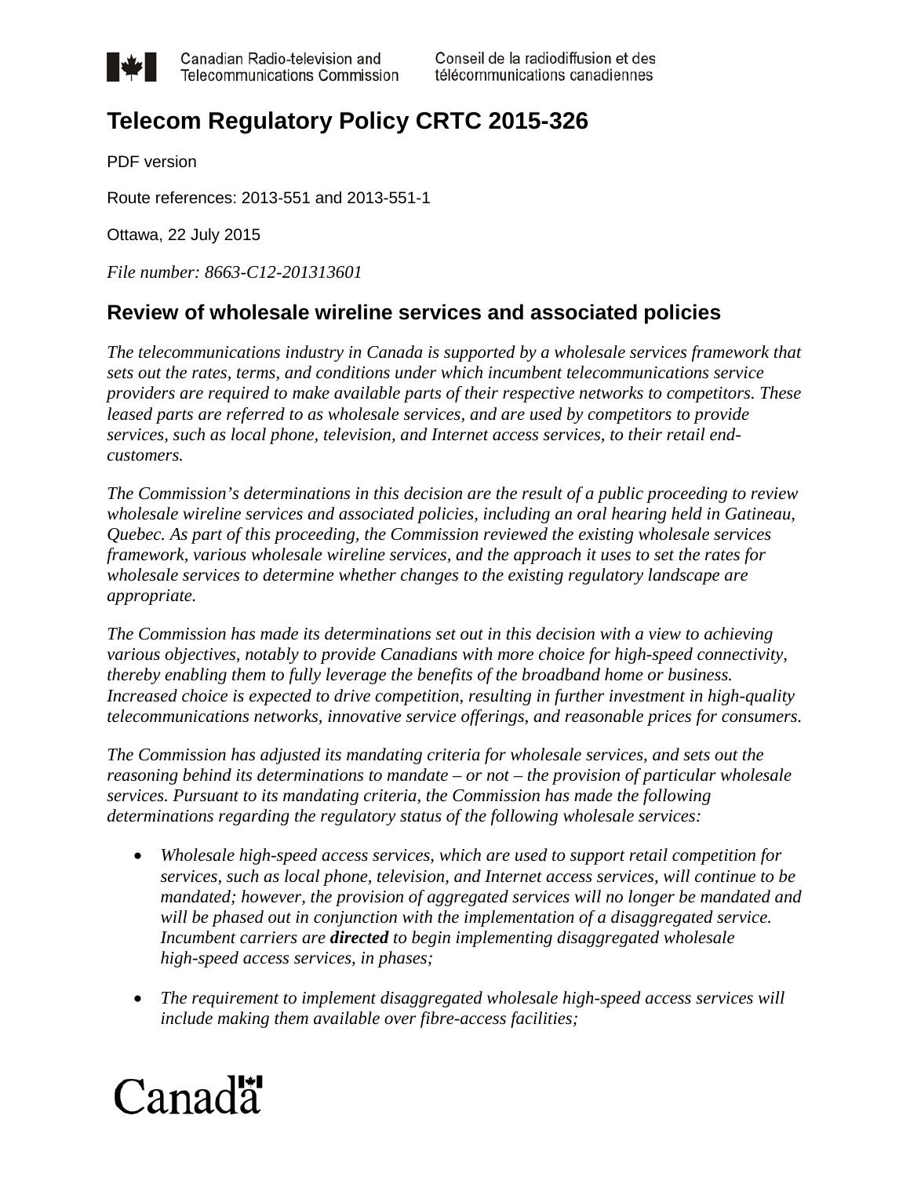Canadian Radio-television and Telecommunications Commission | Conseil de la radiodiffusion et des télécommunications canadiennes

# Telecom Regulatory Policy CRTC 2015-326

PDF version

Route references: 2013-551 and 2013-551-1

Ottawa, 22 July 2015

*File number: 8663-C12-201313601*

## Review of wholesale wireline services and associated policies

*The telecommunications industry in Canada is supported by a wholesale services framework that sets out the rates, terms, and conditions under which incumbent telecommunications service providers are required to make available parts of their respective networks to competitors. These leased parts are referred to as wholesale services, and are used by competitors to provide services, such as local phone, television, and Internet access services, to their retail end-customers.*

*The Commission's determinations in this decision are the result of a public proceeding to review wholesale wireline services and associated policies, including an oral hearing held in Gatineau, Quebec. As part of this proceeding, the Commission reviewed the existing wholesale services framework, various wholesale wireline services, and the approach it uses to set the rates for wholesale services to determine whether changes to the existing regulatory landscape are appropriate.*

*The Commission has made its determinations set out in this decision with a view to achieving various objectives, notably to provide Canadians with more choice for high-speed connectivity, thereby enabling them to fully leverage the benefits of the broadband home or business. Increased choice is expected to drive competition, resulting in further investment in high-quality telecommunications networks, innovative service offerings, and reasonable prices for consumers.*

*The Commission has adjusted its mandating criteria for wholesale services, and sets out the reasoning behind its determinations to mandate – or not – the provision of particular wholesale services. Pursuant to its mandating criteria, the Commission has made the following determinations regarding the regulatory status of the following wholesale services:*

- *Wholesale high-speed access services, which are used to support retail competition for services, such as local phone, television, and Internet access services, will continue to be mandated; however, the provision of aggregated services will no longer be mandated and will be phased out in conjunction with the implementation of a disaggregated service. Incumbent carriers are **directed** to begin implementing disaggregated wholesale high-speed access services, in phases;*
- *The requirement to implement disaggregated wholesale high-speed access services will include making them available over fibre-access facilities;*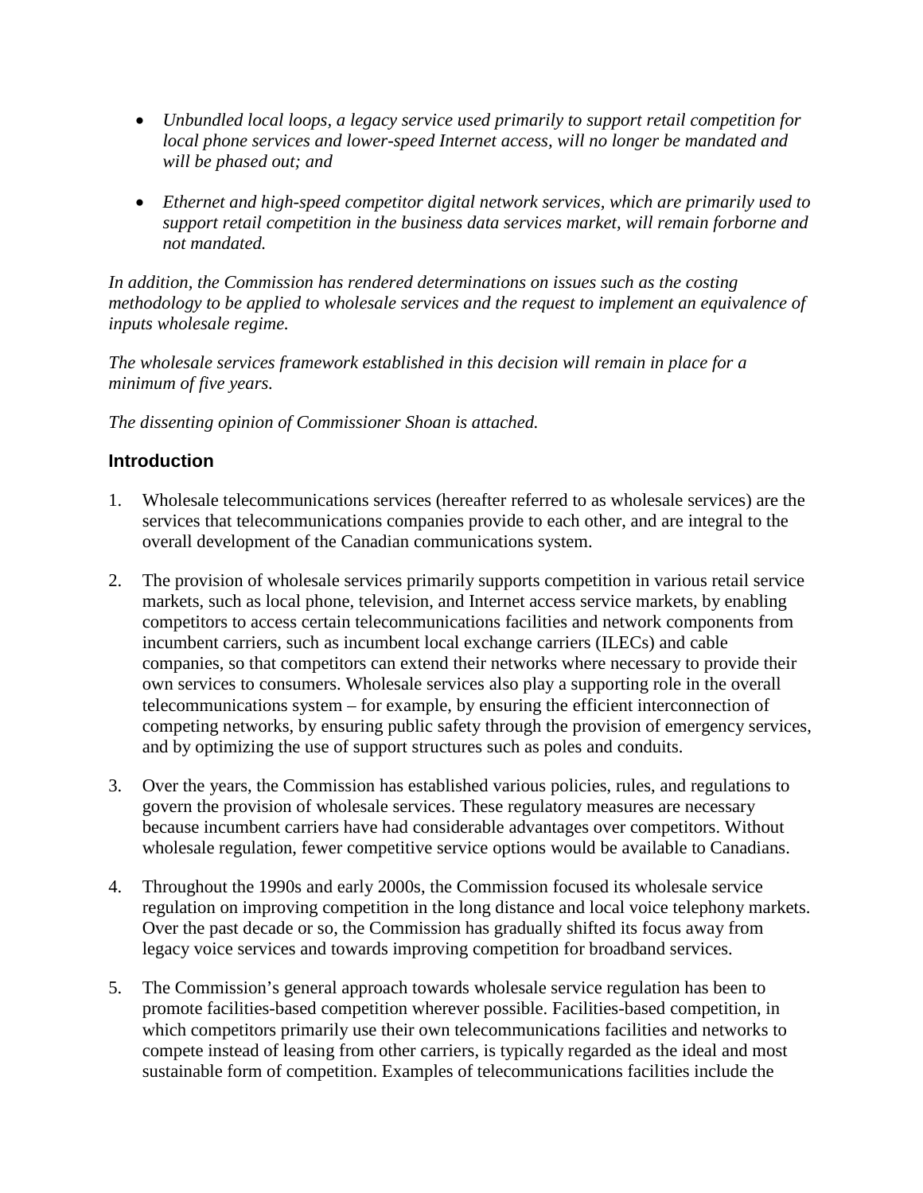- *Unbundled local loops, a legacy service used primarily to support retail competition for local phone services and lower-speed Internet access, will no longer be mandated and will be phased out; and*

- *Ethernet and high-speed competitor digital network services, which are primarily used to support retail competition in the business data services market, will remain forborne and not mandated.*

*In addition, the Commission has rendered determinations on issues such as the costing methodology to be applied to wholesale services and the request to implement an equivalence of inputs wholesale regime.*

*The wholesale services framework established in this decision will remain in place for a minimum of five years.*

*The dissenting opinion of Commissioner Shoan is attached.*

## Introduction

1. Wholesale telecommunications services (hereafter referred to as wholesale services) are the services that telecommunications companies provide to each other, and are integral to the overall development of the Canadian communications system.

2. The provision of wholesale services primarily supports competition in various retail service markets, such as local phone, television, and Internet access service markets, by enabling competitors to access certain telecommunications facilities and network components from incumbent carriers, such as incumbent local exchange carriers (ILECs) and cable companies, so that competitors can extend their networks where necessary to provide their own services to consumers. Wholesale services also play a supporting role in the overall telecommunications system – for example, by ensuring the efficient interconnection of competing networks, by ensuring public safety through the provision of emergency services, and by optimizing the use of support structures such as poles and conduits.

3. Over the years, the Commission has established various policies, rules, and regulations to govern the provision of wholesale services. These regulatory measures are necessary because incumbent carriers have had considerable advantages over competitors. Without wholesale regulation, fewer competitive service options would be available to Canadians.

4. Throughout the 1990s and early 2000s, the Commission focused its wholesale service regulation on improving competition in the long distance and local voice telephony markets. Over the past decade or so, the Commission has gradually shifted its focus away from legacy voice services and towards improving competition for broadband services.

5. The Commission's general approach towards wholesale service regulation has been to promote facilities-based competition wherever possible. Facilities-based competition, in which competitors primarily use their own telecommunications facilities and networks to compete instead of leasing from other carriers, is typically regarded as the ideal and most sustainable form of competition. Examples of telecommunications facilities include the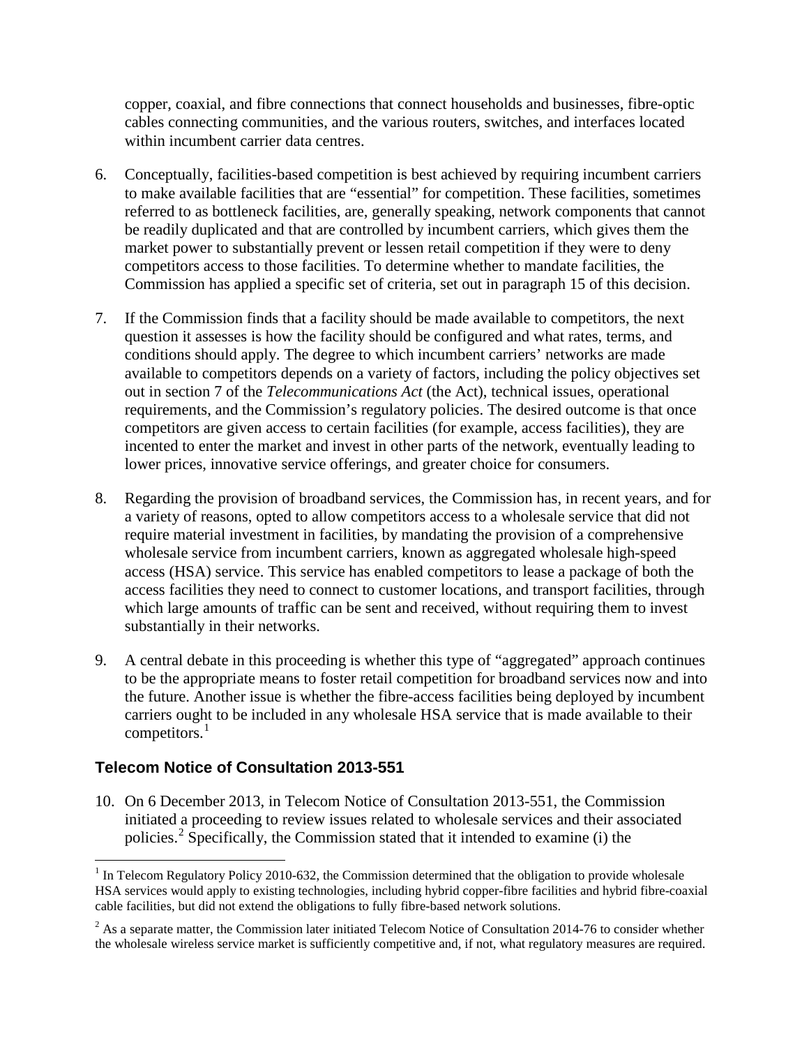copper, coaxial, and fibre connections that connect households and businesses, fibre-optic cables connecting communities, and the various routers, switches, and interfaces located within incumbent carrier data centres.

6. Conceptually, facilities-based competition is best achieved by requiring incumbent carriers to make available facilities that are "essential" for competition. These facilities, sometimes referred to as bottleneck facilities, are, generally speaking, network components that cannot be readily duplicated and that are controlled by incumbent carriers, which gives them the market power to substantially prevent or lessen retail competition if they were to deny competitors access to those facilities. To determine whether to mandate facilities, the Commission has applied a specific set of criteria, set out in paragraph 15 of this decision.

7. If the Commission finds that a facility should be made available to competitors, the next question it assesses is how the facility should be configured and what rates, terms, and conditions should apply. The degree to which incumbent carriers' networks are made available to competitors depends on a variety of factors, including the policy objectives set out in section 7 of the *Telecommunications Act* (the Act), technical issues, operational requirements, and the Commission's regulatory policies. The desired outcome is that once competitors are given access to certain facilities (for example, access facilities), they are incented to enter the market and invest in other parts of the network, eventually leading to lower prices, innovative service offerings, and greater choice for consumers.

8. Regarding the provision of broadband services, the Commission has, in recent years, and for a variety of reasons, opted to allow competitors access to a wholesale service that did not require material investment in facilities, by mandating the provision of a comprehensive wholesale service from incumbent carriers, known as aggregated wholesale high-speed access (HSA) service. This service has enabled competitors to lease a package of both the access facilities they need to connect to customer locations, and transport facilities, through which large amounts of traffic can be sent and received, without requiring them to invest substantially in their networks.

9. A central debate in this proceeding is whether this type of "aggregated" approach continues to be the appropriate means to foster retail competition for broadband services now and into the future. Another issue is whether the fibre-access facilities being deployed by incumbent carriers ought to be included in any wholesale HSA service that is made available to their competitors.[1]

## Telecom Notice of Consultation 2013-551

10. On 6 December 2013, in Telecom Notice of Consultation 2013-551, the Commission initiated a proceeding to review issues related to wholesale services and their associated policies.[2] Specifically, the Commission stated that it intended to examine (i) the

[1] In Telecom Regulatory Policy 2010-632, the Commission determined that the obligation to provide wholesale HSA services would apply to existing technologies, including hybrid copper-fibre facilities and hybrid fibre-coaxial cable facilities, but did not extend the obligations to fully fibre-based network solutions.

[2] As a separate matter, the Commission later initiated Telecom Notice of Consultation 2014-76 to consider whether the wholesale wireless service market is sufficiently competitive and, if not, what regulatory measures are required.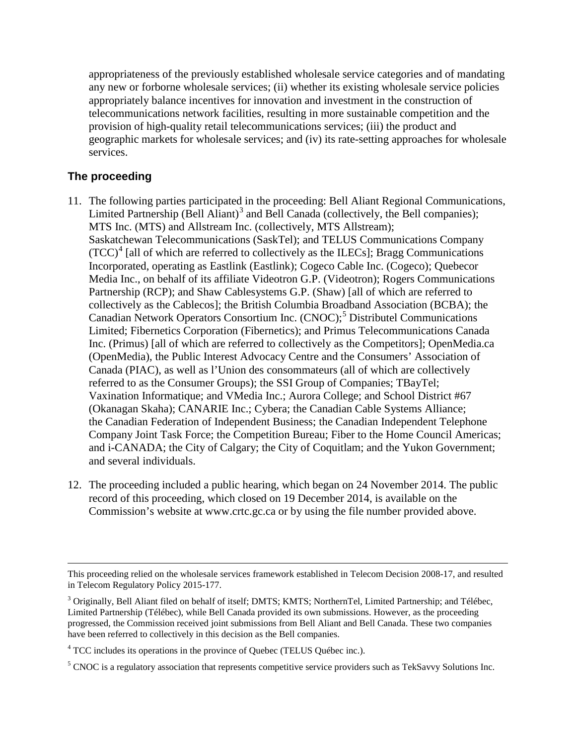appropriateness of the previously established wholesale service categories and of mandating any new or forborne wholesale services; (ii) whether its existing wholesale service policies appropriately balance incentives for innovation and investment in the construction of telecommunications network facilities, resulting in more sustainable competition and the provision of high-quality retail telecommunications services; (iii) the product and geographic markets for wholesale services; and (iv) its rate-setting approaches for wholesale services.

## The proceeding

11. The following parties participated in the proceeding: Bell Aliant Regional Communications, Limited Partnership (Bell Aliant)[3] and Bell Canada (collectively, the Bell companies); MTS Inc. (MTS) and Allstream Inc. (collectively, MTS Allstream); Saskatchewan Telecommunications (SaskTel); and TELUS Communications Company (TCC)[4] [all of which are referred to collectively as the ILECs]; Bragg Communications Incorporated, operating as Eastlink (Eastlink); Cogeco Cable Inc. (Cogeco); Quebecor Media Inc., on behalf of its affiliate Videotron G.P. (Videotron); Rogers Communications Partnership (RCP); and Shaw Cablesystems G.P. (Shaw) [all of which are referred to collectively as the Cablecos]; the British Columbia Broadband Association (BCBA); the Canadian Network Operators Consortium Inc. (CNOC);[5] Distributel Communications Limited; Fibernetics Corporation (Fibernetics); and Primus Telecommunications Canada Inc. (Primus) [all of which are referred to collectively as the Competitors]; OpenMedia.ca (OpenMedia), the Public Interest Advocacy Centre and the Consumers' Association of Canada (PIAC), as well as l'Union des consommateurs (all of which are collectively referred to as the Consumer Groups); the SSI Group of Companies; TBayTel; Vaxination Informatique; and VMedia Inc.; Aurora College; and School District #67 (Okanagan Skaha); CANARIE Inc.; Cybera; the Canadian Cable Systems Alliance; the Canadian Federation of Independent Business; the Canadian Independent Telephone Company Joint Task Force; the Competition Bureau; Fiber to the Home Council Americas; and i-CANADA; the City of Calgary; the City of Coquitlam; and the Yukon Government; and several individuals.

12. The proceeding included a public hearing, which began on 24 November 2014. The public record of this proceeding, which closed on 19 December 2014, is available on the Commission's website at www.crtc.gc.ca or by using the file number provided above.

---

This proceeding relied on the wholesale services framework established in Telecom Decision 2008-17, and resulted in Telecom Regulatory Policy 2015-177.

[3] Originally, Bell Aliant filed on behalf of itself; DMTS; KMTS; NorthernTel, Limited Partnership; and Télébec, Limited Partnership (Télébec), while Bell Canada provided its own submissions. However, as the proceeding progressed, the Commission received joint submissions from Bell Aliant and Bell Canada. These two companies have been referred to collectively in this decision as the Bell companies.

[4] TCC includes its operations in the province of Quebec (TELUS Québec inc.).

[5] CNOC is a regulatory association that represents competitive service providers such as TekSavvy Solutions Inc.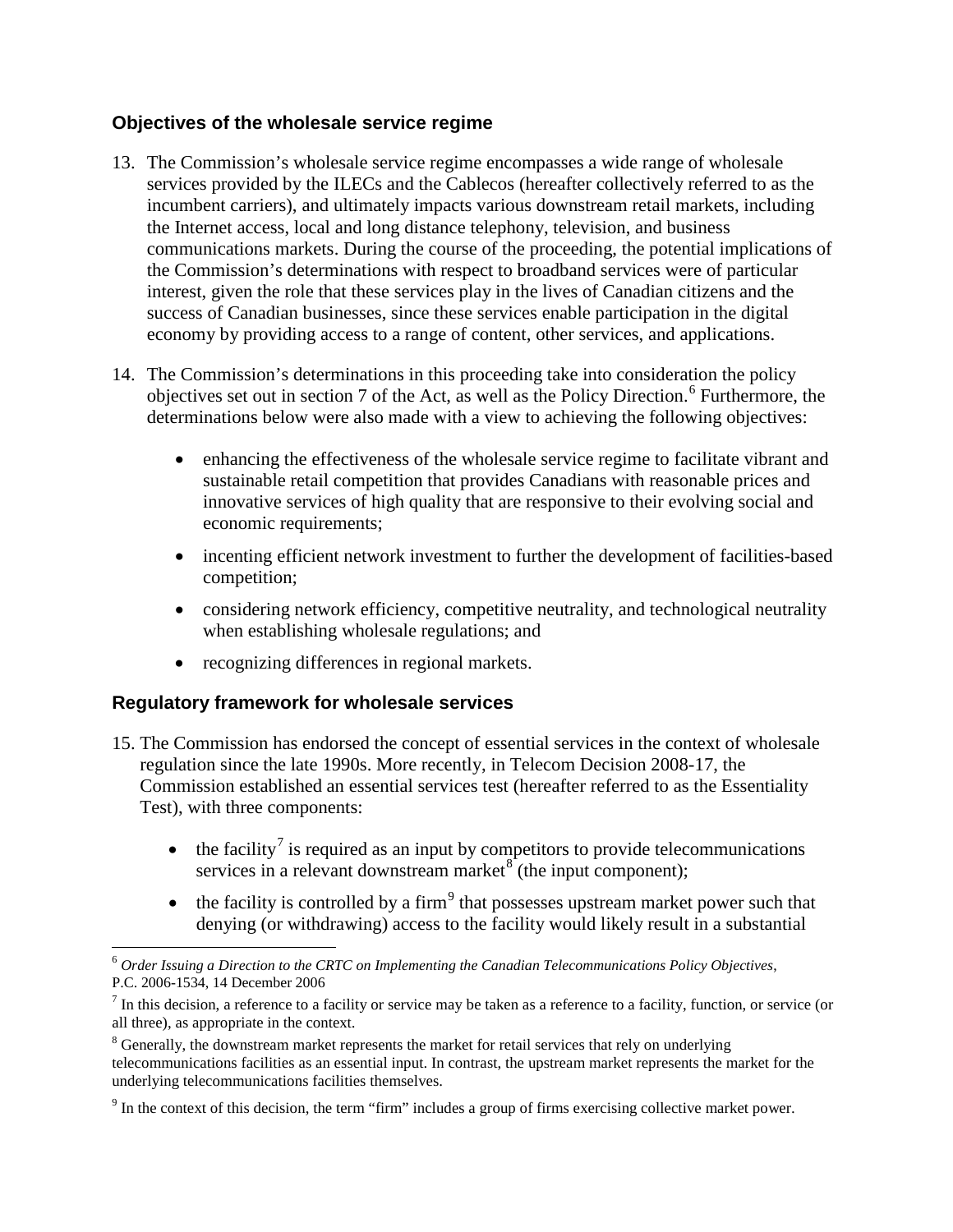## Objectives of the wholesale service regime

13. The Commission's wholesale service regime encompasses a wide range of wholesale services provided by the ILECs and the Cablecos (hereafter collectively referred to as the incumbent carriers), and ultimately impacts various downstream retail markets, including the Internet access, local and long distance telephony, television, and business communications markets. During the course of the proceeding, the potential implications of the Commission's determinations with respect to broadband services were of particular interest, given the role that these services play in the lives of Canadian citizens and the success of Canadian businesses, since these services enable participation in the digital economy by providing access to a range of content, other services, and applications.

14. The Commission's determinations in this proceeding take into consideration the policy objectives set out in section 7 of the Act, as well as the Policy Direction.[6] Furthermore, the determinations below were also made with a view to achieving the following objectives:

   - enhancing the effectiveness of the wholesale service regime to facilitate vibrant and sustainable retail competition that provides Canadians with reasonable prices and innovative services of high quality that are responsive to their evolving social and economic requirements;
   - incenting efficient network investment to further the development of facilities-based competition;
   - considering network efficiency, competitive neutrality, and technological neutrality when establishing wholesale regulations; and
   - recognizing differences in regional markets.

## Regulatory framework for wholesale services

15. The Commission has endorsed the concept of essential services in the context of wholesale regulation since the late 1990s. More recently, in Telecom Decision 2008-17, the Commission established an essential services test (hereafter referred to as the Essentiality Test), with three components:

   - the facility[7] is required as an input by competitors to provide telecommunications services in a relevant downstream market[8] (the input component);
   - the facility is controlled by a firm[9] that possesses upstream market power such that denying (or withdrawing) access to the facility would likely result in a substantial

---

[6] *Order Issuing a Direction to the CRTC on Implementing the Canadian Telecommunications Policy Objectives*, P.C. 2006-1534, 14 December 2006

[7] In this decision, a reference to a facility or service may be taken as a reference to a facility, function, or service (or all three), as appropriate in the context.

[8] Generally, the downstream market represents the market for retail services that rely on underlying telecommunications facilities as an essential input. In contrast, the upstream market represents the market for the underlying telecommunications facilities themselves.

[9] In the context of this decision, the term "firm" includes a group of firms exercising collective market power.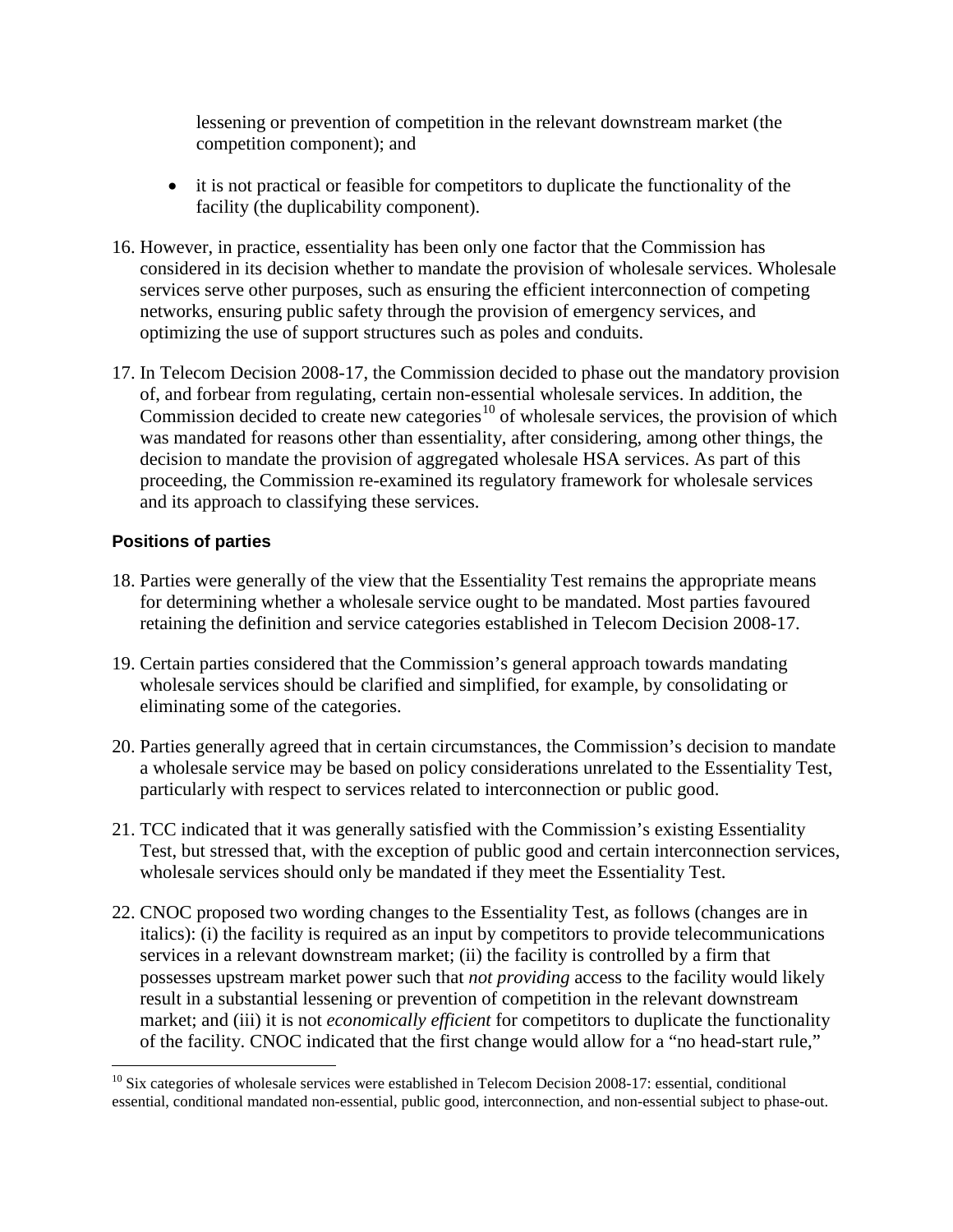lessening or prevention of competition in the relevant downstream market (the competition component); and

- it is not practical or feasible for competitors to duplicate the functionality of the facility (the duplicability component).

16. However, in practice, essentiality has been only one factor that the Commission has considered in its decision whether to mandate the provision of wholesale services. Wholesale services serve other purposes, such as ensuring the efficient interconnection of competing networks, ensuring public safety through the provision of emergency services, and optimizing the use of support structures such as poles and conduits.

17. In Telecom Decision 2008-17, the Commission decided to phase out the mandatory provision of, and forbear from regulating, certain non-essential wholesale services. In addition, the Commission decided to create new categories[10] of wholesale services, the provision of which was mandated for reasons other than essentiality, after considering, among other things, the decision to mandate the provision of aggregated wholesale HSA services. As part of this proceeding, the Commission re-examined its regulatory framework for wholesale services and its approach to classifying these services.

### Positions of parties

18. Parties were generally of the view that the Essentiality Test remains the appropriate means for determining whether a wholesale service ought to be mandated. Most parties favoured retaining the definition and service categories established in Telecom Decision 2008-17.

19. Certain parties considered that the Commission's general approach towards mandating wholesale services should be clarified and simplified, for example, by consolidating or eliminating some of the categories.

20. Parties generally agreed that in certain circumstances, the Commission's decision to mandate a wholesale service may be based on policy considerations unrelated to the Essentiality Test, particularly with respect to services related to interconnection or public good.

21. TCC indicated that it was generally satisfied with the Commission's existing Essentiality Test, but stressed that, with the exception of public good and certain interconnection services, wholesale services should only be mandated if they meet the Essentiality Test.

22. CNOC proposed two wording changes to the Essentiality Test, as follows (changes are in italics): (i) the facility is required as an input by competitors to provide telecommunications services in a relevant downstream market; (ii) the facility is controlled by a firm that possesses upstream market power such that *not providing* access to the facility would likely result in a substantial lessening or prevention of competition in the relevant downstream market; and (iii) it is not *economically efficient* for competitors to duplicate the functionality of the facility. CNOC indicated that the first change would allow for a "no head-start rule,"

[10] Six categories of wholesale services were established in Telecom Decision 2008-17: essential, conditional essential, conditional mandated non-essential, public good, interconnection, and non-essential subject to phase-out.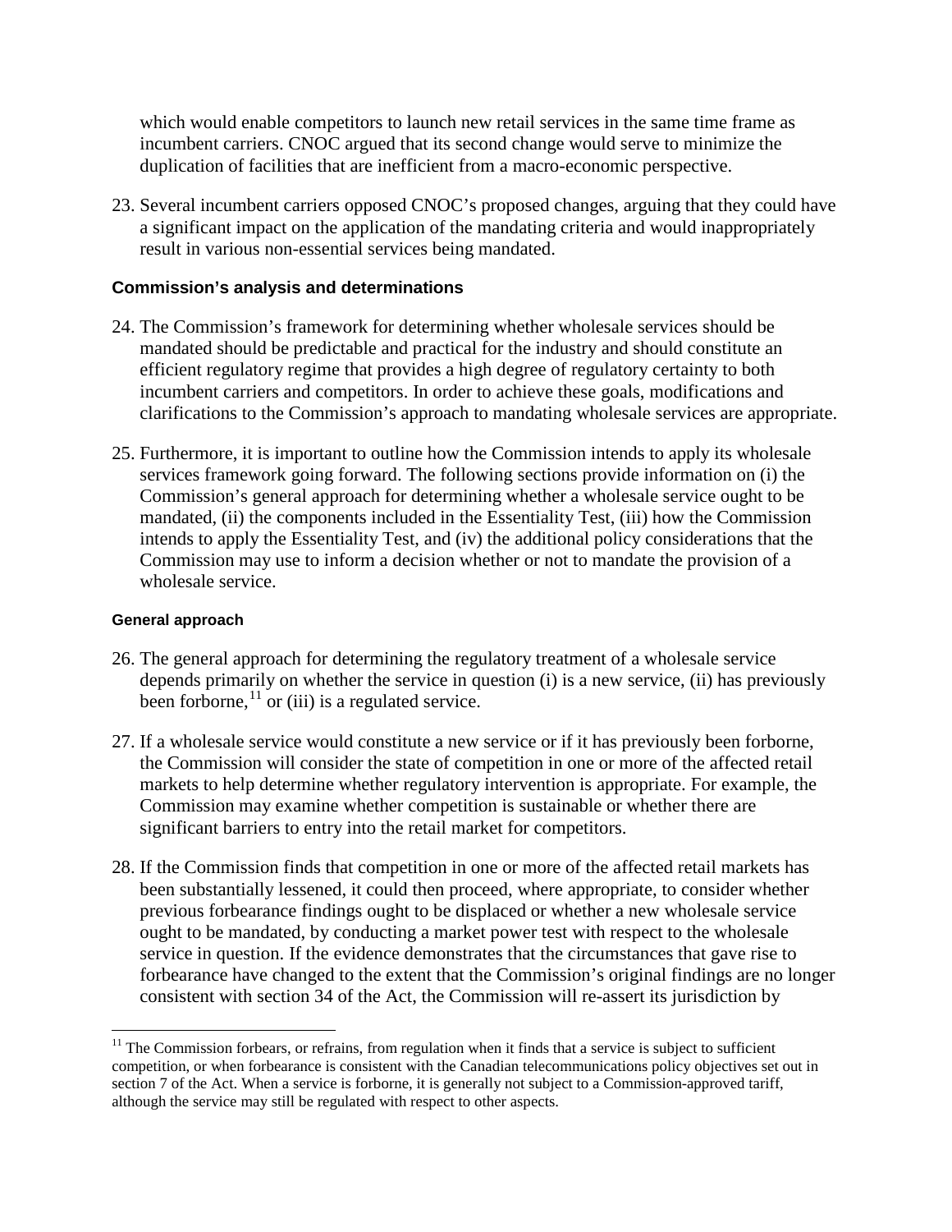which would enable competitors to launch new retail services in the same time frame as incumbent carriers. CNOC argued that its second change would serve to minimize the duplication of facilities that are inefficient from a macro-economic perspective.

23. Several incumbent carriers opposed CNOC's proposed changes, arguing that they could have a significant impact on the application of the mandating criteria and would inappropriately result in various non-essential services being mandated.

### Commission's analysis and determinations

24. The Commission's framework for determining whether wholesale services should be mandated should be predictable and practical for the industry and should constitute an efficient regulatory regime that provides a high degree of regulatory certainty to both incumbent carriers and competitors. In order to achieve these goals, modifications and clarifications to the Commission's approach to mandating wholesale services are appropriate.

25. Furthermore, it is important to outline how the Commission intends to apply its wholesale services framework going forward. The following sections provide information on (i) the Commission's general approach for determining whether a wholesale service ought to be mandated, (ii) the components included in the Essentiality Test, (iii) how the Commission intends to apply the Essentiality Test, and (iv) the additional policy considerations that the Commission may use to inform a decision whether or not to mandate the provision of a wholesale service.

#### General approach

26. The general approach for determining the regulatory treatment of a wholesale service depends primarily on whether the service in question (i) is a new service, (ii) has previously been forborne,[11] or (iii) is a regulated service.

27. If a wholesale service would constitute a new service or if it has previously been forborne, the Commission will consider the state of competition in one or more of the affected retail markets to help determine whether regulatory intervention is appropriate. For example, the Commission may examine whether competition is sustainable or whether there are significant barriers to entry into the retail market for competitors.

28. If the Commission finds that competition in one or more of the affected retail markets has been substantially lessened, it could then proceed, where appropriate, to consider whether previous forbearance findings ought to be displaced or whether a new wholesale service ought to be mandated, by conducting a market power test with respect to the wholesale service in question. If the evidence demonstrates that the circumstances that gave rise to forbearance have changed to the extent that the Commission's original findings are no longer consistent with section 34 of the Act, the Commission will re-assert its jurisdiction by

[11] The Commission forbears, or refrains, from regulation when it finds that a service is subject to sufficient competition, or when forbearance is consistent with the Canadian telecommunications policy objectives set out in section 7 of the Act. When a service is forborne, it is generally not subject to a Commission-approved tariff, although the service may still be regulated with respect to other aspects.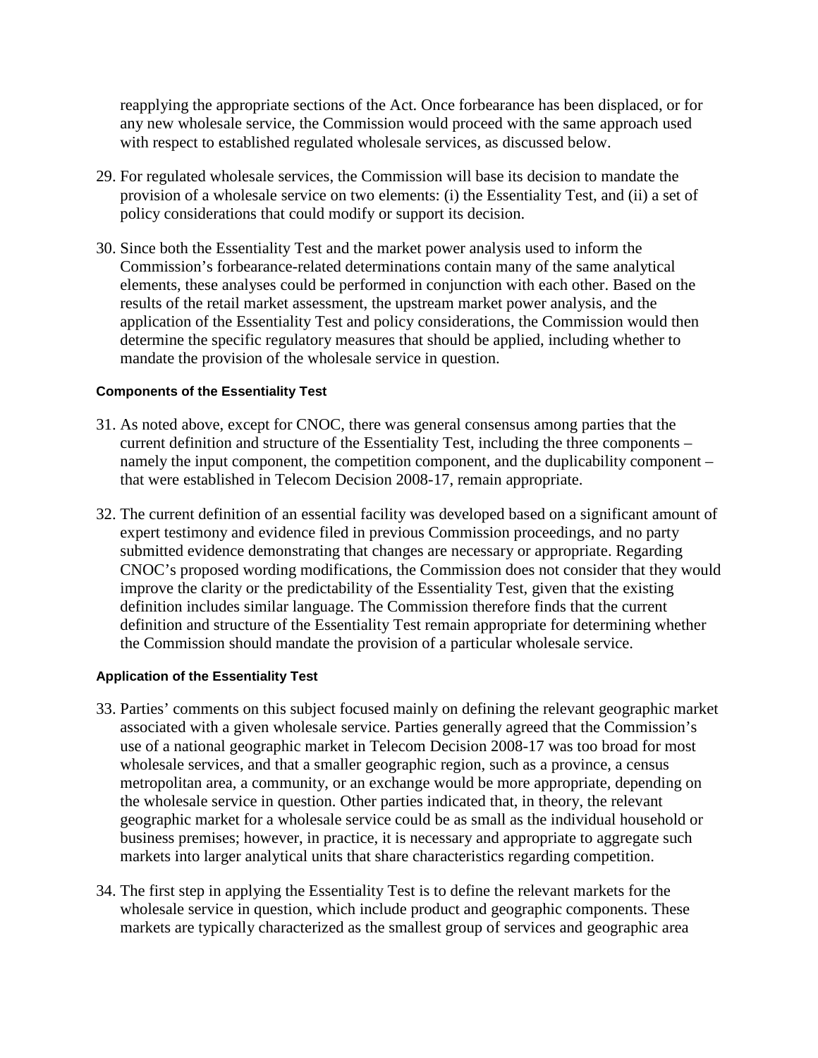reapplying the appropriate sections of the Act. Once forbearance has been displaced, or for any new wholesale service, the Commission would proceed with the same approach used with respect to established regulated wholesale services, as discussed below.

29. For regulated wholesale services, the Commission will base its decision to mandate the provision of a wholesale service on two elements: (i) the Essentiality Test, and (ii) a set of policy considerations that could modify or support its decision.

30. Since both the Essentiality Test and the market power analysis used to inform the Commission's forbearance-related determinations contain many of the same analytical elements, these analyses could be performed in conjunction with each other. Based on the results of the retail market assessment, the upstream market power analysis, and the application of the Essentiality Test and policy considerations, the Commission would then determine the specific regulatory measures that should be applied, including whether to mandate the provision of the wholesale service in question.

#### Components of the Essentiality Test

31. As noted above, except for CNOC, there was general consensus among parties that the current definition and structure of the Essentiality Test, including the three components – namely the input component, the competition component, and the duplicability component – that were established in Telecom Decision 2008-17, remain appropriate.

32. The current definition of an essential facility was developed based on a significant amount of expert testimony and evidence filed in previous Commission proceedings, and no party submitted evidence demonstrating that changes are necessary or appropriate. Regarding CNOC's proposed wording modifications, the Commission does not consider that they would improve the clarity or the predictability of the Essentiality Test, given that the existing definition includes similar language. The Commission therefore finds that the current definition and structure of the Essentiality Test remain appropriate for determining whether the Commission should mandate the provision of a particular wholesale service.

#### Application of the Essentiality Test

33. Parties' comments on this subject focused mainly on defining the relevant geographic market associated with a given wholesale service. Parties generally agreed that the Commission's use of a national geographic market in Telecom Decision 2008-17 was too broad for most wholesale services, and that a smaller geographic region, such as a province, a census metropolitan area, a community, or an exchange would be more appropriate, depending on the wholesale service in question. Other parties indicated that, in theory, the relevant geographic market for a wholesale service could be as small as the individual household or business premises; however, in practice, it is necessary and appropriate to aggregate such markets into larger analytical units that share characteristics regarding competition.

34. The first step in applying the Essentiality Test is to define the relevant markets for the wholesale service in question, which include product and geographic components. These markets are typically characterized as the smallest group of services and geographic area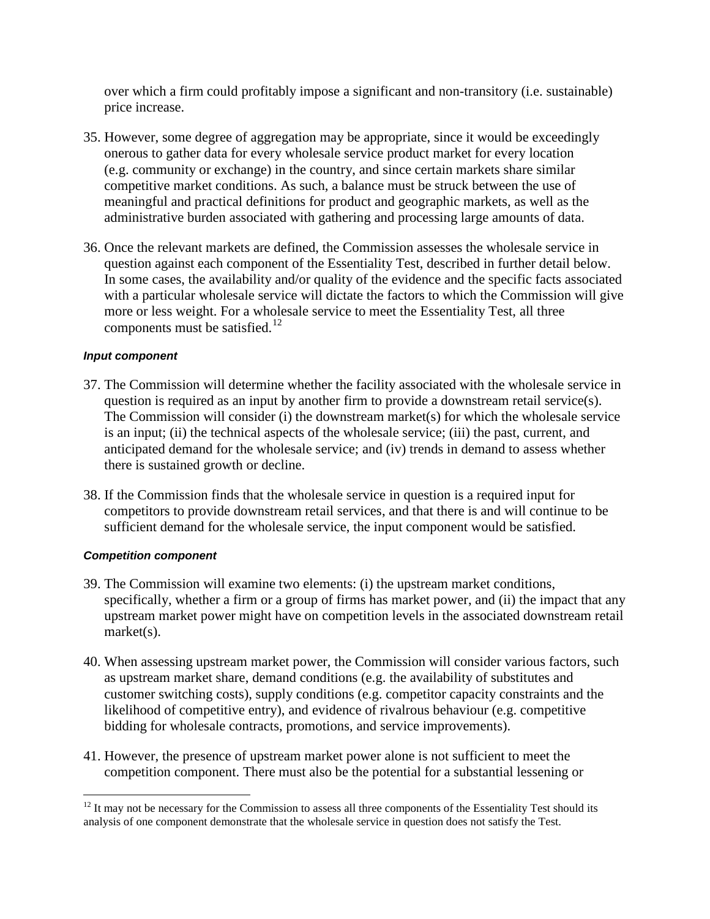over which a firm could profitably impose a significant and non-transitory (i.e. sustainable) price increase.

35. However, some degree of aggregation may be appropriate, since it would be exceedingly onerous to gather data for every wholesale service product market for every location (e.g. community or exchange) in the country, and since certain markets share similar competitive market conditions. As such, a balance must be struck between the use of meaningful and practical definitions for product and geographic markets, as well as the administrative burden associated with gathering and processing large amounts of data.

36. Once the relevant markets are defined, the Commission assesses the wholesale service in question against each component of the Essentiality Test, described in further detail below. In some cases, the availability and/or quality of the evidence and the specific facts associated with a particular wholesale service will dictate the factors to which the Commission will give more or less weight. For a wholesale service to meet the Essentiality Test, all three components must be satisfied.[12]

#### *Input component*

37. The Commission will determine whether the facility associated with the wholesale service in question is required as an input by another firm to provide a downstream retail service(s). The Commission will consider (i) the downstream market(s) for which the wholesale service is an input; (ii) the technical aspects of the wholesale service; (iii) the past, current, and anticipated demand for the wholesale service; and (iv) trends in demand to assess whether there is sustained growth or decline.

38. If the Commission finds that the wholesale service in question is a required input for competitors to provide downstream retail services, and that there is and will continue to be sufficient demand for the wholesale service, the input component would be satisfied.

#### *Competition component*

39. The Commission will examine two elements: (i) the upstream market conditions, specifically, whether a firm or a group of firms has market power, and (ii) the impact that any upstream market power might have on competition levels in the associated downstream retail market(s).

40. When assessing upstream market power, the Commission will consider various factors, such as upstream market share, demand conditions (e.g. the availability of substitutes and customer switching costs), supply conditions (e.g. competitor capacity constraints and the likelihood of competitive entry), and evidence of rivalrous behaviour (e.g. competitive bidding for wholesale contracts, promotions, and service improvements).

41. However, the presence of upstream market power alone is not sufficient to meet the competition component. There must also be the potential for a substantial lessening or

[12] It may not be necessary for the Commission to assess all three components of the Essentiality Test should its analysis of one component demonstrate that the wholesale service in question does not satisfy the Test.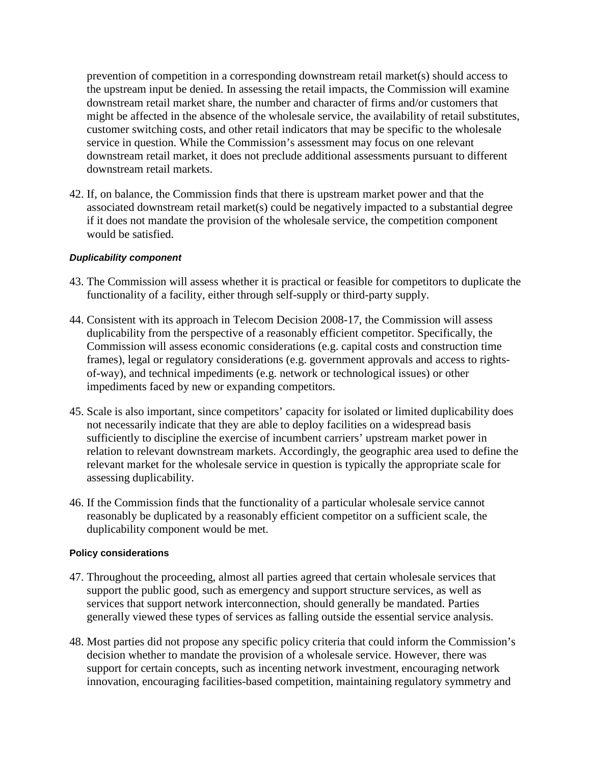prevention of competition in a corresponding downstream retail market(s) should access to the upstream input be denied. In assessing the retail impacts, the Commission will examine downstream retail market share, the number and character of firms and/or customers that might be affected in the absence of the wholesale service, the availability of retail substitutes, customer switching costs, and other retail indicators that may be specific to the wholesale service in question. While the Commission's assessment may focus on one relevant downstream retail market, it does not preclude additional assessments pursuant to different downstream retail markets.

42. If, on balance, the Commission finds that there is upstream market power and that the associated downstream retail market(s) could be negatively impacted to a substantial degree if it does not mandate the provision of the wholesale service, the competition component would be satisfied.

#### *Duplicability component*

43. The Commission will assess whether it is practical or feasible for competitors to duplicate the functionality of a facility, either through self-supply or third-party supply.

44. Consistent with its approach in Telecom Decision 2008-17, the Commission will assess duplicability from the perspective of a reasonably efficient competitor. Specifically, the Commission will assess economic considerations (e.g. capital costs and construction time frames), legal or regulatory considerations (e.g. government approvals and access to rights-of-way), and technical impediments (e.g. network or technological issues) or other impediments faced by new or expanding competitors.

45. Scale is also important, since competitors' capacity for isolated or limited duplicability does not necessarily indicate that they are able to deploy facilities on a widespread basis sufficiently to discipline the exercise of incumbent carriers' upstream market power in relation to relevant downstream markets. Accordingly, the geographic area used to define the relevant market for the wholesale service in question is typically the appropriate scale for assessing duplicability.

46. If the Commission finds that the functionality of a particular wholesale service cannot reasonably be duplicated by a reasonably efficient competitor on a sufficient scale, the duplicability component would be met.

### Policy considerations

47. Throughout the proceeding, almost all parties agreed that certain wholesale services that support the public good, such as emergency and support structure services, as well as services that support network interconnection, should generally be mandated. Parties generally viewed these types of services as falling outside the essential service analysis.

48. Most parties did not propose any specific policy criteria that could inform the Commission's decision whether to mandate the provision of a wholesale service. However, there was support for certain concepts, such as incenting network investment, encouraging network innovation, encouraging facilities-based competition, maintaining regulatory symmetry and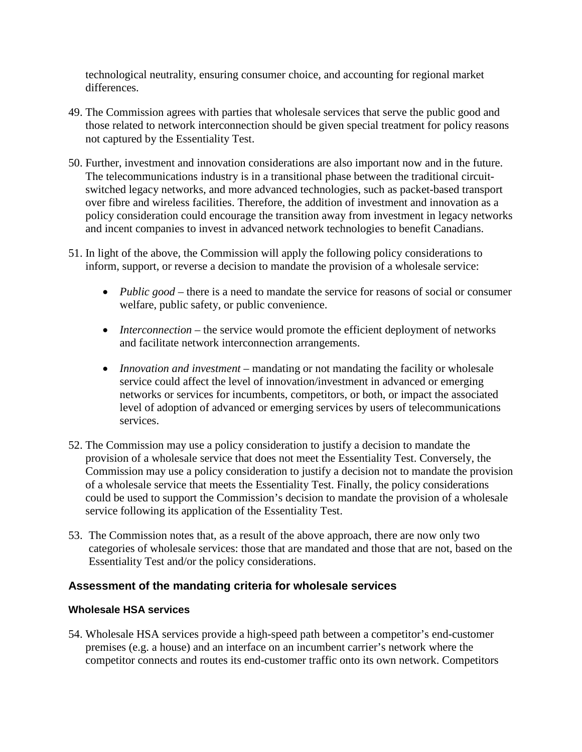technological neutrality, ensuring consumer choice, and accounting for regional market differences.

49. The Commission agrees with parties that wholesale services that serve the public good and those related to network interconnection should be given special treatment for policy reasons not captured by the Essentiality Test.

50. Further, investment and innovation considerations are also important now and in the future. The telecommunications industry is in a transitional phase between the traditional circuit-switched legacy networks, and more advanced technologies, such as packet-based transport over fibre and wireless facilities. Therefore, the addition of investment and innovation as a policy consideration could encourage the transition away from investment in legacy networks and incent companies to invest in advanced network technologies to benefit Canadians.

51. In light of the above, the Commission will apply the following policy considerations to inform, support, or reverse a decision to mandate the provision of a wholesale service:

    - *Public good* – there is a need to mandate the service for reasons of social or consumer welfare, public safety, or public convenience.
    - *Interconnection* – the service would promote the efficient deployment of networks and facilitate network interconnection arrangements.
    - *Innovation and investment* – mandating or not mandating the facility or wholesale service could affect the level of innovation/investment in advanced or emerging networks or services for incumbents, competitors, or both, or impact the associated level of adoption of advanced or emerging services by users of telecommunications services.

52. The Commission may use a policy consideration to justify a decision to mandate the provision of a wholesale service that does not meet the Essentiality Test. Conversely, the Commission may use a policy consideration to justify a decision not to mandate the provision of a wholesale service that meets the Essentiality Test. Finally, the policy considerations could be used to support the Commission's decision to mandate the provision of a wholesale service following its application of the Essentiality Test.

53. The Commission notes that, as a result of the above approach, there are now only two categories of wholesale services: those that are mandated and those that are not, based on the Essentiality Test and/or the policy considerations.

## Assessment of the mandating criteria for wholesale services

### Wholesale HSA services

54. Wholesale HSA services provide a high-speed path between a competitor's end-customer premises (e.g. a house) and an interface on an incumbent carrier's network where the competitor connects and routes its end-customer traffic onto its own network. Competitors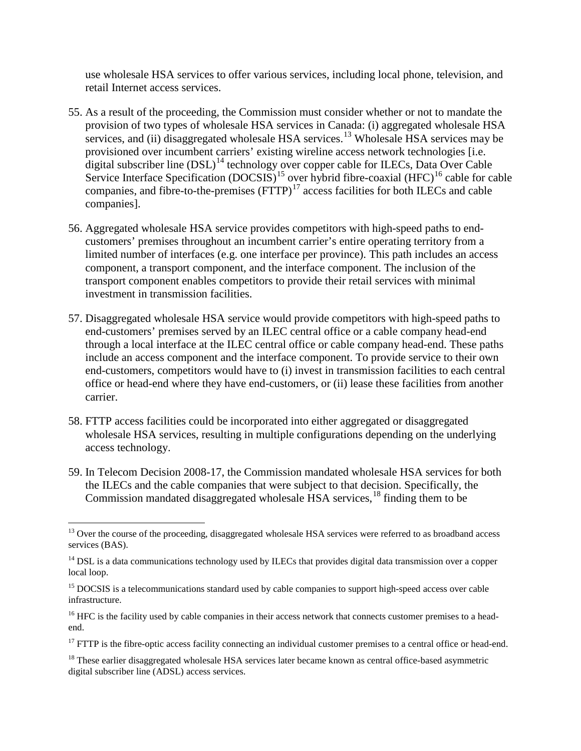use wholesale HSA services to offer various services, including local phone, television, and retail Internet access services.

55. As a result of the proceeding, the Commission must consider whether or not to mandate the provision of two types of wholesale HSA services in Canada: (i) aggregated wholesale HSA services, and (ii) disaggregated wholesale HSA services.[13] Wholesale HSA services may be provisioned over incumbent carriers' existing wireline access network technologies [i.e. digital subscriber line (DSL)[14] technology over copper cable for ILECs, Data Over Cable Service Interface Specification (DOCSIS)[15] over hybrid fibre-coaxial (HFC)[16] cable for cable companies, and fibre-to-the-premises (FTTP)[17] access facilities for both ILECs and cable companies].

56. Aggregated wholesale HSA service provides competitors with high-speed paths to end-customers' premises throughout an incumbent carrier's entire operating territory from a limited number of interfaces (e.g. one interface per province). This path includes an access component, a transport component, and the interface component. The inclusion of the transport component enables competitors to provide their retail services with minimal investment in transmission facilities.

57. Disaggregated wholesale HSA service would provide competitors with high-speed paths to end-customers' premises served by an ILEC central office or a cable company head-end through a local interface at the ILEC central office or cable company head-end. These paths include an access component and the interface component. To provide service to their own end-customers, competitors would have to (i) invest in transmission facilities to each central office or head-end where they have end-customers, or (ii) lease these facilities from another carrier.

58. FTTP access facilities could be incorporated into either aggregated or disaggregated wholesale HSA services, resulting in multiple configurations depending on the underlying access technology.

59. In Telecom Decision 2008-17, the Commission mandated wholesale HSA services for both the ILECs and the cable companies that were subject to that decision. Specifically, the Commission mandated disaggregated wholesale HSA services,[18] finding them to be

---

[13] Over the course of the proceeding, disaggregated wholesale HSA services were referred to as broadband access services (BAS).

[14] DSL is a data communications technology used by ILECs that provides digital data transmission over a copper local loop.

[15] DOCSIS is a telecommunications standard used by cable companies to support high-speed access over cable infrastructure.

[16] HFC is the facility used by cable companies in their access network that connects customer premises to a head-end.

[17] FTTP is the fibre-optic access facility connecting an individual customer premises to a central office or head-end.

[18] These earlier disaggregated wholesale HSA services later became known as central office-based asymmetric digital subscriber line (ADSL) access services.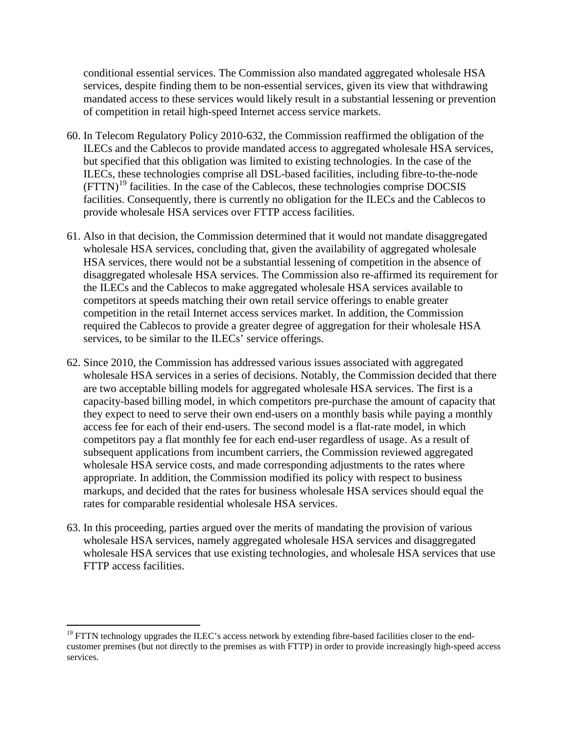conditional essential services. The Commission also mandated aggregated wholesale HSA services, despite finding them to be non-essential services, given its view that withdrawing mandated access to these services would likely result in a substantial lessening or prevention of competition in retail high-speed Internet access service markets.

60. In Telecom Regulatory Policy 2010-632, the Commission reaffirmed the obligation of the ILECs and the Cablecos to provide mandated access to aggregated wholesale HSA services, but specified that this obligation was limited to existing technologies. In the case of the ILECs, these technologies comprise all DSL-based facilities, including fibre-to-the-node (FTTN)[19] facilities. In the case of the Cablecos, these technologies comprise DOCSIS facilities. Consequently, there is currently no obligation for the ILECs and the Cablecos to provide wholesale HSA services over FTTP access facilities.

61. Also in that decision, the Commission determined that it would not mandate disaggregated wholesale HSA services, concluding that, given the availability of aggregated wholesale HSA services, there would not be a substantial lessening of competition in the absence of disaggregated wholesale HSA services. The Commission also re-affirmed its requirement for the ILECs and the Cablecos to make aggregated wholesale HSA services available to competitors at speeds matching their own retail service offerings to enable greater competition in the retail Internet access services market. In addition, the Commission required the Cablecos to provide a greater degree of aggregation for their wholesale HSA services, to be similar to the ILECs' service offerings.

62. Since 2010, the Commission has addressed various issues associated with aggregated wholesale HSA services in a series of decisions. Notably, the Commission decided that there are two acceptable billing models for aggregated wholesale HSA services. The first is a capacity-based billing model, in which competitors pre-purchase the amount of capacity that they expect to need to serve their own end-users on a monthly basis while paying a monthly access fee for each of their end-users. The second model is a flat-rate model, in which competitors pay a flat monthly fee for each end-user regardless of usage. As a result of subsequent applications from incumbent carriers, the Commission reviewed aggregated wholesale HSA service costs, and made corresponding adjustments to the rates where appropriate. In addition, the Commission modified its policy with respect to business markups, and decided that the rates for business wholesale HSA services should equal the rates for comparable residential wholesale HSA services.

63. In this proceeding, parties argued over the merits of mandating the provision of various wholesale HSA services, namely aggregated wholesale HSA services and disaggregated wholesale HSA services that use existing technologies, and wholesale HSA services that use FTTP access facilities.

---

[19] FTTN technology upgrades the ILEC's access network by extending fibre-based facilities closer to the end-customer premises (but not directly to the premises as with FTTP) in order to provide increasingly high-speed access services.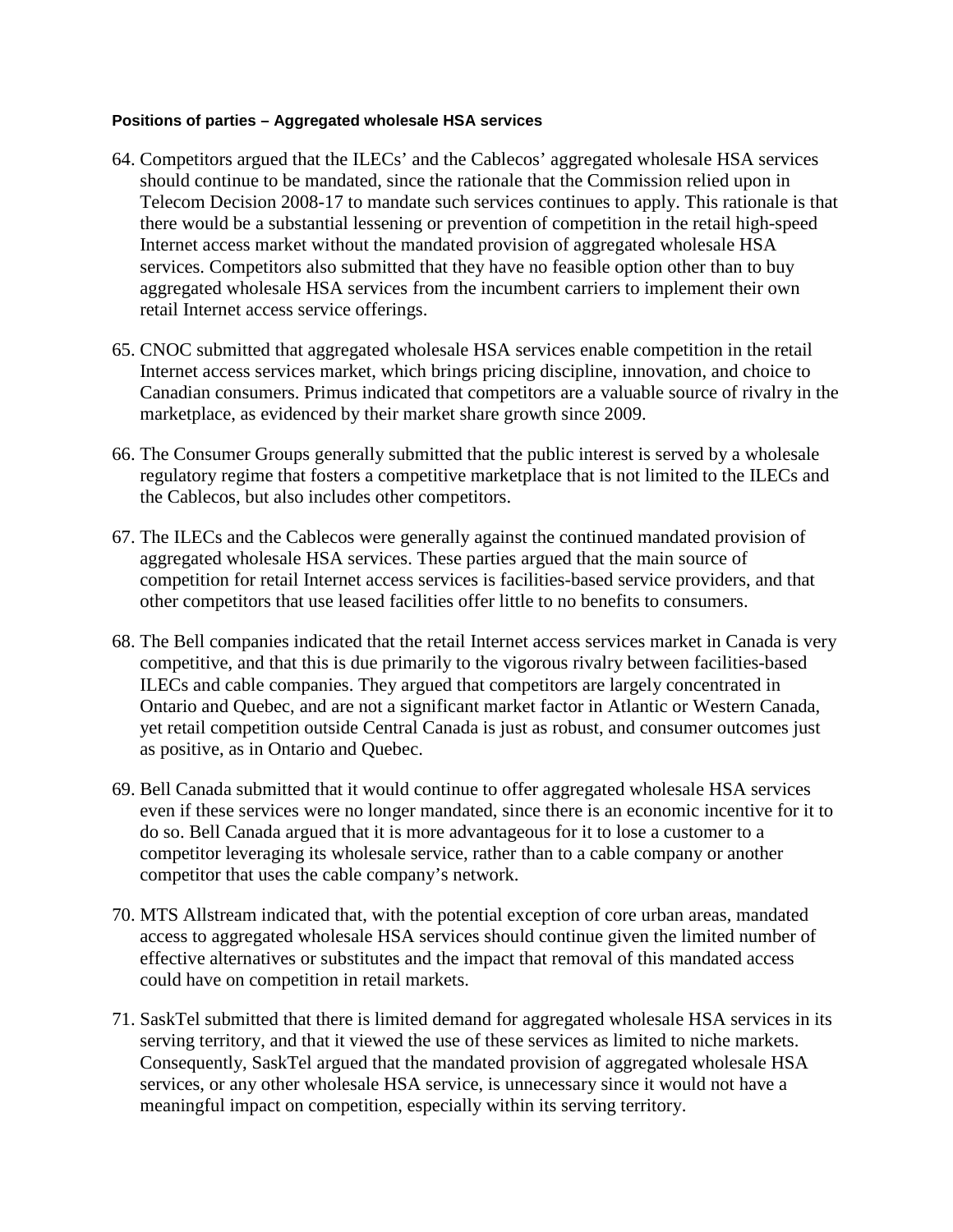**Positions of parties – Aggregated wholesale HSA services**

64. Competitors argued that the ILECs' and the Cablecos' aggregated wholesale HSA services should continue to be mandated, since the rationale that the Commission relied upon in Telecom Decision 2008-17 to mandate such services continues to apply. This rationale is that there would be a substantial lessening or prevention of competition in the retail high-speed Internet access market without the mandated provision of aggregated wholesale HSA services. Competitors also submitted that they have no feasible option other than to buy aggregated wholesale HSA services from the incumbent carriers to implement their own retail Internet access service offerings.

65. CNOC submitted that aggregated wholesale HSA services enable competition in the retail Internet access services market, which brings pricing discipline, innovation, and choice to Canadian consumers. Primus indicated that competitors are a valuable source of rivalry in the marketplace, as evidenced by their market share growth since 2009.

66. The Consumer Groups generally submitted that the public interest is served by a wholesale regulatory regime that fosters a competitive marketplace that is not limited to the ILECs and the Cablecos, but also includes other competitors.

67. The ILECs and the Cablecos were generally against the continued mandated provision of aggregated wholesale HSA services. These parties argued that the main source of competition for retail Internet access services is facilities-based service providers, and that other competitors that use leased facilities offer little to no benefits to consumers.

68. The Bell companies indicated that the retail Internet access services market in Canada is very competitive, and that this is due primarily to the vigorous rivalry between facilities-based ILECs and cable companies. They argued that competitors are largely concentrated in Ontario and Quebec, and are not a significant market factor in Atlantic or Western Canada, yet retail competition outside Central Canada is just as robust, and consumer outcomes just as positive, as in Ontario and Quebec.

69. Bell Canada submitted that it would continue to offer aggregated wholesale HSA services even if these services were no longer mandated, since there is an economic incentive for it to do so. Bell Canada argued that it is more advantageous for it to lose a customer to a competitor leveraging its wholesale service, rather than to a cable company or another competitor that uses the cable company's network.

70. MTS Allstream indicated that, with the potential exception of core urban areas, mandated access to aggregated wholesale HSA services should continue given the limited number of effective alternatives or substitutes and the impact that removal of this mandated access could have on competition in retail markets.

71. SaskTel submitted that there is limited demand for aggregated wholesale HSA services in its serving territory, and that it viewed the use of these services as limited to niche markets. Consequently, SaskTel argued that the mandated provision of aggregated wholesale HSA services, or any other wholesale HSA service, is unnecessary since it would not have a meaningful impact on competition, especially within its serving territory.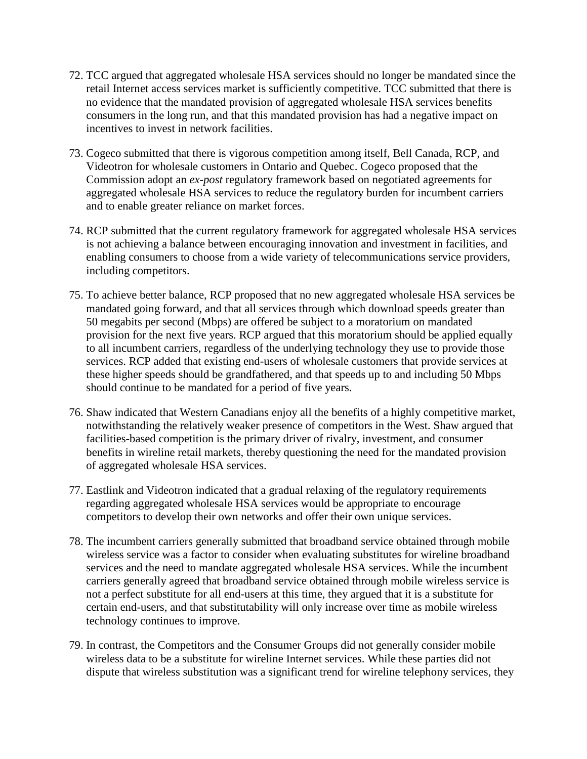72. TCC argued that aggregated wholesale HSA services should no longer be mandated since the retail Internet access services market is sufficiently competitive. TCC submitted that there is no evidence that the mandated provision of aggregated wholesale HSA services benefits consumers in the long run, and that this mandated provision has had a negative impact on incentives to invest in network facilities.

73. Cogeco submitted that there is vigorous competition among itself, Bell Canada, RCP, and Videotron for wholesale customers in Ontario and Quebec. Cogeco proposed that the Commission adopt an *ex-post* regulatory framework based on negotiated agreements for aggregated wholesale HSA services to reduce the regulatory burden for incumbent carriers and to enable greater reliance on market forces.

74. RCP submitted that the current regulatory framework for aggregated wholesale HSA services is not achieving a balance between encouraging innovation and investment in facilities, and enabling consumers to choose from a wide variety of telecommunications service providers, including competitors.

75. To achieve better balance, RCP proposed that no new aggregated wholesale HSA services be mandated going forward, and that all services through which download speeds greater than 50 megabits per second (Mbps) are offered be subject to a moratorium on mandated provision for the next five years. RCP argued that this moratorium should be applied equally to all incumbent carriers, regardless of the underlying technology they use to provide those services. RCP added that existing end-users of wholesale customers that provide services at these higher speeds should be grandfathered, and that speeds up to and including 50 Mbps should continue to be mandated for a period of five years.

76. Shaw indicated that Western Canadians enjoy all the benefits of a highly competitive market, notwithstanding the relatively weaker presence of competitors in the West. Shaw argued that facilities-based competition is the primary driver of rivalry, investment, and consumer benefits in wireline retail markets, thereby questioning the need for the mandated provision of aggregated wholesale HSA services.

77. Eastlink and Videotron indicated that a gradual relaxing of the regulatory requirements regarding aggregated wholesale HSA services would be appropriate to encourage competitors to develop their own networks and offer their own unique services.

78. The incumbent carriers generally submitted that broadband service obtained through mobile wireless service was a factor to consider when evaluating substitutes for wireline broadband services and the need to mandate aggregated wholesale HSA services. While the incumbent carriers generally agreed that broadband service obtained through mobile wireless service is not a perfect substitute for all end-users at this time, they argued that it is a substitute for certain end-users, and that substitutability will only increase over time as mobile wireless technology continues to improve.

79. In contrast, the Competitors and the Consumer Groups did not generally consider mobile wireless data to be a substitute for wireline Internet services. While these parties did not dispute that wireless substitution was a significant trend for wireline telephony services, they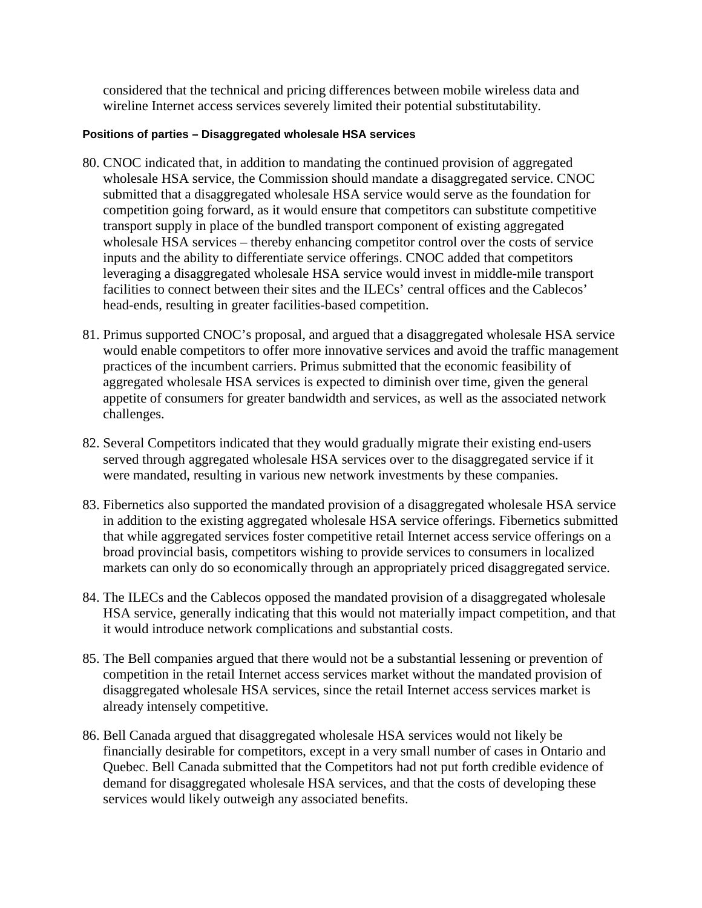considered that the technical and pricing differences between mobile wireless data and wireline Internet access services severely limited their potential substitutability.

#### Positions of parties – Disaggregated wholesale HSA services

80. CNOC indicated that, in addition to mandating the continued provision of aggregated wholesale HSA service, the Commission should mandate a disaggregated service. CNOC submitted that a disaggregated wholesale HSA service would serve as the foundation for competition going forward, as it would ensure that competitors can substitute competitive transport supply in place of the bundled transport component of existing aggregated wholesale HSA services – thereby enhancing competitor control over the costs of service inputs and the ability to differentiate service offerings. CNOC added that competitors leveraging a disaggregated wholesale HSA service would invest in middle-mile transport facilities to connect between their sites and the ILECs' central offices and the Cablecos' head-ends, resulting in greater facilities-based competition.

81. Primus supported CNOC's proposal, and argued that a disaggregated wholesale HSA service would enable competitors to offer more innovative services and avoid the traffic management practices of the incumbent carriers. Primus submitted that the economic feasibility of aggregated wholesale HSA services is expected to diminish over time, given the general appetite of consumers for greater bandwidth and services, as well as the associated network challenges.

82. Several Competitors indicated that they would gradually migrate their existing end-users served through aggregated wholesale HSA services over to the disaggregated service if it were mandated, resulting in various new network investments by these companies.

83. Fibernetics also supported the mandated provision of a disaggregated wholesale HSA service in addition to the existing aggregated wholesale HSA service offerings. Fibernetics submitted that while aggregated services foster competitive retail Internet access service offerings on a broad provincial basis, competitors wishing to provide services to consumers in localized markets can only do so economically through an appropriately priced disaggregated service.

84. The ILECs and the Cablecos opposed the mandated provision of a disaggregated wholesale HSA service, generally indicating that this would not materially impact competition, and that it would introduce network complications and substantial costs.

85. The Bell companies argued that there would not be a substantial lessening or prevention of competition in the retail Internet access services market without the mandated provision of disaggregated wholesale HSA services, since the retail Internet access services market is already intensely competitive.

86. Bell Canada argued that disaggregated wholesale HSA services would not likely be financially desirable for competitors, except in a very small number of cases in Ontario and Quebec. Bell Canada submitted that the Competitors had not put forth credible evidence of demand for disaggregated wholesale HSA services, and that the costs of developing these services would likely outweigh any associated benefits.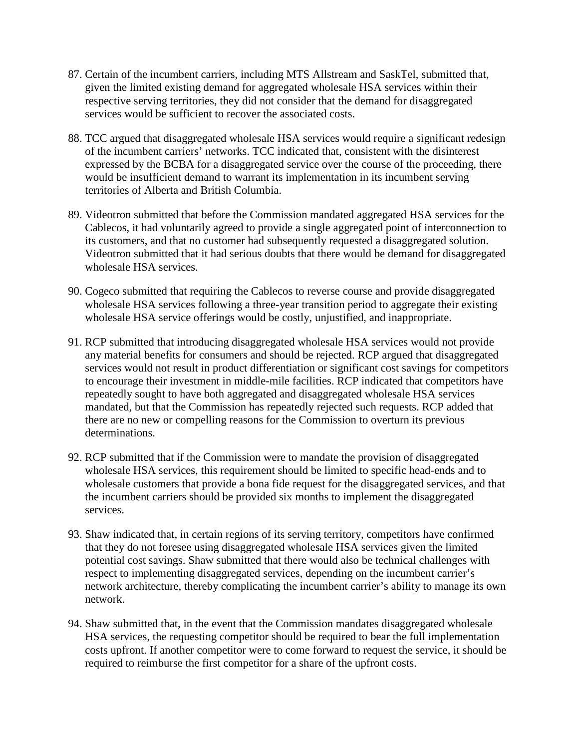87. Certain of the incumbent carriers, including MTS Allstream and SaskTel, submitted that, given the limited existing demand for aggregated wholesale HSA services within their respective serving territories, they did not consider that the demand for disaggregated services would be sufficient to recover the associated costs.

88. TCC argued that disaggregated wholesale HSA services would require a significant redesign of the incumbent carriers' networks. TCC indicated that, consistent with the disinterest expressed by the BCBA for a disaggregated service over the course of the proceeding, there would be insufficient demand to warrant its implementation in its incumbent serving territories of Alberta and British Columbia.

89. Videotron submitted that before the Commission mandated aggregated HSA services for the Cablecos, it had voluntarily agreed to provide a single aggregated point of interconnection to its customers, and that no customer had subsequently requested a disaggregated solution. Videotron submitted that it had serious doubts that there would be demand for disaggregated wholesale HSA services.

90. Cogeco submitted that requiring the Cablecos to reverse course and provide disaggregated wholesale HSA services following a three-year transition period to aggregate their existing wholesale HSA service offerings would be costly, unjustified, and inappropriate.

91. RCP submitted that introducing disaggregated wholesale HSA services would not provide any material benefits for consumers and should be rejected. RCP argued that disaggregated services would not result in product differentiation or significant cost savings for competitors to encourage their investment in middle-mile facilities. RCP indicated that competitors have repeatedly sought to have both aggregated and disaggregated wholesale HSA services mandated, but that the Commission has repeatedly rejected such requests. RCP added that there are no new or compelling reasons for the Commission to overturn its previous determinations.

92. RCP submitted that if the Commission were to mandate the provision of disaggregated wholesale HSA services, this requirement should be limited to specific head-ends and to wholesale customers that provide a bona fide request for the disaggregated services, and that the incumbent carriers should be provided six months to implement the disaggregated services.

93. Shaw indicated that, in certain regions of its serving territory, competitors have confirmed that they do not foresee using disaggregated wholesale HSA services given the limited potential cost savings. Shaw submitted that there would also be technical challenges with respect to implementing disaggregated services, depending on the incumbent carrier's network architecture, thereby complicating the incumbent carrier's ability to manage its own network.

94. Shaw submitted that, in the event that the Commission mandates disaggregated wholesale HSA services, the requesting competitor should be required to bear the full implementation costs upfront. If another competitor were to come forward to request the service, it should be required to reimburse the first competitor for a share of the upfront costs.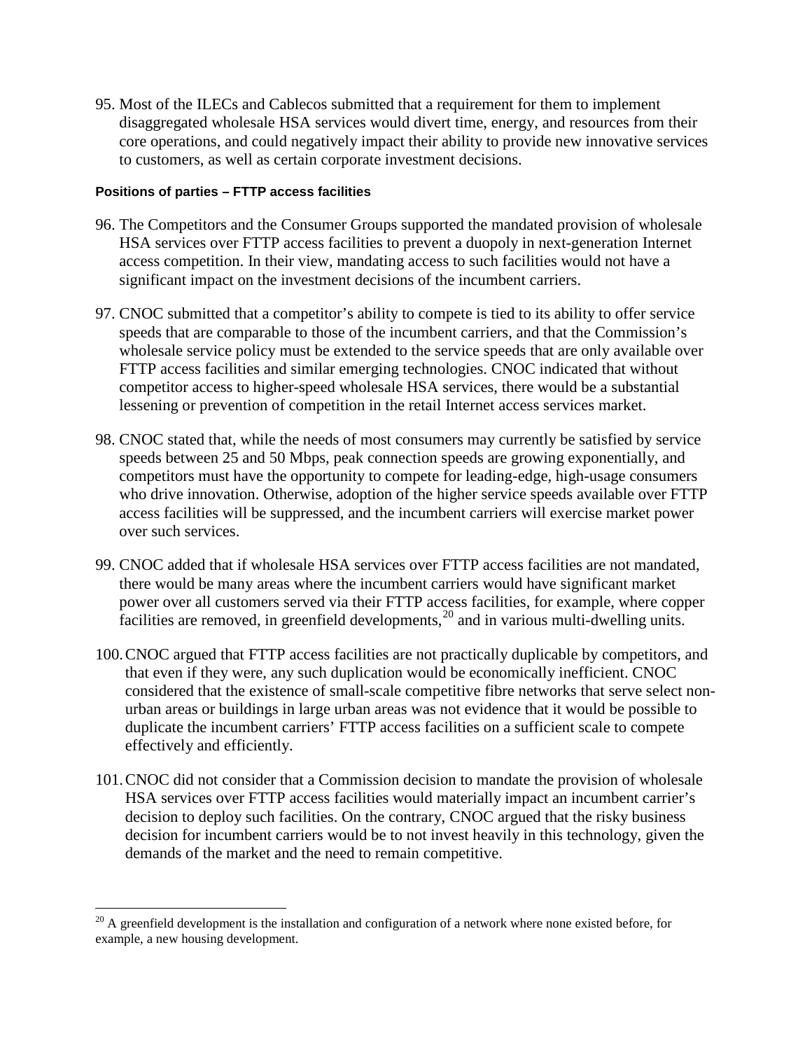95. Most of the ILECs and Cablecos submitted that a requirement for them to implement disaggregated wholesale HSA services would divert time, energy, and resources from their core operations, and could negatively impact their ability to provide new innovative services to customers, as well as certain corporate investment decisions.

#### Positions of parties – FTTP access facilities

96. The Competitors and the Consumer Groups supported the mandated provision of wholesale HSA services over FTTP access facilities to prevent a duopoly in next-generation Internet access competition. In their view, mandating access to such facilities would not have a significant impact on the investment decisions of the incumbent carriers.

97. CNOC submitted that a competitor's ability to compete is tied to its ability to offer service speeds that are comparable to those of the incumbent carriers, and that the Commission's wholesale service policy must be extended to the service speeds that are only available over FTTP access facilities and similar emerging technologies. CNOC indicated that without competitor access to higher-speed wholesale HSA services, there would be a substantial lessening or prevention of competition in the retail Internet access services market.

98. CNOC stated that, while the needs of most consumers may currently be satisfied by service speeds between 25 and 50 Mbps, peak connection speeds are growing exponentially, and competitors must have the opportunity to compete for leading-edge, high-usage consumers who drive innovation. Otherwise, adoption of the higher service speeds available over FTTP access facilities will be suppressed, and the incumbent carriers will exercise market power over such services.

99. CNOC added that if wholesale HSA services over FTTP access facilities are not mandated, there would be many areas where the incumbent carriers would have significant market power over all customers served via their FTTP access facilities, for example, where copper facilities are removed, in greenfield developments,[20] and in various multi-dwelling units.

100. CNOC argued that FTTP access facilities are not practically duplicable by competitors, and that even if they were, any such duplication would be economically inefficient. CNOC considered that the existence of small-scale competitive fibre networks that serve select non-urban areas or buildings in large urban areas was not evidence that it would be possible to duplicate the incumbent carriers' FTTP access facilities on a sufficient scale to compete effectively and efficiently.

101. CNOC did not consider that a Commission decision to mandate the provision of wholesale HSA services over FTTP access facilities would materially impact an incumbent carrier's decision to deploy such facilities. On the contrary, CNOC argued that the risky business decision for incumbent carriers would be to not invest heavily in this technology, given the demands of the market and the need to remain competitive.

---

[20] A greenfield development is the installation and configuration of a network where none existed before, for example, a new housing development.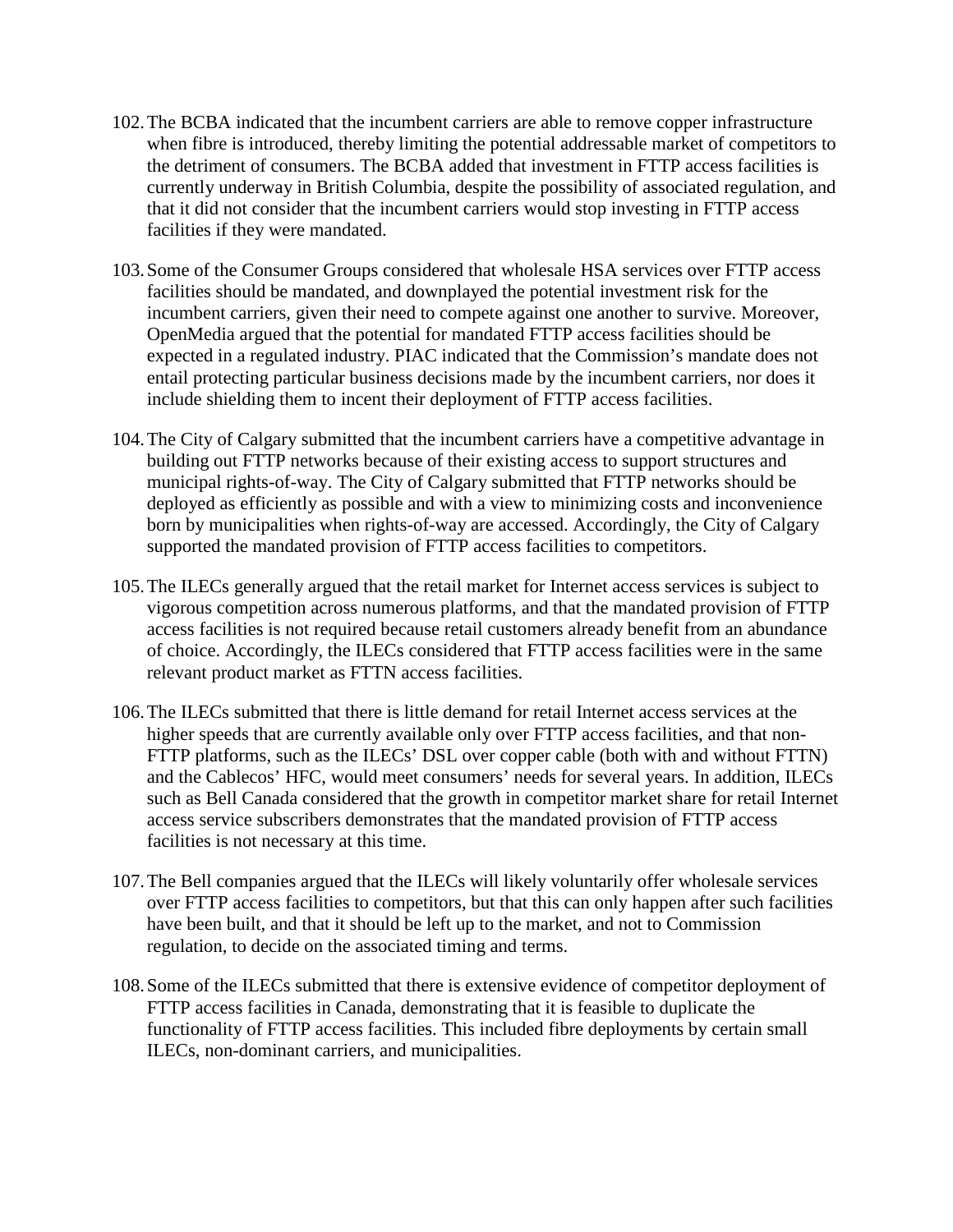102. The BCBA indicated that the incumbent carriers are able to remove copper infrastructure when fibre is introduced, thereby limiting the potential addressable market of competitors to the detriment of consumers. The BCBA added that investment in FTTP access facilities is currently underway in British Columbia, despite the possibility of associated regulation, and that it did not consider that the incumbent carriers would stop investing in FTTP access facilities if they were mandated.

103. Some of the Consumer Groups considered that wholesale HSA services over FTTP access facilities should be mandated, and downplayed the potential investment risk for the incumbent carriers, given their need to compete against one another to survive. Moreover, OpenMedia argued that the potential for mandated FTTP access facilities should be expected in a regulated industry. PIAC indicated that the Commission's mandate does not entail protecting particular business decisions made by the incumbent carriers, nor does it include shielding them to incent their deployment of FTTP access facilities.

104. The City of Calgary submitted that the incumbent carriers have a competitive advantage in building out FTTP networks because of their existing access to support structures and municipal rights-of-way. The City of Calgary submitted that FTTP networks should be deployed as efficiently as possible and with a view to minimizing costs and inconvenience born by municipalities when rights-of-way are accessed. Accordingly, the City of Calgary supported the mandated provision of FTTP access facilities to competitors.

105. The ILECs generally argued that the retail market for Internet access services is subject to vigorous competition across numerous platforms, and that the mandated provision of FTTP access facilities is not required because retail customers already benefit from an abundance of choice. Accordingly, the ILECs considered that FTTP access facilities were in the same relevant product market as FTTN access facilities.

106. The ILECs submitted that there is little demand for retail Internet access services at the higher speeds that are currently available only over FTTP access facilities, and that non-FTTP platforms, such as the ILECs' DSL over copper cable (both with and without FTTN) and the Cablecos' HFC, would meet consumers' needs for several years. In addition, ILECs such as Bell Canada considered that the growth in competitor market share for retail Internet access service subscribers demonstrates that the mandated provision of FTTP access facilities is not necessary at this time.

107. The Bell companies argued that the ILECs will likely voluntarily offer wholesale services over FTTP access facilities to competitors, but that this can only happen after such facilities have been built, and that it should be left up to the market, and not to Commission regulation, to decide on the associated timing and terms.

108. Some of the ILECs submitted that there is extensive evidence of competitor deployment of FTTP access facilities in Canada, demonstrating that it is feasible to duplicate the functionality of FTTP access facilities. This included fibre deployments by certain small ILECs, non-dominant carriers, and municipalities.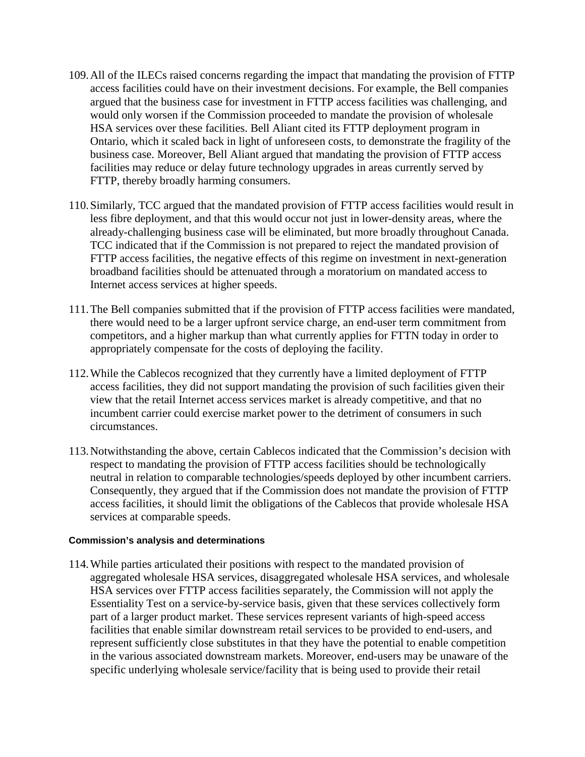109. All of the ILECs raised concerns regarding the impact that mandating the provision of FTTP access facilities could have on their investment decisions. For example, the Bell companies argued that the business case for investment in FTTP access facilities was challenging, and would only worsen if the Commission proceeded to mandate the provision of wholesale HSA services over these facilities. Bell Aliant cited its FTTP deployment program in Ontario, which it scaled back in light of unforeseen costs, to demonstrate the fragility of the business case. Moreover, Bell Aliant argued that mandating the provision of FTTP access facilities may reduce or delay future technology upgrades in areas currently served by FTTP, thereby broadly harming consumers.

110. Similarly, TCC argued that the mandated provision of FTTP access facilities would result in less fibre deployment, and that this would occur not just in lower-density areas, where the already-challenging business case will be eliminated, but more broadly throughout Canada. TCC indicated that if the Commission is not prepared to reject the mandated provision of FTTP access facilities, the negative effects of this regime on investment in next-generation broadband facilities should be attenuated through a moratorium on mandated access to Internet access services at higher speeds.

111. The Bell companies submitted that if the provision of FTTP access facilities were mandated, there would need to be a larger upfront service charge, an end-user term commitment from competitors, and a higher markup than what currently applies for FTTN today in order to appropriately compensate for the costs of deploying the facility.

112. While the Cablecos recognized that they currently have a limited deployment of FTTP access facilities, they did not support mandating the provision of such facilities given their view that the retail Internet access services market is already competitive, and that no incumbent carrier could exercise market power to the detriment of consumers in such circumstances.

113. Notwithstanding the above, certain Cablecos indicated that the Commission's decision with respect to mandating the provision of FTTP access facilities should be technologically neutral in relation to comparable technologies/speeds deployed by other incumbent carriers. Consequently, they argued that if the Commission does not mandate the provision of FTTP access facilities, it should limit the obligations of the Cablecos that provide wholesale HSA services at comparable speeds.

#### Commission's analysis and determinations

114. While parties articulated their positions with respect to the mandated provision of aggregated wholesale HSA services, disaggregated wholesale HSA services, and wholesale HSA services over FTTP access facilities separately, the Commission will not apply the Essentiality Test on a service-by-service basis, given that these services collectively form part of a larger product market. These services represent variants of high-speed access facilities that enable similar downstream retail services to be provided to end-users, and represent sufficiently close substitutes in that they have the potential to enable competition in the various associated downstream markets. Moreover, end-users may be unaware of the specific underlying wholesale service/facility that is being used to provide their retail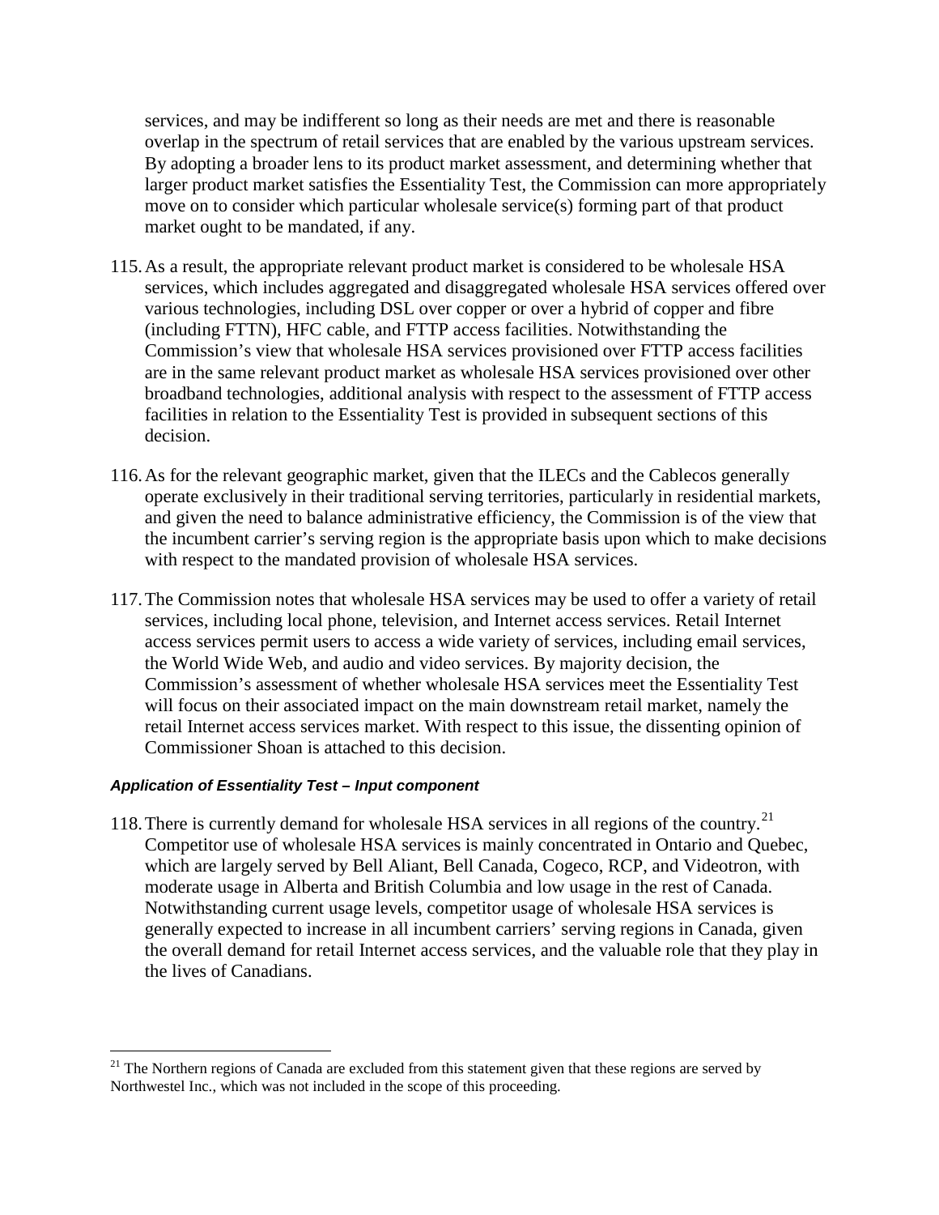services, and may be indifferent so long as their needs are met and there is reasonable overlap in the spectrum of retail services that are enabled by the various upstream services. By adopting a broader lens to its product market assessment, and determining whether that larger product market satisfies the Essentiality Test, the Commission can more appropriately move on to consider which particular wholesale service(s) forming part of that product market ought to be mandated, if any.

115. As a result, the appropriate relevant product market is considered to be wholesale HSA services, which includes aggregated and disaggregated wholesale HSA services offered over various technologies, including DSL over copper or over a hybrid of copper and fibre (including FTTN), HFC cable, and FTTP access facilities. Notwithstanding the Commission's view that wholesale HSA services provisioned over FTTP access facilities are in the same relevant product market as wholesale HSA services provisioned over other broadband technologies, additional analysis with respect to the assessment of FTTP access facilities in relation to the Essentiality Test is provided in subsequent sections of this decision.

116. As for the relevant geographic market, given that the ILECs and the Cablecos generally operate exclusively in their traditional serving territories, particularly in residential markets, and given the need to balance administrative efficiency, the Commission is of the view that the incumbent carrier's serving region is the appropriate basis upon which to make decisions with respect to the mandated provision of wholesale HSA services.

117. The Commission notes that wholesale HSA services may be used to offer a variety of retail services, including local phone, television, and Internet access services. Retail Internet access services permit users to access a wide variety of services, including email services, the World Wide Web, and audio and video services. By majority decision, the Commission's assessment of whether wholesale HSA services meet the Essentiality Test will focus on their associated impact on the main downstream retail market, namely the retail Internet access services market. With respect to this issue, the dissenting opinion of Commissioner Shoan is attached to this decision.

#### ***Application of Essentiality Test – Input component***

118. There is currently demand for wholesale HSA services in all regions of the country.[21] Competitor use of wholesale HSA services is mainly concentrated in Ontario and Quebec, which are largely served by Bell Aliant, Bell Canada, Cogeco, RCP, and Videotron, with moderate usage in Alberta and British Columbia and low usage in the rest of Canada. Notwithstanding current usage levels, competitor usage of wholesale HSA services is generally expected to increase in all incumbent carriers' serving regions in Canada, given the overall demand for retail Internet access services, and the valuable role that they play in the lives of Canadians.

---

[21] The Northern regions of Canada are excluded from this statement given that these regions are served by Northwestel Inc., which was not included in the scope of this proceeding.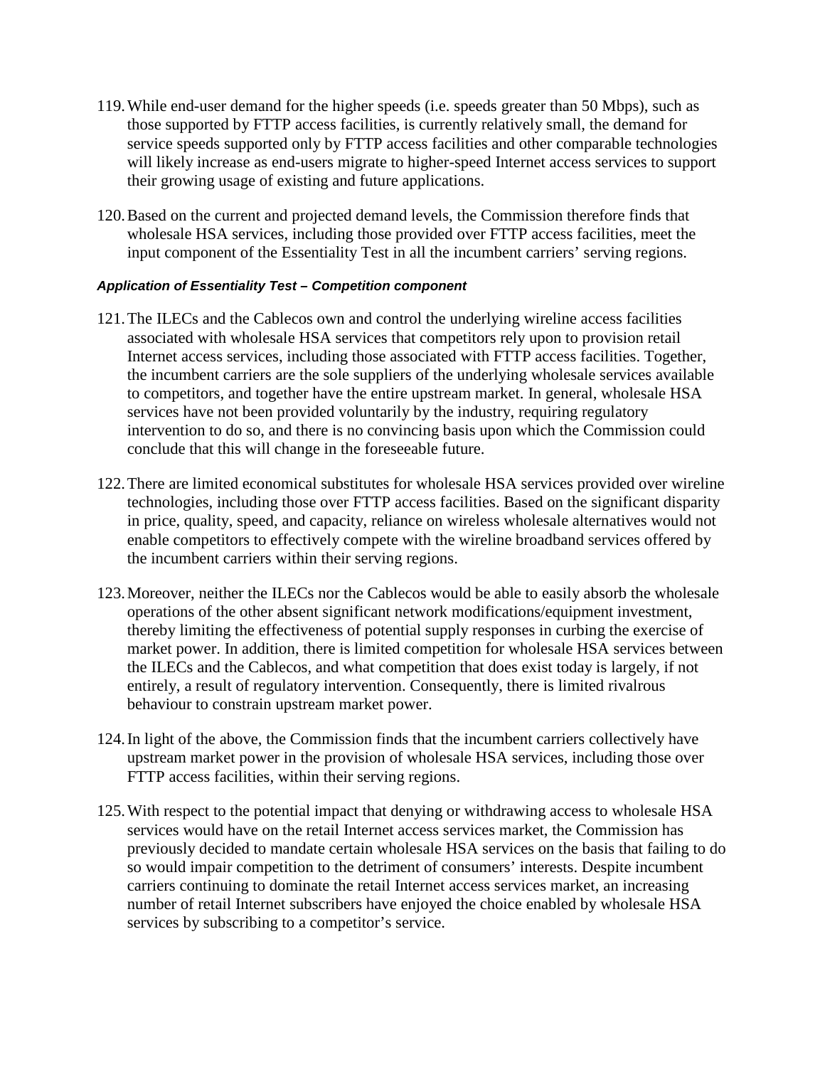119. While end-user demand for the higher speeds (i.e. speeds greater than 50 Mbps), such as those supported by FTTP access facilities, is currently relatively small, the demand for service speeds supported only by FTTP access facilities and other comparable technologies will likely increase as end-users migrate to higher-speed Internet access services to support their growing usage of existing and future applications.

120. Based on the current and projected demand levels, the Commission therefore finds that wholesale HSA services, including those provided over FTTP access facilities, meet the input component of the Essentiality Test in all the incumbent carriers' serving regions.

#### *Application of Essentiality Test – Competition component*

121. The ILECs and the Cablecos own and control the underlying wireline access facilities associated with wholesale HSA services that competitors rely upon to provision retail Internet access services, including those associated with FTTP access facilities. Together, the incumbent carriers are the sole suppliers of the underlying wholesale services available to competitors, and together have the entire upstream market. In general, wholesale HSA services have not been provided voluntarily by the industry, requiring regulatory intervention to do so, and there is no convincing basis upon which the Commission could conclude that this will change in the foreseeable future.

122. There are limited economical substitutes for wholesale HSA services provided over wireline technologies, including those over FTTP access facilities. Based on the significant disparity in price, quality, speed, and capacity, reliance on wireless wholesale alternatives would not enable competitors to effectively compete with the wireline broadband services offered by the incumbent carriers within their serving regions.

123. Moreover, neither the ILECs nor the Cablecos would be able to easily absorb the wholesale operations of the other absent significant network modifications/equipment investment, thereby limiting the effectiveness of potential supply responses in curbing the exercise of market power. In addition, there is limited competition for wholesale HSA services between the ILECs and the Cablecos, and what competition that does exist today is largely, if not entirely, a result of regulatory intervention. Consequently, there is limited rivalrous behaviour to constrain upstream market power.

124. In light of the above, the Commission finds that the incumbent carriers collectively have upstream market power in the provision of wholesale HSA services, including those over FTTP access facilities, within their serving regions.

125. With respect to the potential impact that denying or withdrawing access to wholesale HSA services would have on the retail Internet access services market, the Commission has previously decided to mandate certain wholesale HSA services on the basis that failing to do so would impair competition to the detriment of consumers' interests. Despite incumbent carriers continuing to dominate the retail Internet access services market, an increasing number of retail Internet subscribers have enjoyed the choice enabled by wholesale HSA services by subscribing to a competitor's service.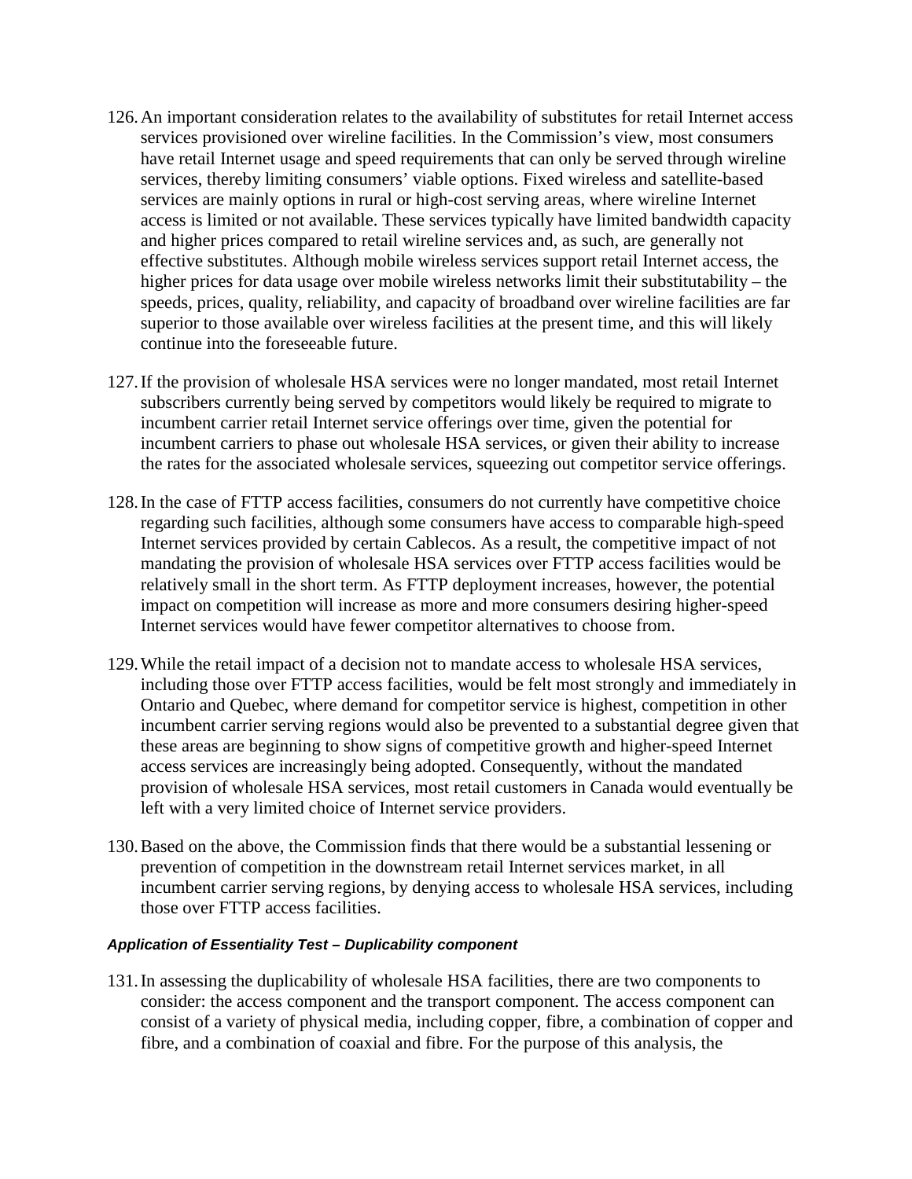126. An important consideration relates to the availability of substitutes for retail Internet access services provisioned over wireline facilities. In the Commission's view, most consumers have retail Internet usage and speed requirements that can only be served through wireline services, thereby limiting consumers' viable options. Fixed wireless and satellite-based services are mainly options in rural or high-cost serving areas, where wireline Internet access is limited or not available. These services typically have limited bandwidth capacity and higher prices compared to retail wireline services and, as such, are generally not effective substitutes. Although mobile wireless services support retail Internet access, the higher prices for data usage over mobile wireless networks limit their substitutability – the speeds, prices, quality, reliability, and capacity of broadband over wireline facilities are far superior to those available over wireless facilities at the present time, and this will likely continue into the foreseeable future.

127. If the provision of wholesale HSA services were no longer mandated, most retail Internet subscribers currently being served by competitors would likely be required to migrate to incumbent carrier retail Internet service offerings over time, given the potential for incumbent carriers to phase out wholesale HSA services, or given their ability to increase the rates for the associated wholesale services, squeezing out competitor service offerings.

128. In the case of FTTP access facilities, consumers do not currently have competitive choice regarding such facilities, although some consumers have access to comparable high-speed Internet services provided by certain Cablecos. As a result, the competitive impact of not mandating the provision of wholesale HSA services over FTTP access facilities would be relatively small in the short term. As FTTP deployment increases, however, the potential impact on competition will increase as more and more consumers desiring higher-speed Internet services would have fewer competitor alternatives to choose from.

129. While the retail impact of a decision not to mandate access to wholesale HSA services, including those over FTTP access facilities, would be felt most strongly and immediately in Ontario and Quebec, where demand for competitor service is highest, competition in other incumbent carrier serving regions would also be prevented to a substantial degree given that these areas are beginning to show signs of competitive growth and higher-speed Internet access services are increasingly being adopted. Consequently, without the mandated provision of wholesale HSA services, most retail customers in Canada would eventually be left with a very limited choice of Internet service providers.

130. Based on the above, the Commission finds that there would be a substantial lessening or prevention of competition in the downstream retail Internet services market, in all incumbent carrier serving regions, by denying access to wholesale HSA services, including those over FTTP access facilities.

#### *Application of Essentiality Test – Duplicability component*

131. In assessing the duplicability of wholesale HSA facilities, there are two components to consider: the access component and the transport component. The access component can consist of a variety of physical media, including copper, fibre, a combination of copper and fibre, and a combination of coaxial and fibre. For the purpose of this analysis, the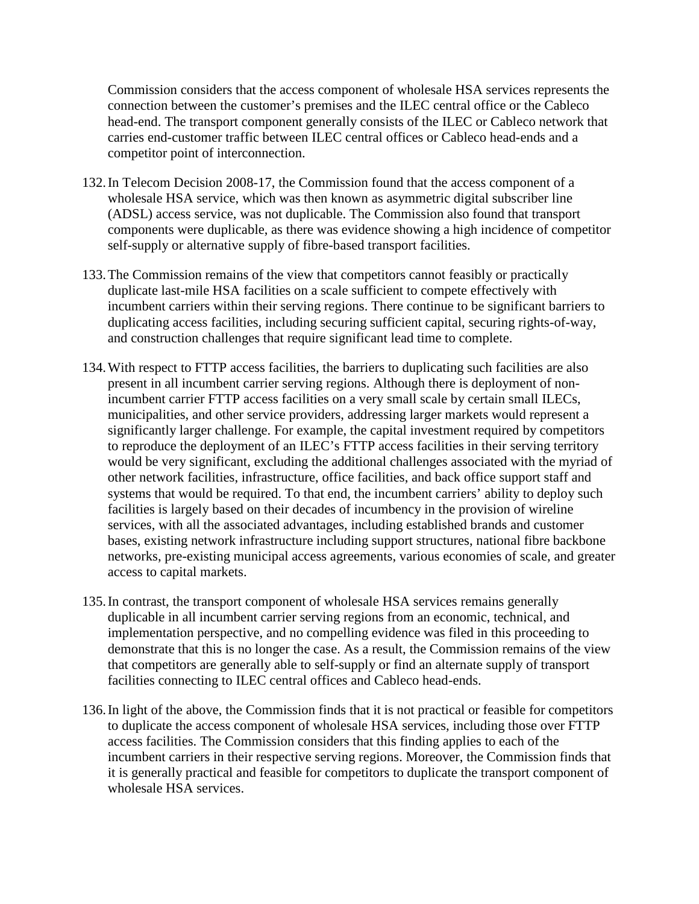Commission considers that the access component of wholesale HSA services represents the connection between the customer's premises and the ILEC central office or the Cableco head-end. The transport component generally consists of the ILEC or Cableco network that carries end-customer traffic between ILEC central offices or Cableco head-ends and a competitor point of interconnection.

132. In Telecom Decision 2008-17, the Commission found that the access component of a wholesale HSA service, which was then known as asymmetric digital subscriber line (ADSL) access service, was not duplicable. The Commission also found that transport components were duplicable, as there was evidence showing a high incidence of competitor self-supply or alternative supply of fibre-based transport facilities.

133. The Commission remains of the view that competitors cannot feasibly or practically duplicate last-mile HSA facilities on a scale sufficient to compete effectively with incumbent carriers within their serving regions. There continue to be significant barriers to duplicating access facilities, including securing sufficient capital, securing rights-of-way, and construction challenges that require significant lead time to complete.

134. With respect to FTTP access facilities, the barriers to duplicating such facilities are also present in all incumbent carrier serving regions. Although there is deployment of non-incumbent carrier FTTP access facilities on a very small scale by certain small ILECs, municipalities, and other service providers, addressing larger markets would represent a significantly larger challenge. For example, the capital investment required by competitors to reproduce the deployment of an ILEC's FTTP access facilities in their serving territory would be very significant, excluding the additional challenges associated with the myriad of other network facilities, infrastructure, office facilities, and back office support staff and systems that would be required. To that end, the incumbent carriers' ability to deploy such facilities is largely based on their decades of incumbency in the provision of wireline services, with all the associated advantages, including established brands and customer bases, existing network infrastructure including support structures, national fibre backbone networks, pre-existing municipal access agreements, various economies of scale, and greater access to capital markets.

135. In contrast, the transport component of wholesale HSA services remains generally duplicable in all incumbent carrier serving regions from an economic, technical, and implementation perspective, and no compelling evidence was filed in this proceeding to demonstrate that this is no longer the case. As a result, the Commission remains of the view that competitors are generally able to self-supply or find an alternate supply of transport facilities connecting to ILEC central offices and Cableco head-ends.

136. In light of the above, the Commission finds that it is not practical or feasible for competitors to duplicate the access component of wholesale HSA services, including those over FTTP access facilities. The Commission considers that this finding applies to each of the incumbent carriers in their respective serving regions. Moreover, the Commission finds that it is generally practical and feasible for competitors to duplicate the transport component of wholesale HSA services.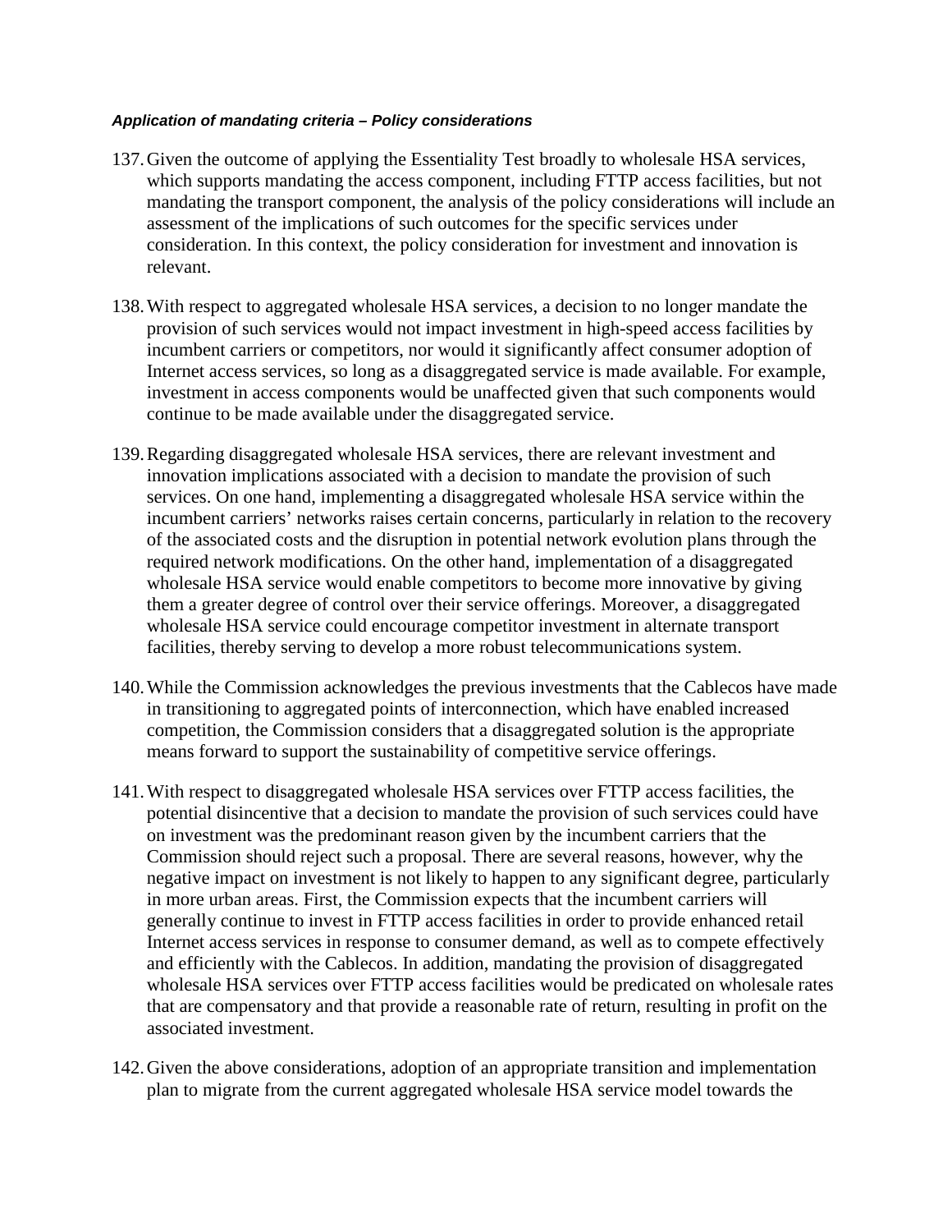***Application of mandating criteria – Policy considerations***

137. Given the outcome of applying the Essentiality Test broadly to wholesale HSA services, which supports mandating the access component, including FTTP access facilities, but not mandating the transport component, the analysis of the policy considerations will include an assessment of the implications of such outcomes for the specific services under consideration. In this context, the policy consideration for investment and innovation is relevant.

138. With respect to aggregated wholesale HSA services, a decision to no longer mandate the provision of such services would not impact investment in high-speed access facilities by incumbent carriers or competitors, nor would it significantly affect consumer adoption of Internet access services, so long as a disaggregated service is made available. For example, investment in access components would be unaffected given that such components would continue to be made available under the disaggregated service.

139. Regarding disaggregated wholesale HSA services, there are relevant investment and innovation implications associated with a decision to mandate the provision of such services. On one hand, implementing a disaggregated wholesale HSA service within the incumbent carriers' networks raises certain concerns, particularly in relation to the recovery of the associated costs and the disruption in potential network evolution plans through the required network modifications. On the other hand, implementation of a disaggregated wholesale HSA service would enable competitors to become more innovative by giving them a greater degree of control over their service offerings. Moreover, a disaggregated wholesale HSA service could encourage competitor investment in alternate transport facilities, thereby serving to develop a more robust telecommunications system.

140. While the Commission acknowledges the previous investments that the Cablecos have made in transitioning to aggregated points of interconnection, which have enabled increased competition, the Commission considers that a disaggregated solution is the appropriate means forward to support the sustainability of competitive service offerings.

141. With respect to disaggregated wholesale HSA services over FTTP access facilities, the potential disincentive that a decision to mandate the provision of such services could have on investment was the predominant reason given by the incumbent carriers that the Commission should reject such a proposal. There are several reasons, however, why the negative impact on investment is not likely to happen to any significant degree, particularly in more urban areas. First, the Commission expects that the incumbent carriers will generally continue to invest in FTTP access facilities in order to provide enhanced retail Internet access services in response to consumer demand, as well as to compete effectively and efficiently with the Cablecos. In addition, mandating the provision of disaggregated wholesale HSA services over FTTP access facilities would be predicated on wholesale rates that are compensatory and that provide a reasonable rate of return, resulting in profit on the associated investment.

142. Given the above considerations, adoption of an appropriate transition and implementation plan to migrate from the current aggregated wholesale HSA service model towards the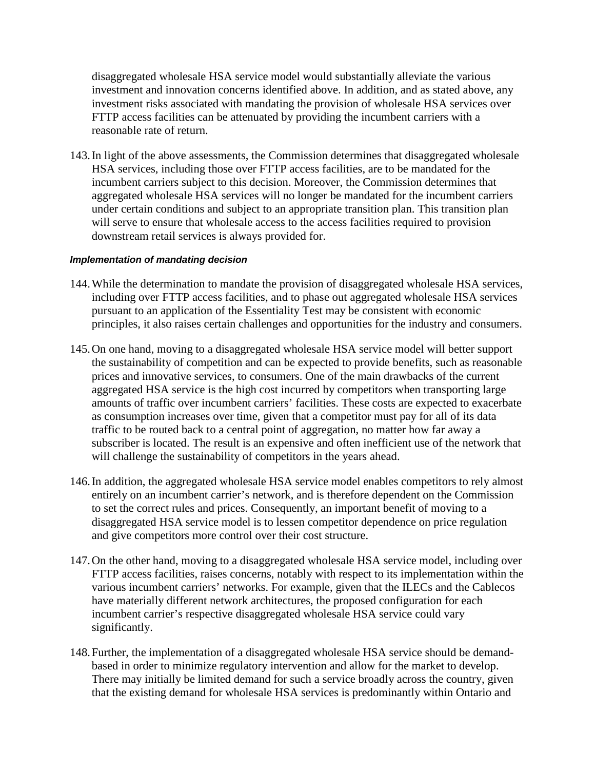disaggregated wholesale HSA service model would substantially alleviate the various investment and innovation concerns identified above. In addition, and as stated above, any investment risks associated with mandating the provision of wholesale HSA services over FTTP access facilities can be attenuated by providing the incumbent carriers with a reasonable rate of return.

143. In light of the above assessments, the Commission determines that disaggregated wholesale HSA services, including those over FTTP access facilities, are to be mandated for the incumbent carriers subject to this decision. Moreover, the Commission determines that aggregated wholesale HSA services will no longer be mandated for the incumbent carriers under certain conditions and subject to an appropriate transition plan. This transition plan will serve to ensure that wholesale access to the access facilities required to provision downstream retail services is always provided for.

#### *Implementation of mandating decision*

144. While the determination to mandate the provision of disaggregated wholesale HSA services, including over FTTP access facilities, and to phase out aggregated wholesale HSA services pursuant to an application of the Essentiality Test may be consistent with economic principles, it also raises certain challenges and opportunities for the industry and consumers.

145. On one hand, moving to a disaggregated wholesale HSA service model will better support the sustainability of competition and can be expected to provide benefits, such as reasonable prices and innovative services, to consumers. One of the main drawbacks of the current aggregated HSA service is the high cost incurred by competitors when transporting large amounts of traffic over incumbent carriers' facilities. These costs are expected to exacerbate as consumption increases over time, given that a competitor must pay for all of its data traffic to be routed back to a central point of aggregation, no matter how far away a subscriber is located. The result is an expensive and often inefficient use of the network that will challenge the sustainability of competitors in the years ahead.

146. In addition, the aggregated wholesale HSA service model enables competitors to rely almost entirely on an incumbent carrier's network, and is therefore dependent on the Commission to set the correct rules and prices. Consequently, an important benefit of moving to a disaggregated HSA service model is to lessen competitor dependence on price regulation and give competitors more control over their cost structure.

147. On the other hand, moving to a disaggregated wholesale HSA service model, including over FTTP access facilities, raises concerns, notably with respect to its implementation within the various incumbent carriers' networks. For example, given that the ILECs and the Cablecos have materially different network architectures, the proposed configuration for each incumbent carrier's respective disaggregated wholesale HSA service could vary significantly.

148. Further, the implementation of a disaggregated wholesale HSA service should be demand-based in order to minimize regulatory intervention and allow for the market to develop. There may initially be limited demand for such a service broadly across the country, given that the existing demand for wholesale HSA services is predominantly within Ontario and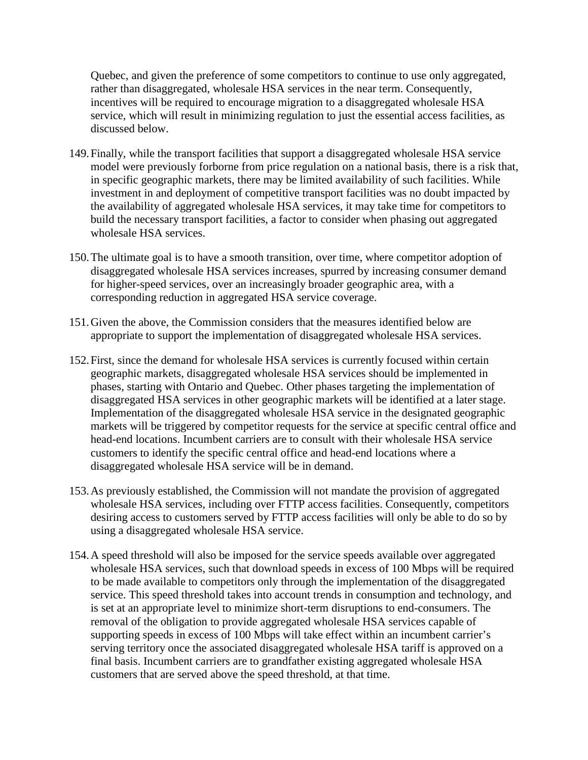Quebec, and given the preference of some competitors to continue to use only aggregated, rather than disaggregated, wholesale HSA services in the near term. Consequently, incentives will be required to encourage migration to a disaggregated wholesale HSA service, which will result in minimizing regulation to just the essential access facilities, as discussed below.

149. Finally, while the transport facilities that support a disaggregated wholesale HSA service model were previously forborne from price regulation on a national basis, there is a risk that, in specific geographic markets, there may be limited availability of such facilities. While investment in and deployment of competitive transport facilities was no doubt impacted by the availability of aggregated wholesale HSA services, it may take time for competitors to build the necessary transport facilities, a factor to consider when phasing out aggregated wholesale HSA services.

150. The ultimate goal is to have a smooth transition, over time, where competitor adoption of disaggregated wholesale HSA services increases, spurred by increasing consumer demand for higher-speed services, over an increasingly broader geographic area, with a corresponding reduction in aggregated HSA service coverage.

151. Given the above, the Commission considers that the measures identified below are appropriate to support the implementation of disaggregated wholesale HSA services.

152. First, since the demand for wholesale HSA services is currently focused within certain geographic markets, disaggregated wholesale HSA services should be implemented in phases, starting with Ontario and Quebec. Other phases targeting the implementation of disaggregated HSA services in other geographic markets will be identified at a later stage. Implementation of the disaggregated wholesale HSA service in the designated geographic markets will be triggered by competitor requests for the service at specific central office and head-end locations. Incumbent carriers are to consult with their wholesale HSA service customers to identify the specific central office and head-end locations where a disaggregated wholesale HSA service will be in demand.

153. As previously established, the Commission will not mandate the provision of aggregated wholesale HSA services, including over FTTP access facilities. Consequently, competitors desiring access to customers served by FTTP access facilities will only be able to do so by using a disaggregated wholesale HSA service.

154. A speed threshold will also be imposed for the service speeds available over aggregated wholesale HSA services, such that download speeds in excess of 100 Mbps will be required to be made available to competitors only through the implementation of the disaggregated service. This speed threshold takes into account trends in consumption and technology, and is set at an appropriate level to minimize short-term disruptions to end-consumers. The removal of the obligation to provide aggregated wholesale HSA services capable of supporting speeds in excess of 100 Mbps will take effect within an incumbent carrier's serving territory once the associated disaggregated wholesale HSA tariff is approved on a final basis. Incumbent carriers are to grandfather existing aggregated wholesale HSA customers that are served above the speed threshold, at that time.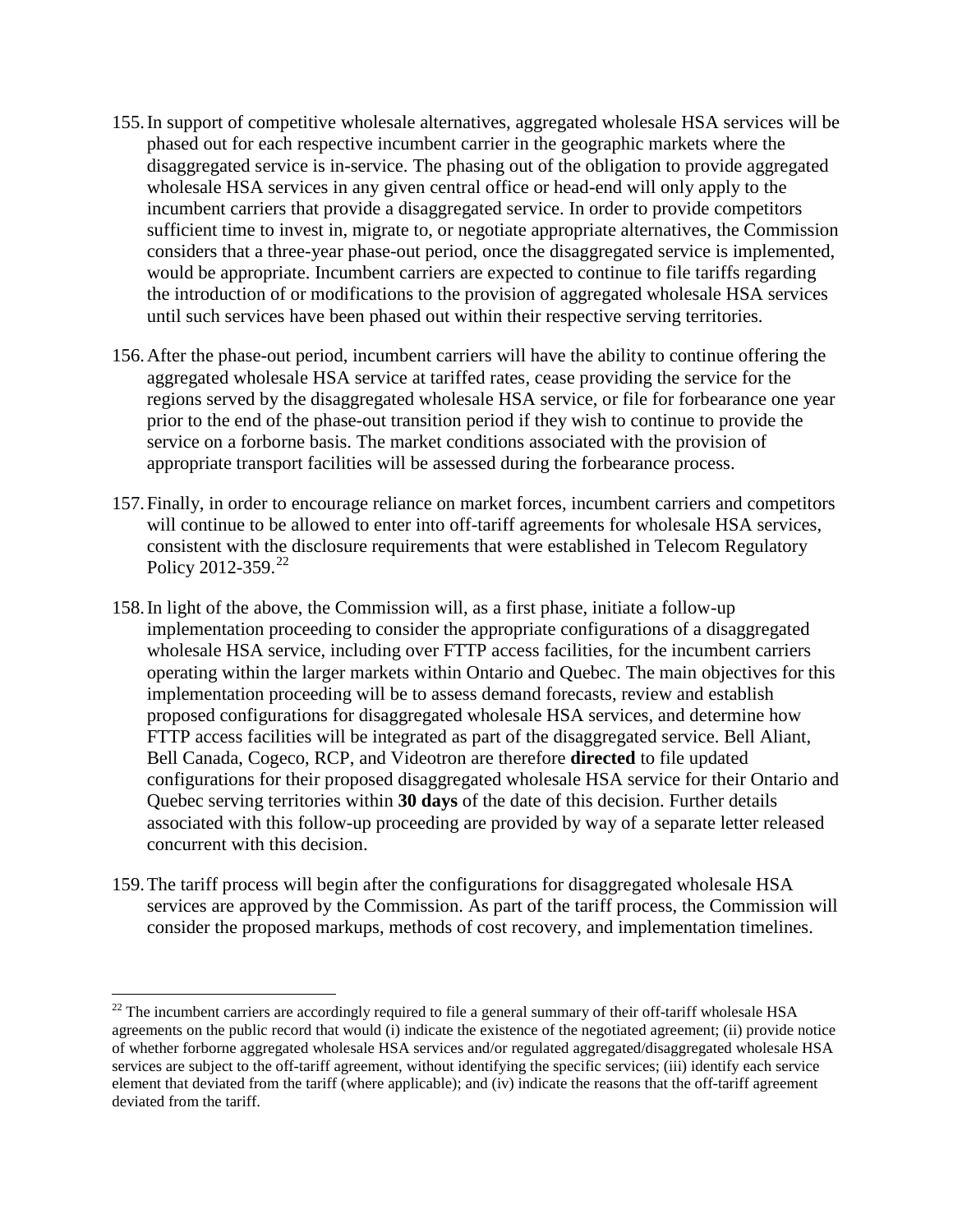155. In support of competitive wholesale alternatives, aggregated wholesale HSA services will be phased out for each respective incumbent carrier in the geographic markets where the disaggregated service is in-service. The phasing out of the obligation to provide aggregated wholesale HSA services in any given central office or head-end will only apply to the incumbent carriers that provide a disaggregated service. In order to provide competitors sufficient time to invest in, migrate to, or negotiate appropriate alternatives, the Commission considers that a three-year phase-out period, once the disaggregated service is implemented, would be appropriate. Incumbent carriers are expected to continue to file tariffs regarding the introduction of or modifications to the provision of aggregated wholesale HSA services until such services have been phased out within their respective serving territories.

156. After the phase-out period, incumbent carriers will have the ability to continue offering the aggregated wholesale HSA service at tariffed rates, cease providing the service for the regions served by the disaggregated wholesale HSA service, or file for forbearance one year prior to the end of the phase-out transition period if they wish to continue to provide the service on a forborne basis. The market conditions associated with the provision of appropriate transport facilities will be assessed during the forbearance process.

157. Finally, in order to encourage reliance on market forces, incumbent carriers and competitors will continue to be allowed to enter into off-tariff agreements for wholesale HSA services, consistent with the disclosure requirements that were established in Telecom Regulatory Policy 2012-359.[22]

158. In light of the above, the Commission will, as a first phase, initiate a follow-up implementation proceeding to consider the appropriate configurations of a disaggregated wholesale HSA service, including over FTTP access facilities, for the incumbent carriers operating within the larger markets within Ontario and Quebec. The main objectives for this implementation proceeding will be to assess demand forecasts, review and establish proposed configurations for disaggregated wholesale HSA services, and determine how FTTP access facilities will be integrated as part of the disaggregated service. Bell Aliant, Bell Canada, Cogeco, RCP, and Videotron are therefore **directed** to file updated configurations for their proposed disaggregated wholesale HSA service for their Ontario and Quebec serving territories within **30 days** of the date of this decision. Further details associated with this follow-up proceeding are provided by way of a separate letter released concurrent with this decision.

159. The tariff process will begin after the configurations for disaggregated wholesale HSA services are approved by the Commission. As part of the tariff process, the Commission will consider the proposed markups, methods of cost recovery, and implementation timelines.

---

[22] The incumbent carriers are accordingly required to file a general summary of their off-tariff wholesale HSA agreements on the public record that would (i) indicate the existence of the negotiated agreement; (ii) provide notice of whether forborne aggregated wholesale HSA services and/or regulated aggregated/disaggregated wholesale HSA services are subject to the off-tariff agreement, without identifying the specific services; (iii) identify each service element that deviated from the tariff (where applicable); and (iv) indicate the reasons that the off-tariff agreement deviated from the tariff.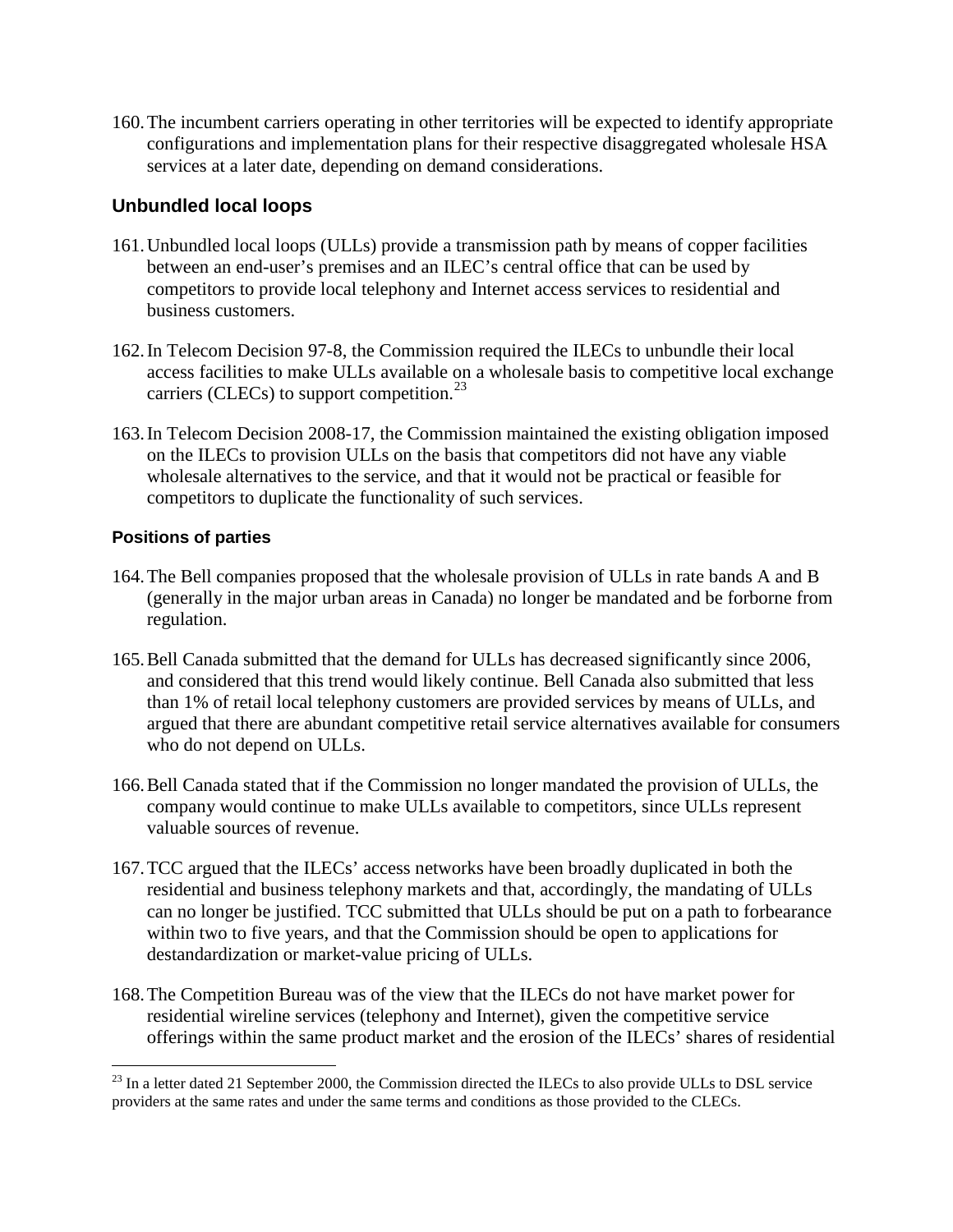160. The incumbent carriers operating in other territories will be expected to identify appropriate configurations and implementation plans for their respective disaggregated wholesale HSA services at a later date, depending on demand considerations.

## Unbundled local loops

161. Unbundled local loops (ULLs) provide a transmission path by means of copper facilities between an end-user's premises and an ILEC's central office that can be used by competitors to provide local telephony and Internet access services to residential and business customers.

162. In Telecom Decision 97-8, the Commission required the ILECs to unbundle their local access facilities to make ULLs available on a wholesale basis to competitive local exchange carriers (CLECs) to support competition.[23]

163. In Telecom Decision 2008-17, the Commission maintained the existing obligation imposed on the ILECs to provision ULLs on the basis that competitors did not have any viable wholesale alternatives to the service, and that it would not be practical or feasible for competitors to duplicate the functionality of such services.

### Positions of parties

164. The Bell companies proposed that the wholesale provision of ULLs in rate bands A and B (generally in the major urban areas in Canada) no longer be mandated and be forborne from regulation.

165. Bell Canada submitted that the demand for ULLs has decreased significantly since 2006, and considered that this trend would likely continue. Bell Canada also submitted that less than 1% of retail local telephony customers are provided services by means of ULLs, and argued that there are abundant competitive retail service alternatives available for consumers who do not depend on ULLs.

166. Bell Canada stated that if the Commission no longer mandated the provision of ULLs, the company would continue to make ULLs available to competitors, since ULLs represent valuable sources of revenue.

167. TCC argued that the ILECs' access networks have been broadly duplicated in both the residential and business telephony markets and that, accordingly, the mandating of ULLs can no longer be justified. TCC submitted that ULLs should be put on a path to forbearance within two to five years, and that the Commission should be open to applications for destandardization or market-value pricing of ULLs.

168. The Competition Bureau was of the view that the ILECs do not have market power for residential wireline services (telephony and Internet), given the competitive service offerings within the same product market and the erosion of the ILECs' shares of residential

[23] In a letter dated 21 September 2000, the Commission directed the ILECs to also provide ULLs to DSL service providers at the same rates and under the same terms and conditions as those provided to the CLECs.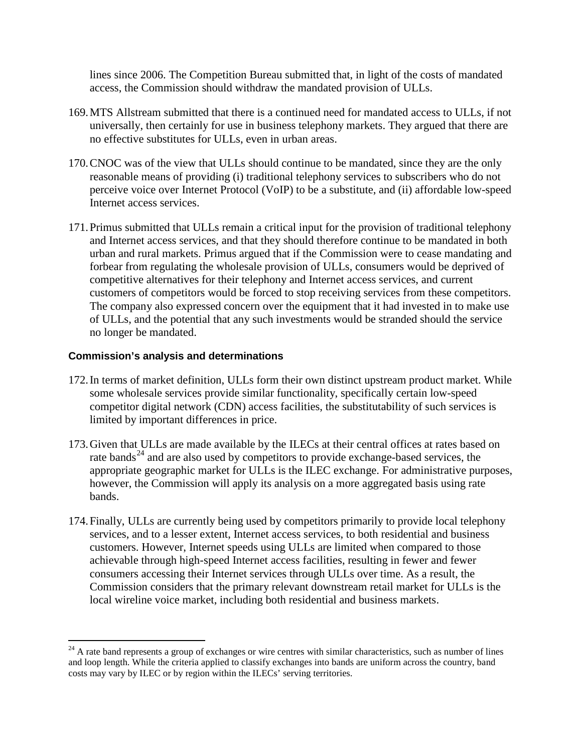lines since 2006. The Competition Bureau submitted that, in light of the costs of mandated access, the Commission should withdraw the mandated provision of ULLs.

169. MTS Allstream submitted that there is a continued need for mandated access to ULLs, if not universally, then certainly for use in business telephony markets. They argued that there are no effective substitutes for ULLs, even in urban areas.

170. CNOC was of the view that ULLs should continue to be mandated, since they are the only reasonable means of providing (i) traditional telephony services to subscribers who do not perceive voice over Internet Protocol (VoIP) to be a substitute, and (ii) affordable low-speed Internet access services.

171. Primus submitted that ULLs remain a critical input for the provision of traditional telephony and Internet access services, and that they should therefore continue to be mandated in both urban and rural markets. Primus argued that if the Commission were to cease mandating and forbear from regulating the wholesale provision of ULLs, consumers would be deprived of competitive alternatives for their telephony and Internet access services, and current customers of competitors would be forced to stop receiving services from these competitors. The company also expressed concern over the equipment that it had invested in to make use of ULLs, and the potential that any such investments would be stranded should the service no longer be mandated.

### Commission's analysis and determinations

172. In terms of market definition, ULLs form their own distinct upstream product market. While some wholesale services provide similar functionality, specifically certain low-speed competitor digital network (CDN) access facilities, the substitutability of such services is limited by important differences in price.

173. Given that ULLs are made available by the ILECs at their central offices at rates based on rate bands[24] and are also used by competitors to provide exchange-based services, the appropriate geographic market for ULLs is the ILEC exchange. For administrative purposes, however, the Commission will apply its analysis on a more aggregated basis using rate bands.

174. Finally, ULLs are currently being used by competitors primarily to provide local telephony services, and to a lesser extent, Internet access services, to both residential and business customers. However, Internet speeds using ULLs are limited when compared to those achievable through high-speed Internet access facilities, resulting in fewer and fewer consumers accessing their Internet services through ULLs over time. As a result, the Commission considers that the primary relevant downstream retail market for ULLs is the local wireline voice market, including both residential and business markets.

---

[24] A rate band represents a group of exchanges or wire centres with similar characteristics, such as number of lines and loop length. While the criteria applied to classify exchanges into bands are uniform across the country, band costs may vary by ILEC or by region within the ILECs' serving territories.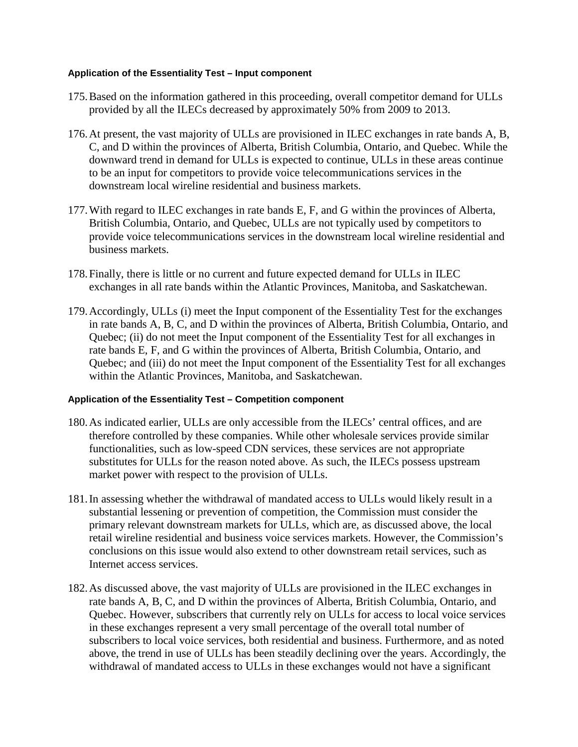#### Application of the Essentiality Test – Input component

175. Based on the information gathered in this proceeding, overall competitor demand for ULLs provided by all the ILECs decreased by approximately 50% from 2009 to 2013.

176. At present, the vast majority of ULLs are provisioned in ILEC exchanges in rate bands A, B, C, and D within the provinces of Alberta, British Columbia, Ontario, and Quebec. While the downward trend in demand for ULLs is expected to continue, ULLs in these areas continue to be an input for competitors to provide voice telecommunications services in the downstream local wireline residential and business markets.

177. With regard to ILEC exchanges in rate bands E, F, and G within the provinces of Alberta, British Columbia, Ontario, and Quebec, ULLs are not typically used by competitors to provide voice telecommunications services in the downstream local wireline residential and business markets.

178. Finally, there is little or no current and future expected demand for ULLs in ILEC exchanges in all rate bands within the Atlantic Provinces, Manitoba, and Saskatchewan.

179. Accordingly, ULLs (i) meet the Input component of the Essentiality Test for the exchanges in rate bands A, B, C, and D within the provinces of Alberta, British Columbia, Ontario, and Quebec; (ii) do not meet the Input component of the Essentiality Test for all exchanges in rate bands E, F, and G within the provinces of Alberta, British Columbia, Ontario, and Quebec; and (iii) do not meet the Input component of the Essentiality Test for all exchanges within the Atlantic Provinces, Manitoba, and Saskatchewan.

#### Application of the Essentiality Test – Competition component

180. As indicated earlier, ULLs are only accessible from the ILECs' central offices, and are therefore controlled by these companies. While other wholesale services provide similar functionalities, such as low-speed CDN services, these services are not appropriate substitutes for ULLs for the reason noted above. As such, the ILECs possess upstream market power with respect to the provision of ULLs.

181. In assessing whether the withdrawal of mandated access to ULLs would likely result in a substantial lessening or prevention of competition, the Commission must consider the primary relevant downstream markets for ULLs, which are, as discussed above, the local retail wireline residential and business voice services markets. However, the Commission's conclusions on this issue would also extend to other downstream retail services, such as Internet access services.

182. As discussed above, the vast majority of ULLs are provisioned in the ILEC exchanges in rate bands A, B, C, and D within the provinces of Alberta, British Columbia, Ontario, and Quebec. However, subscribers that currently rely on ULLs for access to local voice services in these exchanges represent a very small percentage of the overall total number of subscribers to local voice services, both residential and business. Furthermore, and as noted above, the trend in use of ULLs has been steadily declining over the years. Accordingly, the withdrawal of mandated access to ULLs in these exchanges would not have a significant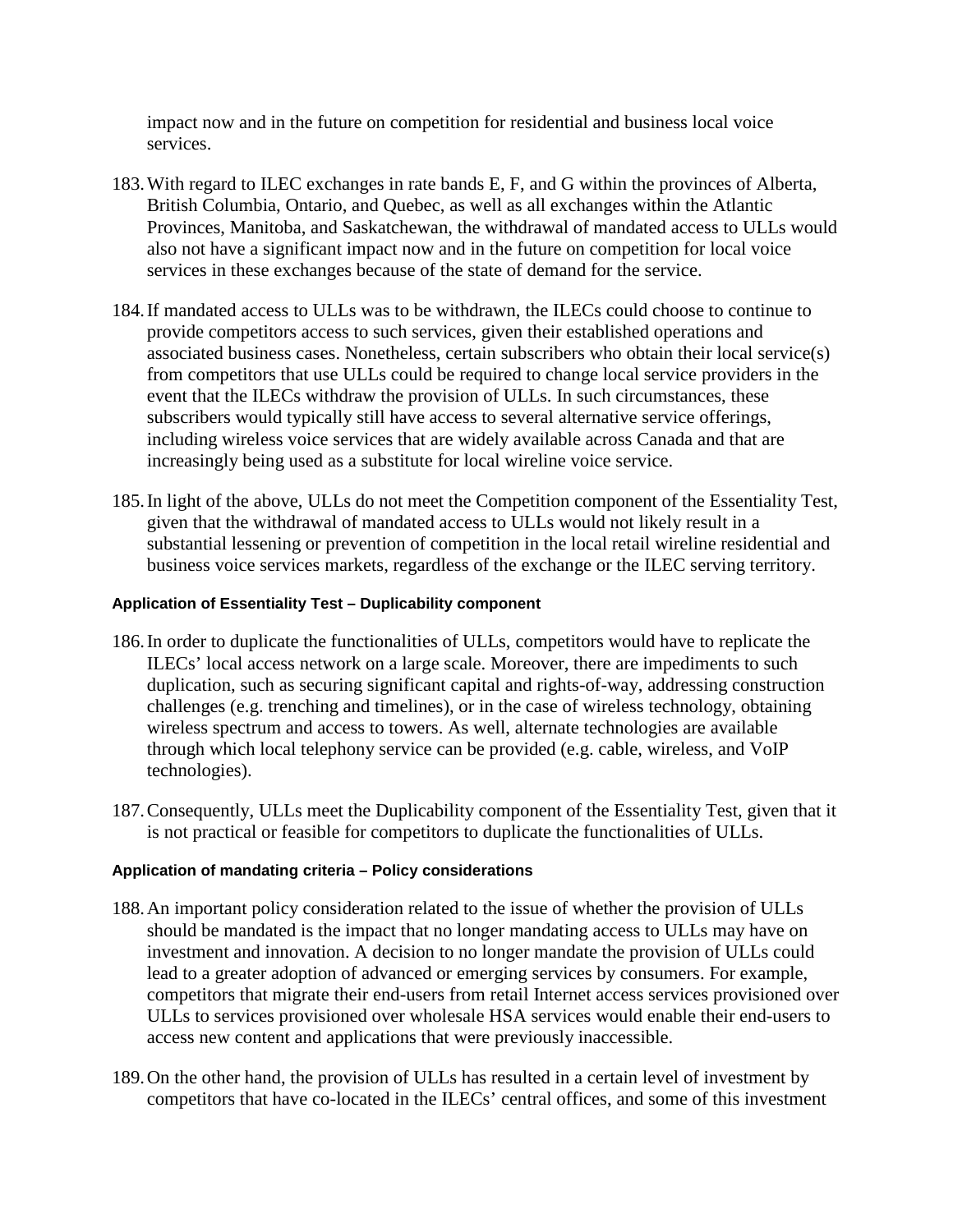impact now and in the future on competition for residential and business local voice services.

183. With regard to ILEC exchanges in rate bands E, F, and G within the provinces of Alberta, British Columbia, Ontario, and Quebec, as well as all exchanges within the Atlantic Provinces, Manitoba, and Saskatchewan, the withdrawal of mandated access to ULLs would also not have a significant impact now and in the future on competition for local voice services in these exchanges because of the state of demand for the service.

184. If mandated access to ULLs was to be withdrawn, the ILECs could choose to continue to provide competitors access to such services, given their established operations and associated business cases. Nonetheless, certain subscribers who obtain their local service(s) from competitors that use ULLs could be required to change local service providers in the event that the ILECs withdraw the provision of ULLs. In such circumstances, these subscribers would typically still have access to several alternative service offerings, including wireless voice services that are widely available across Canada and that are increasingly being used as a substitute for local wireline voice service.

185. In light of the above, ULLs do not meet the Competition component of the Essentiality Test, given that the withdrawal of mandated access to ULLs would not likely result in a substantial lessening or prevention of competition in the local retail wireline residential and business voice services markets, regardless of the exchange or the ILEC serving territory.

#### Application of Essentiality Test – Duplicability component

186. In order to duplicate the functionalities of ULLs, competitors would have to replicate the ILECs' local access network on a large scale. Moreover, there are impediments to such duplication, such as securing significant capital and rights-of-way, addressing construction challenges (e.g. trenching and timelines), or in the case of wireless technology, obtaining wireless spectrum and access to towers. As well, alternate technologies are available through which local telephony service can be provided (e.g. cable, wireless, and VoIP technologies).

187. Consequently, ULLs meet the Duplicability component of the Essentiality Test, given that it is not practical or feasible for competitors to duplicate the functionalities of ULLs.

#### Application of mandating criteria – Policy considerations

188. An important policy consideration related to the issue of whether the provision of ULLs should be mandated is the impact that no longer mandating access to ULLs may have on investment and innovation. A decision to no longer mandate the provision of ULLs could lead to a greater adoption of advanced or emerging services by consumers. For example, competitors that migrate their end-users from retail Internet access services provisioned over ULLs to services provisioned over wholesale HSA services would enable their end-users to access new content and applications that were previously inaccessible.

189. On the other hand, the provision of ULLs has resulted in a certain level of investment by competitors that have co-located in the ILECs' central offices, and some of this investment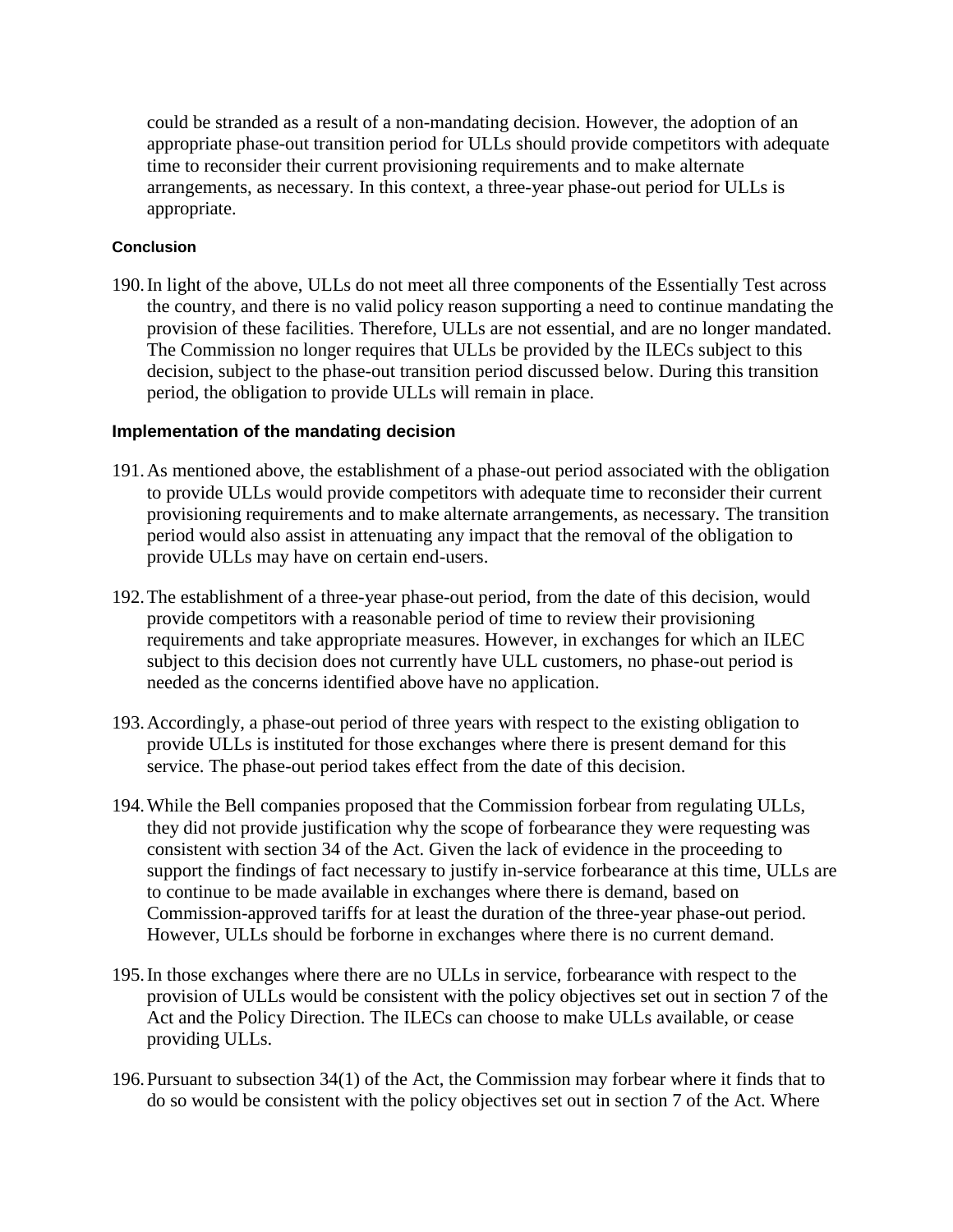could be stranded as a result of a non-mandating decision. However, the adoption of an appropriate phase-out transition period for ULLs should provide competitors with adequate time to reconsider their current provisioning requirements and to make alternate arrangements, as necessary. In this context, a three-year phase-out period for ULLs is appropriate.

#### Conclusion

190. In light of the above, ULLs do not meet all three components of the Essentially Test across the country, and there is no valid policy reason supporting a need to continue mandating the provision of these facilities. Therefore, ULLs are not essential, and are no longer mandated. The Commission no longer requires that ULLs be provided by the ILECs subject to this decision, subject to the phase-out transition period discussed below. During this transition period, the obligation to provide ULLs will remain in place.

### Implementation of the mandating decision

191. As mentioned above, the establishment of a phase-out period associated with the obligation to provide ULLs would provide competitors with adequate time to reconsider their current provisioning requirements and to make alternate arrangements, as necessary. The transition period would also assist in attenuating any impact that the removal of the obligation to provide ULLs may have on certain end-users.

192. The establishment of a three-year phase-out period, from the date of this decision, would provide competitors with a reasonable period of time to review their provisioning requirements and take appropriate measures. However, in exchanges for which an ILEC subject to this decision does not currently have ULL customers, no phase-out period is needed as the concerns identified above have no application.

193. Accordingly, a phase-out period of three years with respect to the existing obligation to provide ULLs is instituted for those exchanges where there is present demand for this service. The phase-out period takes effect from the date of this decision.

194. While the Bell companies proposed that the Commission forbear from regulating ULLs, they did not provide justification why the scope of forbearance they were requesting was consistent with section 34 of the Act. Given the lack of evidence in the proceeding to support the findings of fact necessary to justify in-service forbearance at this time, ULLs are to continue to be made available in exchanges where there is demand, based on Commission-approved tariffs for at least the duration of the three-year phase-out period. However, ULLs should be forborne in exchanges where there is no current demand.

195. In those exchanges where there are no ULLs in service, forbearance with respect to the provision of ULLs would be consistent with the policy objectives set out in section 7 of the Act and the Policy Direction. The ILECs can choose to make ULLs available, or cease providing ULLs.

196. Pursuant to subsection 34(1) of the Act, the Commission may forbear where it finds that to do so would be consistent with the policy objectives set out in section 7 of the Act. Where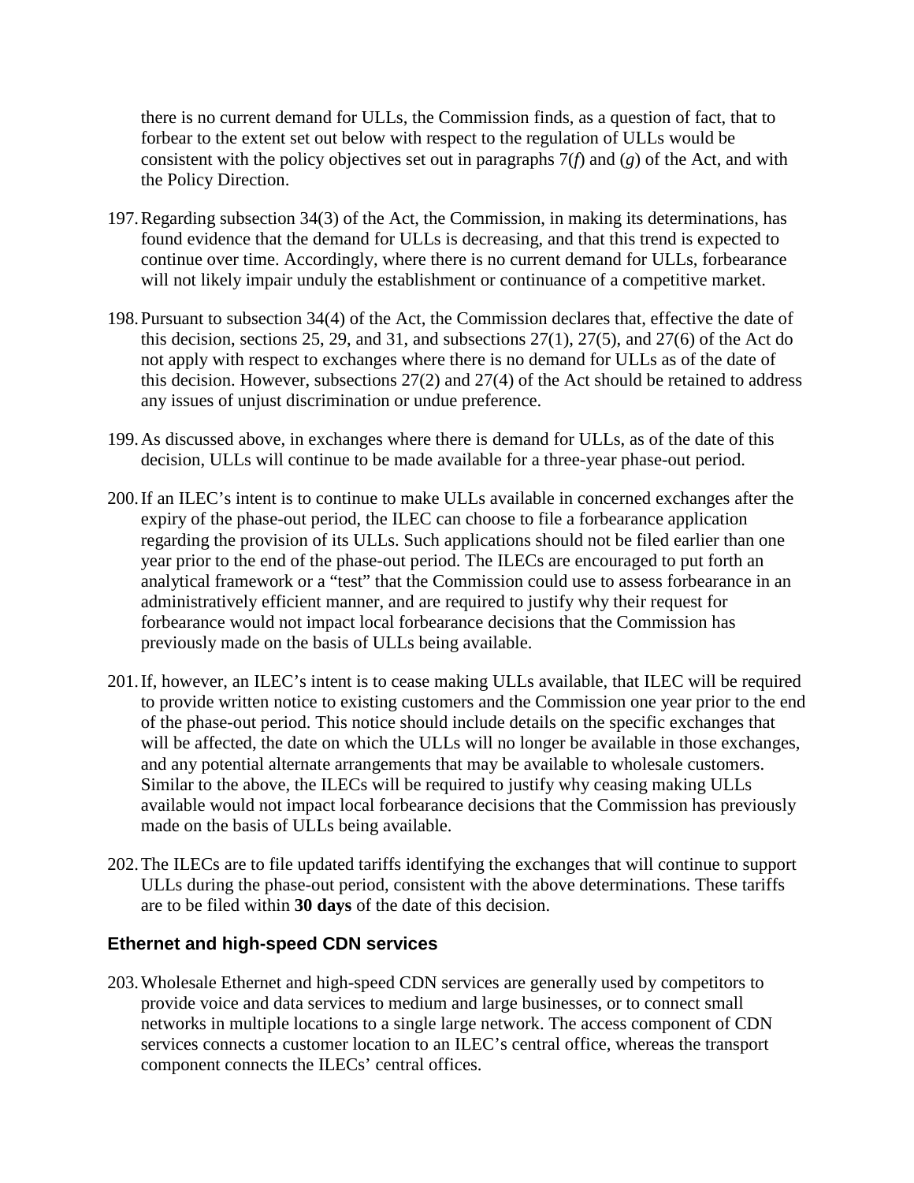there is no current demand for ULLs, the Commission finds, as a question of fact, that to forbear to the extent set out below with respect to the regulation of ULLs would be consistent with the policy objectives set out in paragraphs 7(*f*) and (*g*) of the Act, and with the Policy Direction.

197. Regarding subsection 34(3) of the Act, the Commission, in making its determinations, has found evidence that the demand for ULLs is decreasing, and that this trend is expected to continue over time. Accordingly, where there is no current demand for ULLs, forbearance will not likely impair unduly the establishment or continuance of a competitive market.

198. Pursuant to subsection 34(4) of the Act, the Commission declares that, effective the date of this decision, sections 25, 29, and 31, and subsections 27(1), 27(5), and 27(6) of the Act do not apply with respect to exchanges where there is no demand for ULLs as of the date of this decision. However, subsections 27(2) and 27(4) of the Act should be retained to address any issues of unjust discrimination or undue preference.

199. As discussed above, in exchanges where there is demand for ULLs, as of the date of this decision, ULLs will continue to be made available for a three-year phase-out period.

200. If an ILEC's intent is to continue to make ULLs available in concerned exchanges after the expiry of the phase-out period, the ILEC can choose to file a forbearance application regarding the provision of its ULLs. Such applications should not be filed earlier than one year prior to the end of the phase-out period. The ILECs are encouraged to put forth an analytical framework or a "test" that the Commission could use to assess forbearance in an administratively efficient manner, and are required to justify why their request for forbearance would not impact local forbearance decisions that the Commission has previously made on the basis of ULLs being available.

201. If, however, an ILEC's intent is to cease making ULLs available, that ILEC will be required to provide written notice to existing customers and the Commission one year prior to the end of the phase-out period. This notice should include details on the specific exchanges that will be affected, the date on which the ULLs will no longer be available in those exchanges, and any potential alternate arrangements that may be available to wholesale customers. Similar to the above, the ILECs will be required to justify why ceasing making ULLs available would not impact local forbearance decisions that the Commission has previously made on the basis of ULLs being available.

202. The ILECs are to file updated tariffs identifying the exchanges that will continue to support ULLs during the phase-out period, consistent with the above determinations. These tariffs are to be filed within **30 days** of the date of this decision.

### Ethernet and high-speed CDN services

203. Wholesale Ethernet and high-speed CDN services are generally used by competitors to provide voice and data services to medium and large businesses, or to connect small networks in multiple locations to a single large network. The access component of CDN services connects a customer location to an ILEC's central office, whereas the transport component connects the ILECs' central offices.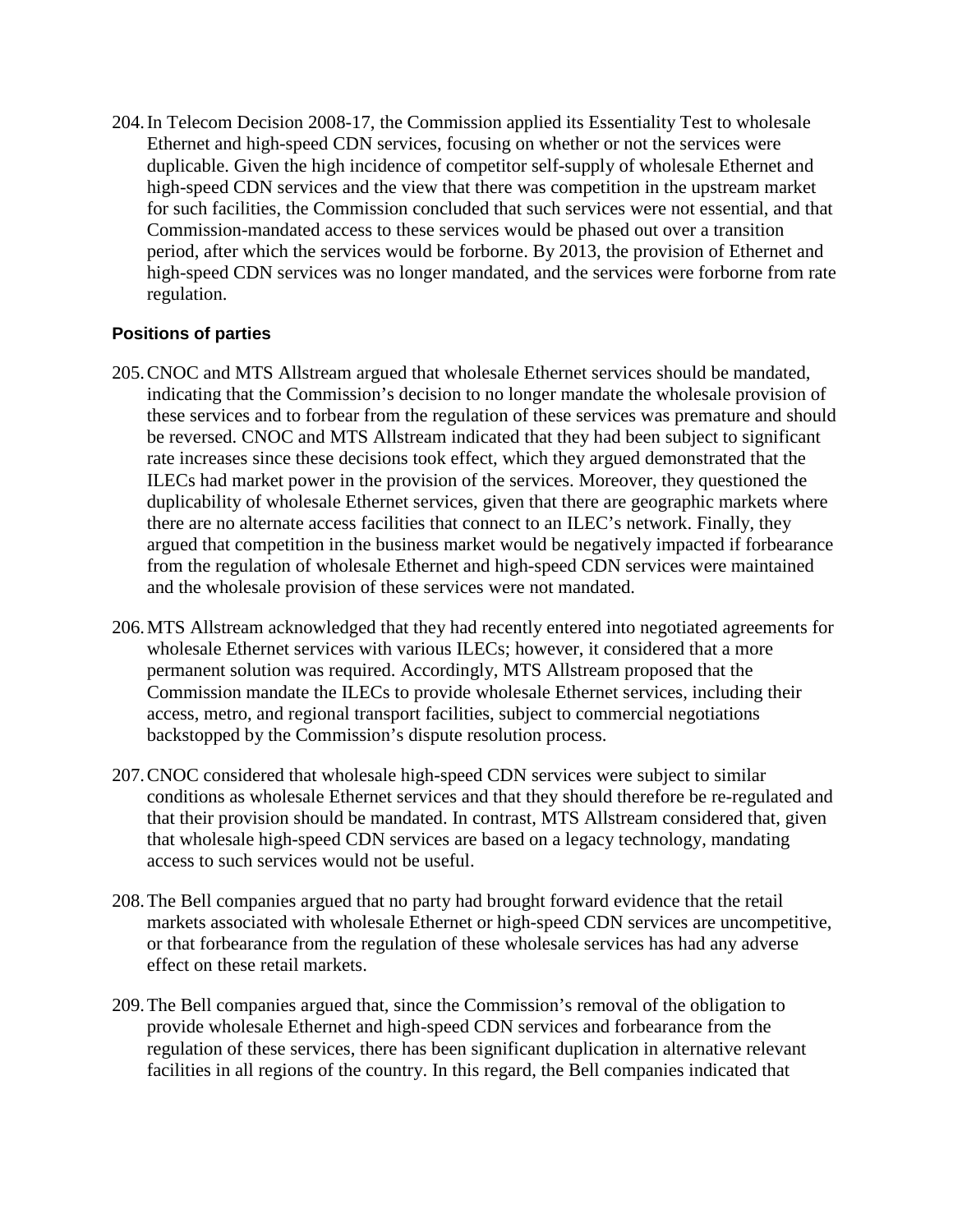204. In Telecom Decision 2008-17, the Commission applied its Essentiality Test to wholesale Ethernet and high-speed CDN services, focusing on whether or not the services were duplicable. Given the high incidence of competitor self-supply of wholesale Ethernet and high-speed CDN services and the view that there was competition in the upstream market for such facilities, the Commission concluded that such services were not essential, and that Commission-mandated access to these services would be phased out over a transition period, after which the services would be forborne. By 2013, the provision of Ethernet and high-speed CDN services was no longer mandated, and the services were forborne from rate regulation.

### Positions of parties

205. CNOC and MTS Allstream argued that wholesale Ethernet services should be mandated, indicating that the Commission's decision to no longer mandate the wholesale provision of these services and to forbear from the regulation of these services was premature and should be reversed. CNOC and MTS Allstream indicated that they had been subject to significant rate increases since these decisions took effect, which they argued demonstrated that the ILECs had market power in the provision of the services. Moreover, they questioned the duplicability of wholesale Ethernet services, given that there are geographic markets where there are no alternate access facilities that connect to an ILEC's network. Finally, they argued that competition in the business market would be negatively impacted if forbearance from the regulation of wholesale Ethernet and high-speed CDN services were maintained and the wholesale provision of these services were not mandated.

206. MTS Allstream acknowledged that they had recently entered into negotiated agreements for wholesale Ethernet services with various ILECs; however, it considered that a more permanent solution was required. Accordingly, MTS Allstream proposed that the Commission mandate the ILECs to provide wholesale Ethernet services, including their access, metro, and regional transport facilities, subject to commercial negotiations backstopped by the Commission's dispute resolution process.

207. CNOC considered that wholesale high-speed CDN services were subject to similar conditions as wholesale Ethernet services and that they should therefore be re-regulated and that their provision should be mandated. In contrast, MTS Allstream considered that, given that wholesale high-speed CDN services are based on a legacy technology, mandating access to such services would not be useful.

208. The Bell companies argued that no party had brought forward evidence that the retail markets associated with wholesale Ethernet or high-speed CDN services are uncompetitive, or that forbearance from the regulation of these wholesale services has had any adverse effect on these retail markets.

209. The Bell companies argued that, since the Commission's removal of the obligation to provide wholesale Ethernet and high-speed CDN services and forbearance from the regulation of these services, there has been significant duplication in alternative relevant facilities in all regions of the country. In this regard, the Bell companies indicated that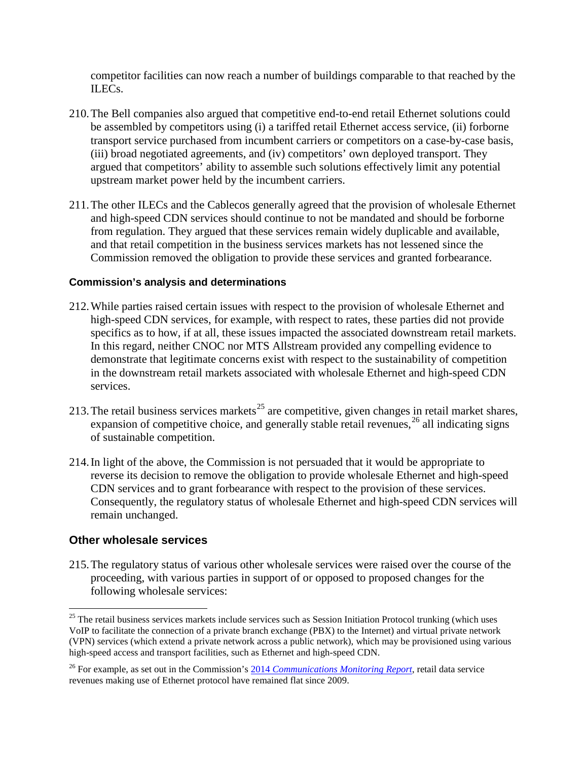competitor facilities can now reach a number of buildings comparable to that reached by the ILECs.

210. The Bell companies also argued that competitive end-to-end retail Ethernet solutions could be assembled by competitors using (i) a tariffed retail Ethernet access service, (ii) forborne transport service purchased from incumbent carriers or competitors on a case-by-case basis, (iii) broad negotiated agreements, and (iv) competitors' own deployed transport. They argued that competitors' ability to assemble such solutions effectively limit any potential upstream market power held by the incumbent carriers.

211. The other ILECs and the Cablecos generally agreed that the provision of wholesale Ethernet and high-speed CDN services should continue to not be mandated and should be forborne from regulation. They argued that these services remain widely duplicable and available, and that retail competition in the business services markets has not lessened since the Commission removed the obligation to provide these services and granted forbearance.

### Commission's analysis and determinations

212. While parties raised certain issues with respect to the provision of wholesale Ethernet and high-speed CDN services, for example, with respect to rates, these parties did not provide specifics as to how, if at all, these issues impacted the associated downstream retail markets. In this regard, neither CNOC nor MTS Allstream provided any compelling evidence to demonstrate that legitimate concerns exist with respect to the sustainability of competition in the downstream retail markets associated with wholesale Ethernet and high-speed CDN services.

213. The retail business services markets[25] are competitive, given changes in retail market shares, expansion of competitive choice, and generally stable retail revenues,[26] all indicating signs of sustainable competition.

214. In light of the above, the Commission is not persuaded that it would be appropriate to reverse its decision to remove the obligation to provide wholesale Ethernet and high-speed CDN services and to grant forbearance with respect to the provision of these services. Consequently, the regulatory status of wholesale Ethernet and high-speed CDN services will remain unchanged.

## Other wholesale services

215. The regulatory status of various other wholesale services were raised over the course of the proceeding, with various parties in support of or opposed to proposed changes for the following wholesale services:

---

[25] The retail business services markets include services such as Session Initiation Protocol trunking (which uses VoIP to facilitate the connection of a private branch exchange (PBX) to the Internet) and virtual private network (VPN) services (which extend a private network across a public network), which may be provisioned using various high-speed access and transport facilities, such as Ethernet and high-speed CDN.

[26] For example, as set out in the Commission's 2014 *Communications Monitoring Report*, retail data service revenues making use of Ethernet protocol have remained flat since 2009.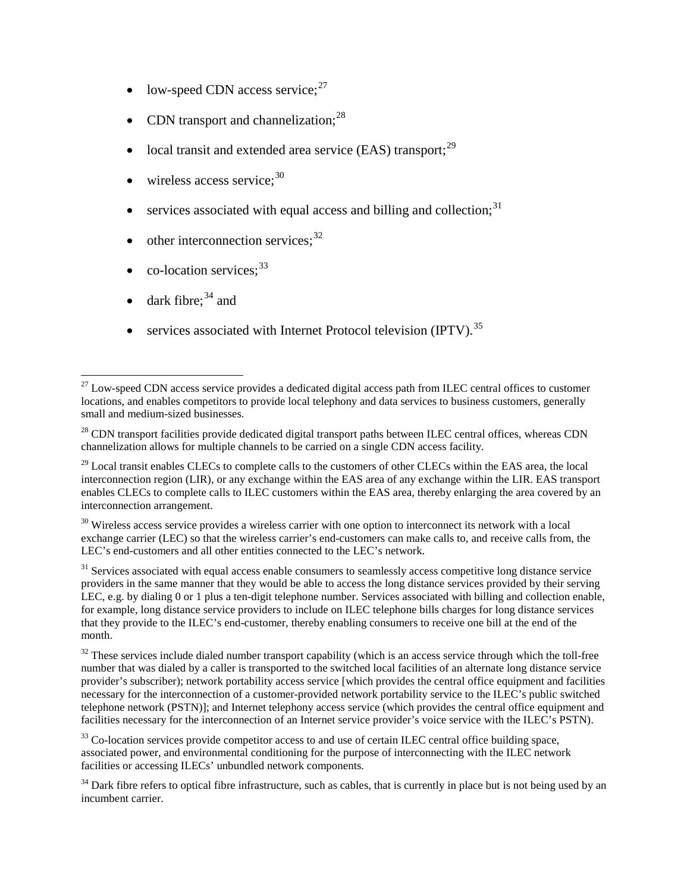- low-speed CDN access service;[27]
- CDN transport and channelization;[28]
- local transit and extended area service (EAS) transport;[29]
- wireless access service;[30]
- services associated with equal access and billing and collection;[31]
- other interconnection services;[32]
- co-location services;[33]
- dark fibre;[34] and
- services associated with Internet Protocol television (IPTV).[35]

---

[27] Low-speed CDN access service provides a dedicated digital access path from ILEC central offices to customer locations, and enables competitors to provide local telephony and data services to business customers, generally small and medium-sized businesses.

[28] CDN transport facilities provide dedicated digital transport paths between ILEC central offices, whereas CDN channelization allows for multiple channels to be carried on a single CDN access facility.

[29] Local transit enables CLECs to complete calls to the customers of other CLECs within the EAS area, the local interconnection region (LIR), or any exchange within the EAS area of any exchange within the LIR. EAS transport enables CLECs to complete calls to ILEC customers within the EAS area, thereby enlarging the area covered by an interconnection arrangement.

[30] Wireless access service provides a wireless carrier with one option to interconnect its network with a local exchange carrier (LEC) so that the wireless carrier's end-customers can make calls to, and receive calls from, the LEC's end-customers and all other entities connected to the LEC's network.

[31] Services associated with equal access enable consumers to seamlessly access competitive long distance service providers in the same manner that they would be able to access the long distance services provided by their serving LEC, e.g. by dialing 0 or 1 plus a ten-digit telephone number. Services associated with billing and collection enable, for example, long distance service providers to include on ILEC telephone bills charges for long distance services that they provide to the ILEC's end-customer, thereby enabling consumers to receive one bill at the end of the month.

[32] These services include dialed number transport capability (which is an access service through which the toll-free number that was dialed by a caller is transported to the switched local facilities of an alternate long distance service provider's subscriber); network portability access service [which provides the central office equipment and facilities necessary for the interconnection of a customer-provided network portability service to the ILEC's public switched telephone network (PSTN)]; and Internet telephony access service (which provides the central office equipment and facilities necessary for the interconnection of an Internet service provider's voice service with the ILEC's PSTN).

[33] Co-location services provide competitor access to and use of certain ILEC central office building space, associated power, and environmental conditioning for the purpose of interconnecting with the ILEC network facilities or accessing ILECs' unbundled network components.

[34] Dark fibre refers to optical fibre infrastructure, such as cables, that is currently in place but is not being used by an incumbent carrier.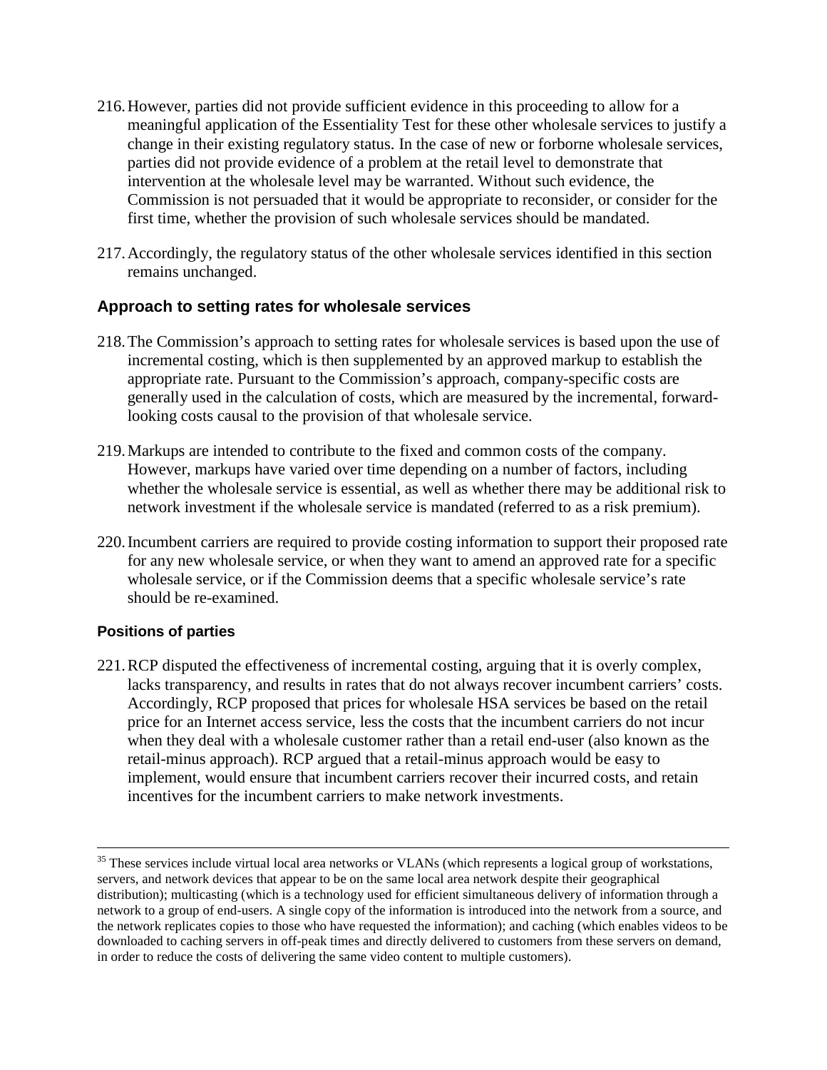216. However, parties did not provide sufficient evidence in this proceeding to allow for a meaningful application of the Essentiality Test for these other wholesale services to justify a change in their existing regulatory status. In the case of new or forborne wholesale services, parties did not provide evidence of a problem at the retail level to demonstrate that intervention at the wholesale level may be warranted. Without such evidence, the Commission is not persuaded that it would be appropriate to reconsider, or consider for the first time, whether the provision of such wholesale services should be mandated.

217. Accordingly, the regulatory status of the other wholesale services identified in this section remains unchanged.

## Approach to setting rates for wholesale services

218. The Commission's approach to setting rates for wholesale services is based upon the use of incremental costing, which is then supplemented by an approved markup to establish the appropriate rate. Pursuant to the Commission's approach, company-specific costs are generally used in the calculation of costs, which are measured by the incremental, forward-looking costs causal to the provision of that wholesale service.

219. Markups are intended to contribute to the fixed and common costs of the company. However, markups have varied over time depending on a number of factors, including whether the wholesale service is essential, as well as whether there may be additional risk to network investment if the wholesale service is mandated (referred to as a risk premium).

220. Incumbent carriers are required to provide costing information to support their proposed rate for any new wholesale service, or when they want to amend an approved rate for a specific wholesale service, or if the Commission deems that a specific wholesale service's rate should be re-examined.

### Positions of parties

221. RCP disputed the effectiveness of incremental costing, arguing that it is overly complex, lacks transparency, and results in rates that do not always recover incumbent carriers' costs. Accordingly, RCP proposed that prices for wholesale HSA services be based on the retail price for an Internet access service, less the costs that the incumbent carriers do not incur when they deal with a wholesale customer rather than a retail end-user (also known as the retail-minus approach). RCP argued that a retail-minus approach would be easy to implement, would ensure that incumbent carriers recover their incurred costs, and retain incentives for the incumbent carriers to make network investments.

---

[35] These services include virtual local area networks or VLANs (which represents a logical group of workstations, servers, and network devices that appear to be on the same local area network despite their geographical distribution); multicasting (which is a technology used for efficient simultaneous delivery of information through a network to a group of end-users. A single copy of the information is introduced into the network from a source, and the network replicates copies to those who have requested the information); and caching (which enables videos to be downloaded to caching servers in off-peak times and directly delivered to customers from these servers on demand, in order to reduce the costs of delivering the same video content to multiple customers).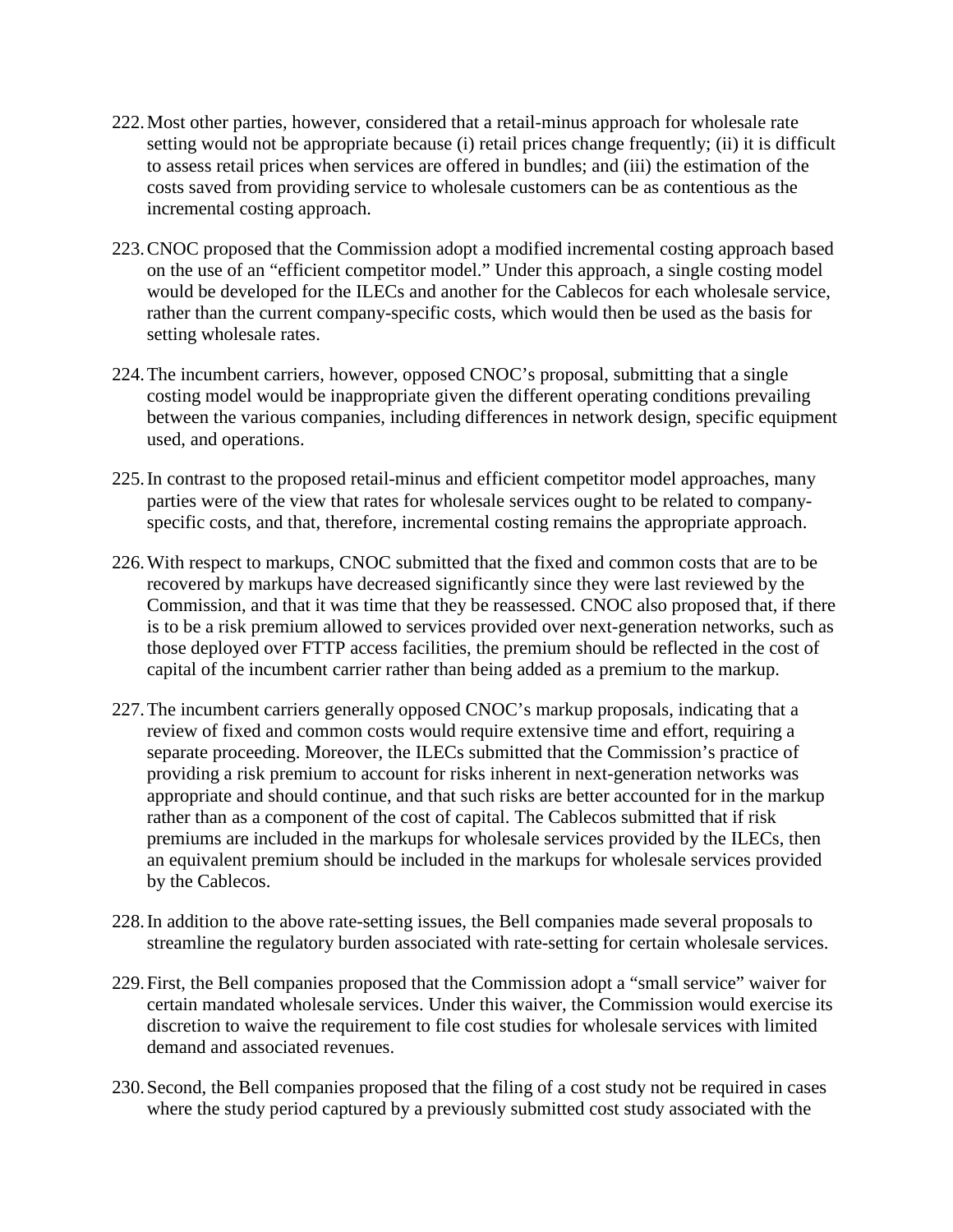222. Most other parties, however, considered that a retail-minus approach for wholesale rate setting would not be appropriate because (i) retail prices change frequently; (ii) it is difficult to assess retail prices when services are offered in bundles; and (iii) the estimation of the costs saved from providing service to wholesale customers can be as contentious as the incremental costing approach.

223. CNOC proposed that the Commission adopt a modified incremental costing approach based on the use of an "efficient competitor model." Under this approach, a single costing model would be developed for the ILECs and another for the Cablecos for each wholesale service, rather than the current company-specific costs, which would then be used as the basis for setting wholesale rates.

224. The incumbent carriers, however, opposed CNOC's proposal, submitting that a single costing model would be inappropriate given the different operating conditions prevailing between the various companies, including differences in network design, specific equipment used, and operations.

225. In contrast to the proposed retail-minus and efficient competitor model approaches, many parties were of the view that rates for wholesale services ought to be related to company-specific costs, and that, therefore, incremental costing remains the appropriate approach.

226. With respect to markups, CNOC submitted that the fixed and common costs that are to be recovered by markups have decreased significantly since they were last reviewed by the Commission, and that it was time that they be reassessed. CNOC also proposed that, if there is to be a risk premium allowed to services provided over next-generation networks, such as those deployed over FTTP access facilities, the premium should be reflected in the cost of capital of the incumbent carrier rather than being added as a premium to the markup.

227. The incumbent carriers generally opposed CNOC's markup proposals, indicating that a review of fixed and common costs would require extensive time and effort, requiring a separate proceeding. Moreover, the ILECs submitted that the Commission's practice of providing a risk premium to account for risks inherent in next-generation networks was appropriate and should continue, and that such risks are better accounted for in the markup rather than as a component of the cost of capital. The Cablecos submitted that if risk premiums are included in the markups for wholesale services provided by the ILECs, then an equivalent premium should be included in the markups for wholesale services provided by the Cablecos.

228. In addition to the above rate-setting issues, the Bell companies made several proposals to streamline the regulatory burden associated with rate-setting for certain wholesale services.

229. First, the Bell companies proposed that the Commission adopt a "small service" waiver for certain mandated wholesale services. Under this waiver, the Commission would exercise its discretion to waive the requirement to file cost studies for wholesale services with limited demand and associated revenues.

230. Second, the Bell companies proposed that the filing of a cost study not be required in cases where the study period captured by a previously submitted cost study associated with the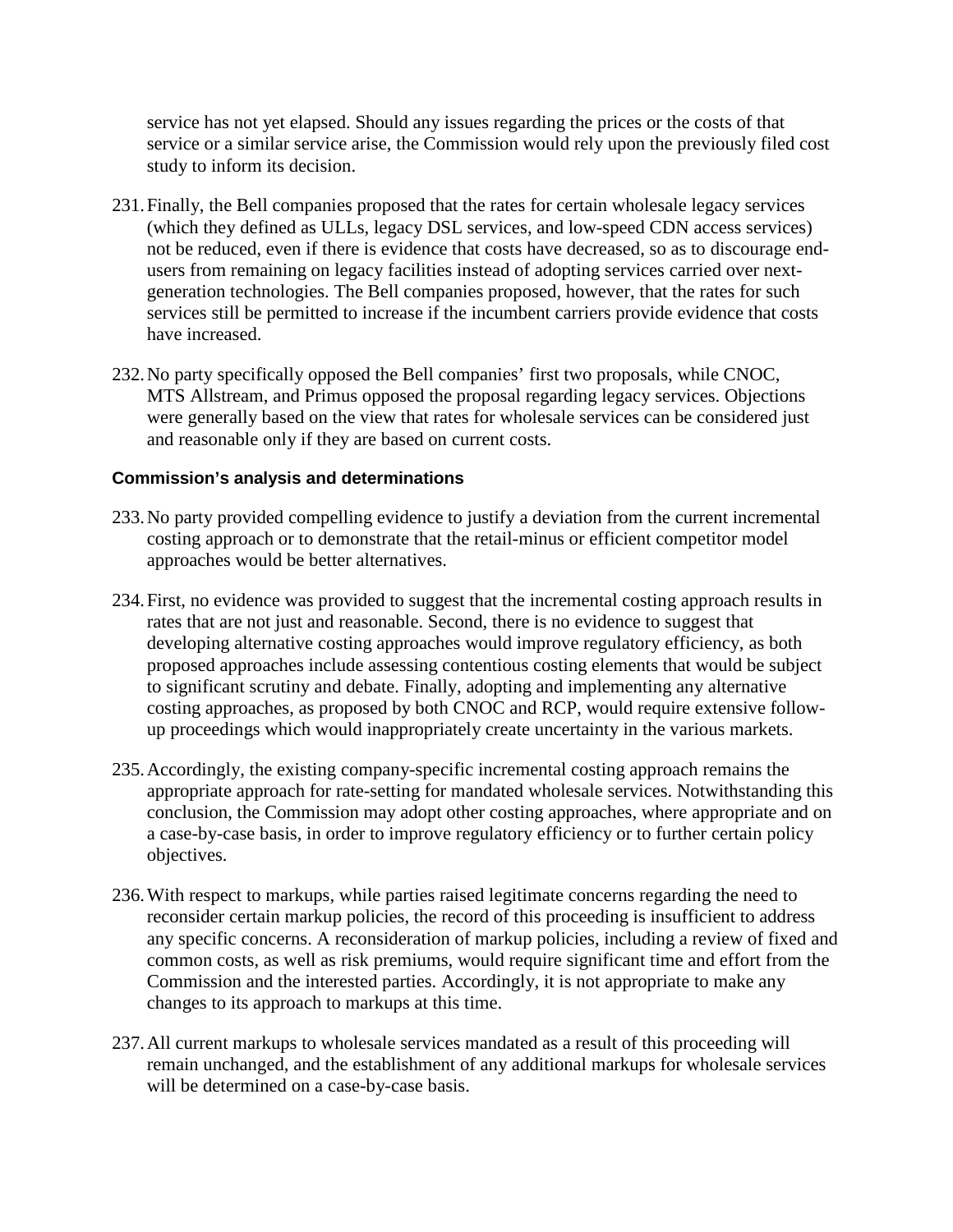service has not yet elapsed. Should any issues regarding the prices or the costs of that service or a similar service arise, the Commission would rely upon the previously filed cost study to inform its decision.

231. Finally, the Bell companies proposed that the rates for certain wholesale legacy services (which they defined as ULLs, legacy DSL services, and low-speed CDN access services) not be reduced, even if there is evidence that costs have decreased, so as to discourage end-users from remaining on legacy facilities instead of adopting services carried over next-generation technologies. The Bell companies proposed, however, that the rates for such services still be permitted to increase if the incumbent carriers provide evidence that costs have increased.

232. No party specifically opposed the Bell companies' first two proposals, while CNOC, MTS Allstream, and Primus opposed the proposal regarding legacy services. Objections were generally based on the view that rates for wholesale services can be considered just and reasonable only if they are based on current costs.

#### Commission's analysis and determinations

233. No party provided compelling evidence to justify a deviation from the current incremental costing approach or to demonstrate that the retail-minus or efficient competitor model approaches would be better alternatives.

234. First, no evidence was provided to suggest that the incremental costing approach results in rates that are not just and reasonable. Second, there is no evidence to suggest that developing alternative costing approaches would improve regulatory efficiency, as both proposed approaches include assessing contentious costing elements that would be subject to significant scrutiny and debate. Finally, adopting and implementing any alternative costing approaches, as proposed by both CNOC and RCP, would require extensive follow-up proceedings which would inappropriately create uncertainty in the various markets.

235. Accordingly, the existing company-specific incremental costing approach remains the appropriate approach for rate-setting for mandated wholesale services. Notwithstanding this conclusion, the Commission may adopt other costing approaches, where appropriate and on a case-by-case basis, in order to improve regulatory efficiency or to further certain policy objectives.

236. With respect to markups, while parties raised legitimate concerns regarding the need to reconsider certain markup policies, the record of this proceeding is insufficient to address any specific concerns. A reconsideration of markup policies, including a review of fixed and common costs, as well as risk premiums, would require significant time and effort from the Commission and the interested parties. Accordingly, it is not appropriate to make any changes to its approach to markups at this time.

237. All current markups to wholesale services mandated as a result of this proceeding will remain unchanged, and the establishment of any additional markups for wholesale services will be determined on a case-by-case basis.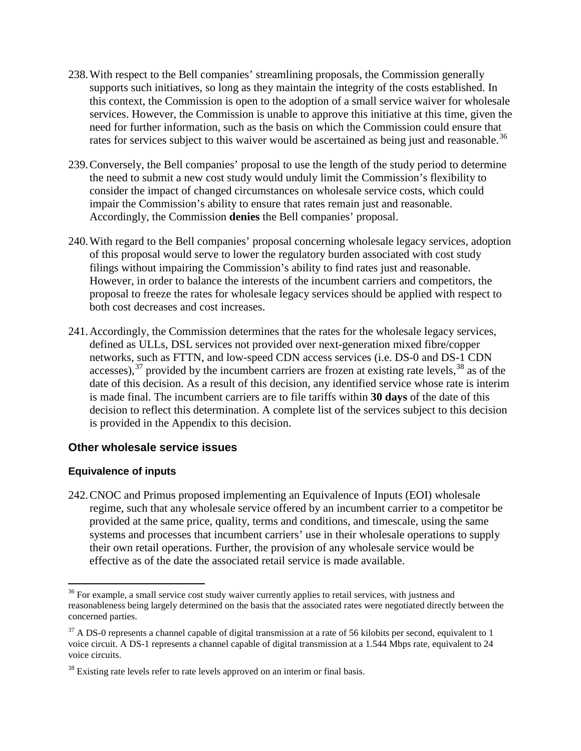238. With respect to the Bell companies' streamlining proposals, the Commission generally supports such initiatives, so long as they maintain the integrity of the costs established. In this context, the Commission is open to the adoption of a small service waiver for wholesale services. However, the Commission is unable to approve this initiative at this time, given the need for further information, such as the basis on which the Commission could ensure that rates for services subject to this waiver would be ascertained as being just and reasonable.[36]

239. Conversely, the Bell companies' proposal to use the length of the study period to determine the need to submit a new cost study would unduly limit the Commission's flexibility to consider the impact of changed circumstances on wholesale service costs, which could impair the Commission's ability to ensure that rates remain just and reasonable. Accordingly, the Commission **denies** the Bell companies' proposal.

240. With regard to the Bell companies' proposal concerning wholesale legacy services, adoption of this proposal would serve to lower the regulatory burden associated with cost study filings without impairing the Commission's ability to find rates just and reasonable. However, in order to balance the interests of the incumbent carriers and competitors, the proposal to freeze the rates for wholesale legacy services should be applied with respect to both cost decreases and cost increases.

241. Accordingly, the Commission determines that the rates for the wholesale legacy services, defined as ULLs, DSL services not provided over next-generation mixed fibre/copper networks, such as FTTN, and low-speed CDN access services (i.e. DS-0 and DS-1 CDN accesses),[37] provided by the incumbent carriers are frozen at existing rate levels,[38] as of the date of this decision. As a result of this decision, any identified service whose rate is interim is made final. The incumbent carriers are to file tariffs within **30 days** of the date of this decision to reflect this determination. A complete list of the services subject to this decision is provided in the Appendix to this decision.

## Other wholesale service issues

### Equivalence of inputs

242. CNOC and Primus proposed implementing an Equivalence of Inputs (EOI) wholesale regime, such that any wholesale service offered by an incumbent carrier to a competitor be provided at the same price, quality, terms and conditions, and timescale, using the same systems and processes that incumbent carriers' use in their wholesale operations to supply their own retail operations. Further, the provision of any wholesale service would be effective as of the date the associated retail service is made available.

---

[36] For example, a small service cost study waiver currently applies to retail services, with justness and reasonableness being largely determined on the basis that the associated rates were negotiated directly between the concerned parties.

[37] A DS-0 represents a channel capable of digital transmission at a rate of 56 kilobits per second, equivalent to 1 voice circuit. A DS-1 represents a channel capable of digital transmission at a 1.544 Mbps rate, equivalent to 24 voice circuits.

[38] Existing rate levels refer to rate levels approved on an interim or final basis.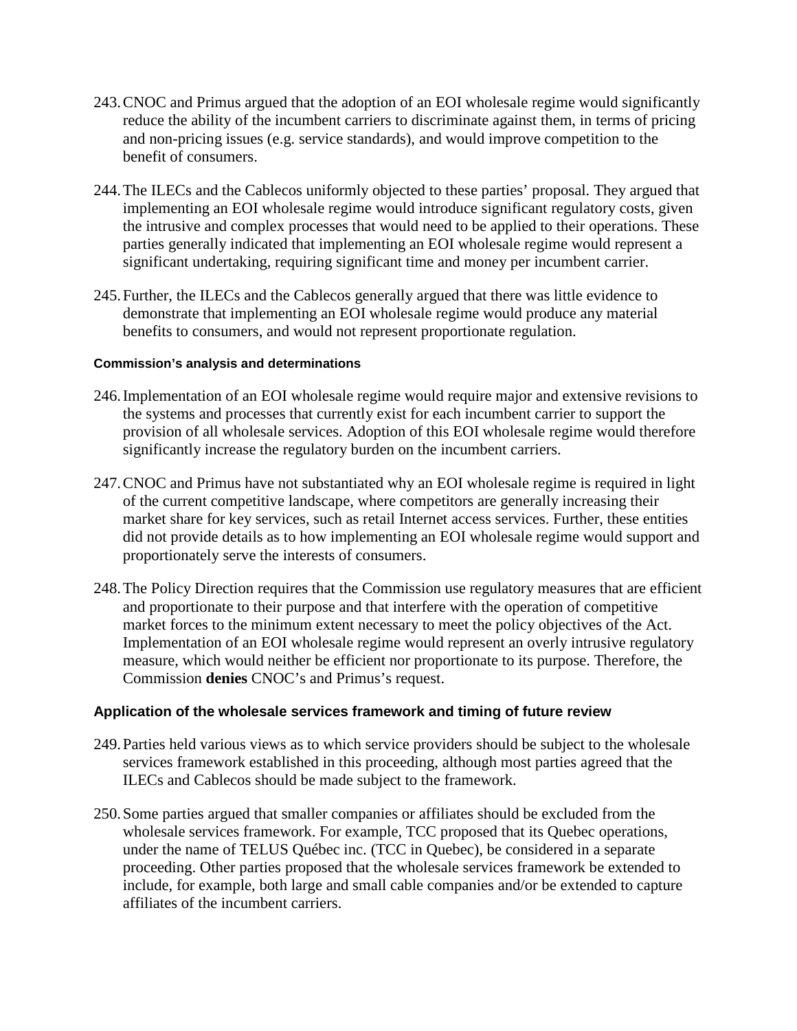243. CNOC and Primus argued that the adoption of an EOI wholesale regime would significantly reduce the ability of the incumbent carriers to discriminate against them, in terms of pricing and non-pricing issues (e.g. service standards), and would improve competition to the benefit of consumers.

244. The ILECs and the Cablecos uniformly objected to these parties' proposal. They argued that implementing an EOI wholesale regime would introduce significant regulatory costs, given the intrusive and complex processes that would need to be applied to their operations. These parties generally indicated that implementing an EOI wholesale regime would represent a significant undertaking, requiring significant time and money per incumbent carrier.

245. Further, the ILECs and the Cablecos generally argued that there was little evidence to demonstrate that implementing an EOI wholesale regime would produce any material benefits to consumers, and would not represent proportionate regulation.

#### Commission's analysis and determinations

246. Implementation of an EOI wholesale regime would require major and extensive revisions to the systems and processes that currently exist for each incumbent carrier to support the provision of all wholesale services. Adoption of this EOI wholesale regime would therefore significantly increase the regulatory burden on the incumbent carriers.

247. CNOC and Primus have not substantiated why an EOI wholesale regime is required in light of the current competitive landscape, where competitors are generally increasing their market share for key services, such as retail Internet access services. Further, these entities did not provide details as to how implementing an EOI wholesale regime would support and proportionately serve the interests of consumers.

248. The Policy Direction requires that the Commission use regulatory measures that are efficient and proportionate to their purpose and that interfere with the operation of competitive market forces to the minimum extent necessary to meet the policy objectives of the Act. Implementation of an EOI wholesale regime would represent an overly intrusive regulatory measure, which would neither be efficient nor proportionate to its purpose. Therefore, the Commission **denies** CNOC's and Primus's request.

### Application of the wholesale services framework and timing of future review

249. Parties held various views as to which service providers should be subject to the wholesale services framework established in this proceeding, although most parties agreed that the ILECs and Cablecos should be made subject to the framework.

250. Some parties argued that smaller companies or affiliates should be excluded from the wholesale services framework. For example, TCC proposed that its Quebec operations, under the name of TELUS Québec inc. (TCC in Quebec), be considered in a separate proceeding. Other parties proposed that the wholesale services framework be extended to include, for example, both large and small cable companies and/or be extended to capture affiliates of the incumbent carriers.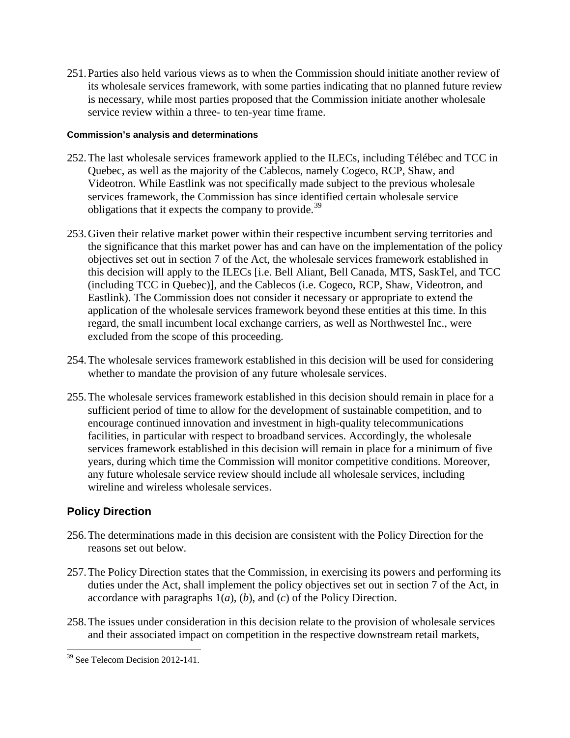251. Parties also held various views as to when the Commission should initiate another review of its wholesale services framework, with some parties indicating that no planned future review is necessary, while most parties proposed that the Commission initiate another wholesale service review within a three- to ten-year time frame.

#### Commission's analysis and determinations

252. The last wholesale services framework applied to the ILECs, including Télébec and TCC in Quebec, as well as the majority of the Cablecos, namely Cogeco, RCP, Shaw, and Videotron. While Eastlink was not specifically made subject to the previous wholesale services framework, the Commission has since identified certain wholesale service obligations that it expects the company to provide.[39]

253. Given their relative market power within their respective incumbent serving territories and the significance that this market power has and can have on the implementation of the policy objectives set out in section 7 of the Act, the wholesale services framework established in this decision will apply to the ILECs [i.e. Bell Aliant, Bell Canada, MTS, SaskTel, and TCC (including TCC in Quebec)], and the Cablecos (i.e. Cogeco, RCP, Shaw, Videotron, and Eastlink). The Commission does not consider it necessary or appropriate to extend the application of the wholesale services framework beyond these entities at this time. In this regard, the small incumbent local exchange carriers, as well as Northwestel Inc., were excluded from the scope of this proceeding.

254. The wholesale services framework established in this decision will be used for considering whether to mandate the provision of any future wholesale services.

255. The wholesale services framework established in this decision should remain in place for a sufficient period of time to allow for the development of sustainable competition, and to encourage continued innovation and investment in high-quality telecommunications facilities, in particular with respect to broadband services. Accordingly, the wholesale services framework established in this decision will remain in place for a minimum of five years, during which time the Commission will monitor competitive conditions. Moreover, any future wholesale service review should include all wholesale services, including wireline and wireless wholesale services.

### Policy Direction

256. The determinations made in this decision are consistent with the Policy Direction for the reasons set out below.

257. The Policy Direction states that the Commission, in exercising its powers and performing its duties under the Act, shall implement the policy objectives set out in section 7 of the Act, in accordance with paragraphs 1(*a*), (*b*), and (*c*) of the Policy Direction.

258. The issues under consideration in this decision relate to the provision of wholesale services and their associated impact on competition in the respective downstream retail markets,

---

[39] See Telecom Decision 2012-141.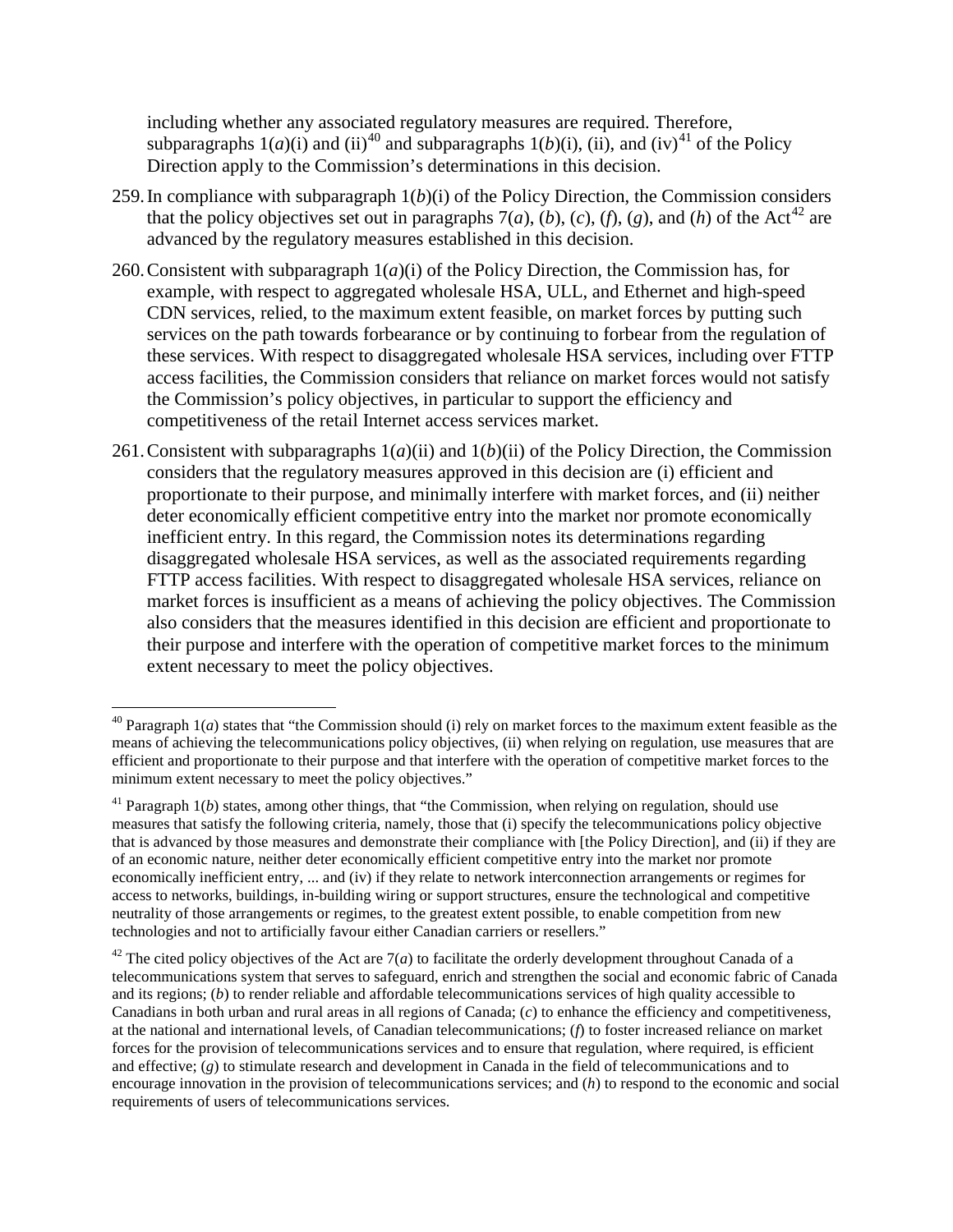including whether any associated regulatory measures are required. Therefore, subparagraphs 1(*a*)(i) and (ii)[40] and subparagraphs 1(*b*)(i), (ii), and (iv)[41] of the Policy Direction apply to the Commission's determinations in this decision.

259. In compliance with subparagraph 1(*b*)(i) of the Policy Direction, the Commission considers that the policy objectives set out in paragraphs 7(*a*), (*b*), (*c*), (*f*), (*g*), and (*h*) of the Act[42] are advanced by the regulatory measures established in this decision.

260. Consistent with subparagraph 1(*a*)(i) of the Policy Direction, the Commission has, for example, with respect to aggregated wholesale HSA, ULL, and Ethernet and high-speed CDN services, relied, to the maximum extent feasible, on market forces by putting such services on the path towards forbearance or by continuing to forbear from the regulation of these services. With respect to disaggregated wholesale HSA services, including over FTTP access facilities, the Commission considers that reliance on market forces would not satisfy the Commission's policy objectives, in particular to support the efficiency and competitiveness of the retail Internet access services market.

261. Consistent with subparagraphs 1(*a*)(ii) and 1(*b*)(ii) of the Policy Direction, the Commission considers that the regulatory measures approved in this decision are (i) efficient and proportionate to their purpose, and minimally interfere with market forces, and (ii) neither deter economically efficient competitive entry into the market nor promote economically inefficient entry. In this regard, the Commission notes its determinations regarding disaggregated wholesale HSA services, as well as the associated requirements regarding FTTP access facilities. With respect to disaggregated wholesale HSA services, reliance on market forces is insufficient as a means of achieving the policy objectives. The Commission also considers that the measures identified in this decision are efficient and proportionate to their purpose and interfere with the operation of competitive market forces to the minimum extent necessary to meet the policy objectives.

---

[40] Paragraph 1(*a*) states that "the Commission should (i) rely on market forces to the maximum extent feasible as the means of achieving the telecommunications policy objectives, (ii) when relying on regulation, use measures that are efficient and proportionate to their purpose and that interfere with the operation of competitive market forces to the minimum extent necessary to meet the policy objectives."

[41] Paragraph 1(*b*) states, among other things, that "the Commission, when relying on regulation, should use measures that satisfy the following criteria, namely, those that (i) specify the telecommunications policy objective that is advanced by those measures and demonstrate their compliance with [the Policy Direction], and (ii) if they are of an economic nature, neither deter economically efficient competitive entry into the market nor promote economically inefficient entry, ... and (iv) if they relate to network interconnection arrangements or regimes for access to networks, buildings, in-building wiring or support structures, ensure the technological and competitive neutrality of those arrangements or regimes, to the greatest extent possible, to enable competition from new technologies and not to artificially favour either Canadian carriers or resellers."

[42] The cited policy objectives of the Act are 7(*a*) to facilitate the orderly development throughout Canada of a telecommunications system that serves to safeguard, enrich and strengthen the social and economic fabric of Canada and its regions; (*b*) to render reliable and affordable telecommunications services of high quality accessible to Canadians in both urban and rural areas in all regions of Canada; (*c*) to enhance the efficiency and competitiveness, at the national and international levels, of Canadian telecommunications; (*f*) to foster increased reliance on market forces for the provision of telecommunications services and to ensure that regulation, where required, is efficient and effective; (*g*) to stimulate research and development in Canada in the field of telecommunications and to encourage innovation in the provision of telecommunications services; and (*h*) to respond to the economic and social requirements of users of telecommunications services.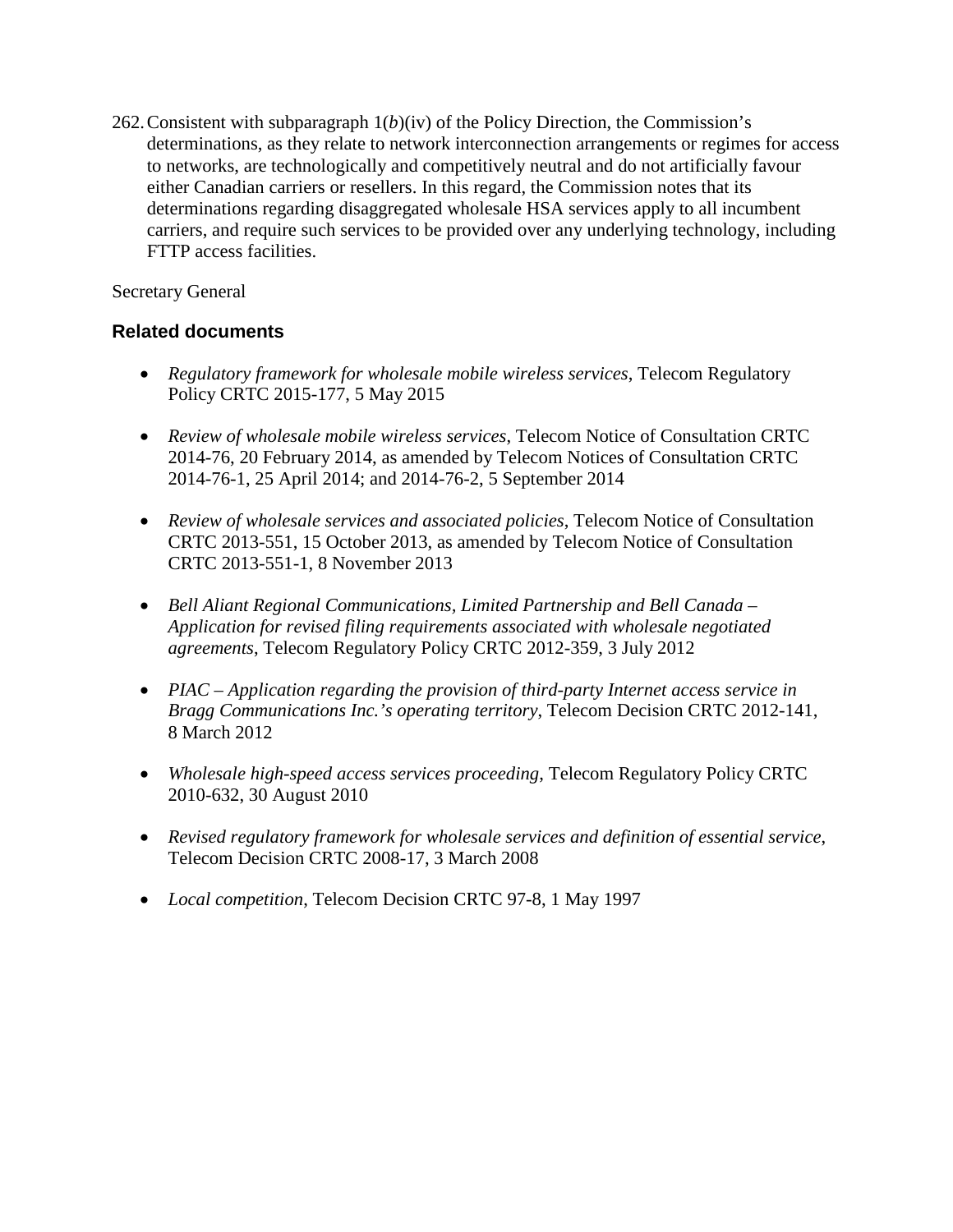262. Consistent with subparagraph 1(*b*)(iv) of the Policy Direction, the Commission's determinations, as they relate to network interconnection arrangements or regimes for access to networks, are technologically and competitively neutral and do not artificially favour either Canadian carriers or resellers. In this regard, the Commission notes that its determinations regarding disaggregated wholesale HSA services apply to all incumbent carriers, and require such services to be provided over any underlying technology, including FTTP access facilities.

Secretary General

## Related documents

- *Regulatory framework for wholesale mobile wireless services*, Telecom Regulatory Policy CRTC 2015-177, 5 May 2015
- *Review of wholesale mobile wireless services*, Telecom Notice of Consultation CRTC 2014-76, 20 February 2014, as amended by Telecom Notices of Consultation CRTC 2014-76-1, 25 April 2014; and 2014-76-2, 5 September 2014
- *Review of wholesale services and associated policies*, Telecom Notice of Consultation CRTC 2013-551, 15 October 2013, as amended by Telecom Notice of Consultation CRTC 2013-551-1, 8 November 2013
- *Bell Aliant Regional Communications, Limited Partnership and Bell Canada – Application for revised filing requirements associated with wholesale negotiated agreements*, Telecom Regulatory Policy CRTC 2012-359, 3 July 2012
- *PIAC – Application regarding the provision of third-party Internet access service in Bragg Communications Inc.'s operating territory*, Telecom Decision CRTC 2012-141, 8 March 2012
- *Wholesale high-speed access services proceeding*, Telecom Regulatory Policy CRTC 2010-632, 30 August 2010
- *Revised regulatory framework for wholesale services and definition of essential service*, Telecom Decision CRTC 2008-17, 3 March 2008
- *Local competition*, Telecom Decision CRTC 97-8, 1 May 1997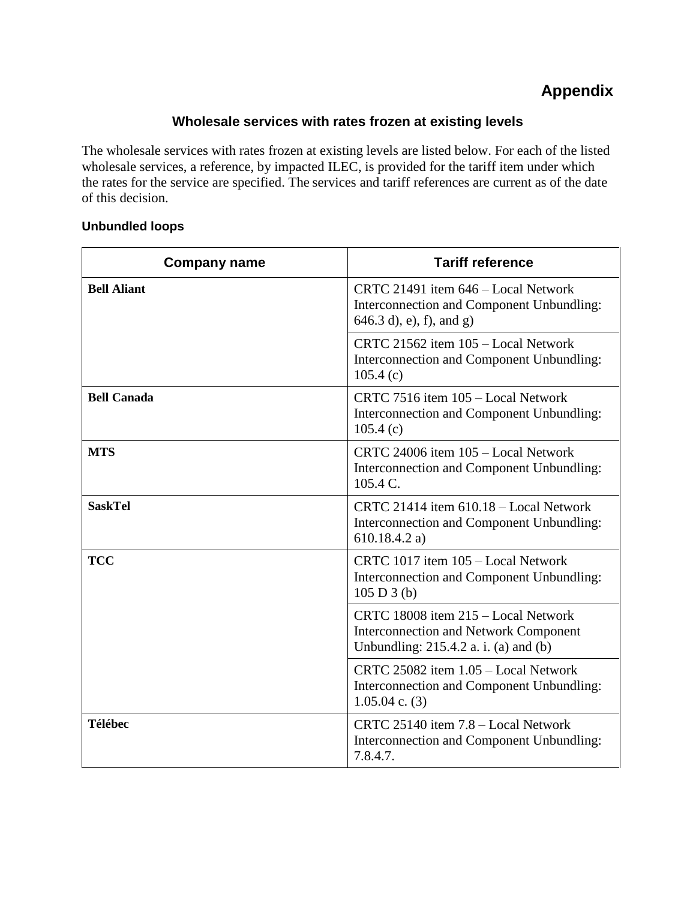# Appendix

## Wholesale services with rates frozen at existing levels

The wholesale services with rates frozen at existing levels are listed below. For each of the listed wholesale services, a reference, by impacted ILEC, is provided for the tariff item under which the rates for the service are specified. The services and tariff references are current as of the date of this decision.

### Unbundled loops

| Company name | Tariff reference |
|---|---|
| **Bell Aliant** | CRTC 21491 item 646 – Local Network Interconnection and Component Unbundling: 646.3 d), e), f), and g) |
| | CRTC 21562 item 105 – Local Network Interconnection and Component Unbundling: 105.4 (c) |
| **Bell Canada** | CRTC 7516 item 105 – Local Network Interconnection and Component Unbundling: 105.4 (c) |
| **MTS** | CRTC 24006 item 105 – Local Network Interconnection and Component Unbundling: 105.4 C. |
| **SaskTel** | CRTC 21414 item 610.18 – Local Network Interconnection and Component Unbundling: 610.18.4.2 a) |
| **TCC** | CRTC 1017 item 105 – Local Network Interconnection and Component Unbundling: 105 D 3 (b) |
| | CRTC 18008 item 215 – Local Network Interconnection and Network Component Unbundling: 215.4.2 a. i. (a) and (b) |
| | CRTC 25082 item 1.05 – Local Network Interconnection and Component Unbundling: 1.05.04 c. (3) |
| **Télébec** | CRTC 25140 item 7.8 – Local Network Interconnection and Component Unbundling: 7.8.4.7. |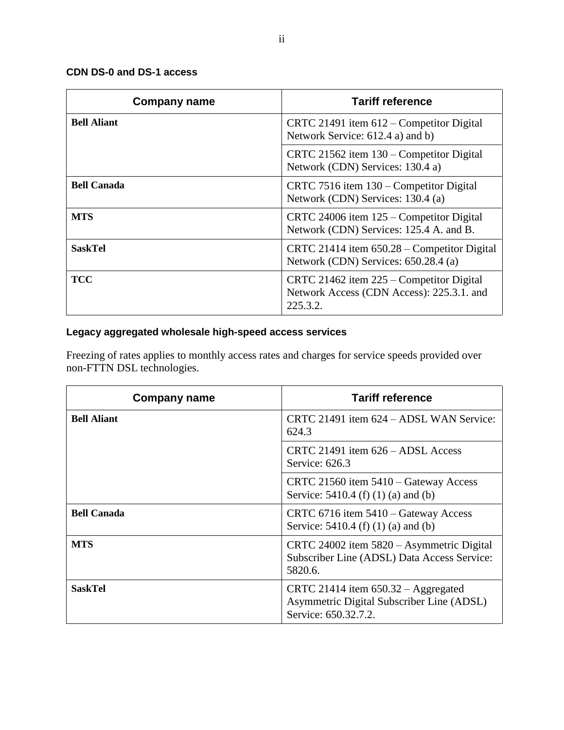### CDN DS-0 and DS-1 access

| Company name | Tariff reference |
| --- | --- |
| **Bell Aliant** | CRTC 21491 item 612 – Competitor Digital Network Service: 612.4 a) and b) |
| | CRTC 21562 item 130 – Competitor Digital Network (CDN) Services: 130.4 a) |
| **Bell Canada** | CRTC 7516 item 130 – Competitor Digital Network (CDN) Services: 130.4 (a) |
| **MTS** | CRTC 24006 item 125 – Competitor Digital Network (CDN) Services: 125.4 A. and B. |
| **SaskTel** | CRTC 21414 item 650.28 – Competitor Digital Network (CDN) Services: 650.28.4 (a) |
| **TCC** | CRTC 21462 item 225 – Competitor Digital Network Access (CDN Access): 225.3.1. and 225.3.2. |

### Legacy aggregated wholesale high-speed access services

Freezing of rates applies to monthly access rates and charges for service speeds provided over non-FTTN DSL technologies.

| Company name | Tariff reference |
| --- | --- |
| **Bell Aliant** | CRTC 21491 item 624 – ADSL WAN Service: 624.3 |
| | CRTC 21491 item 626 – ADSL Access Service: 626.3 |
| | CRTC 21560 item 5410 – Gateway Access Service: 5410.4 (f) (1) (a) and (b) |
| **Bell Canada** | CRTC 6716 item 5410 – Gateway Access Service: 5410.4 (f) (1) (a) and (b) |
| **MTS** | CRTC 24002 item 5820 – Asymmetric Digital Subscriber Line (ADSL) Data Access Service: 5820.6. |
| **SaskTel** | CRTC 21414 item 650.32 – Aggregated Asymmetric Digital Subscriber Line (ADSL) Service: 650.32.7.2. |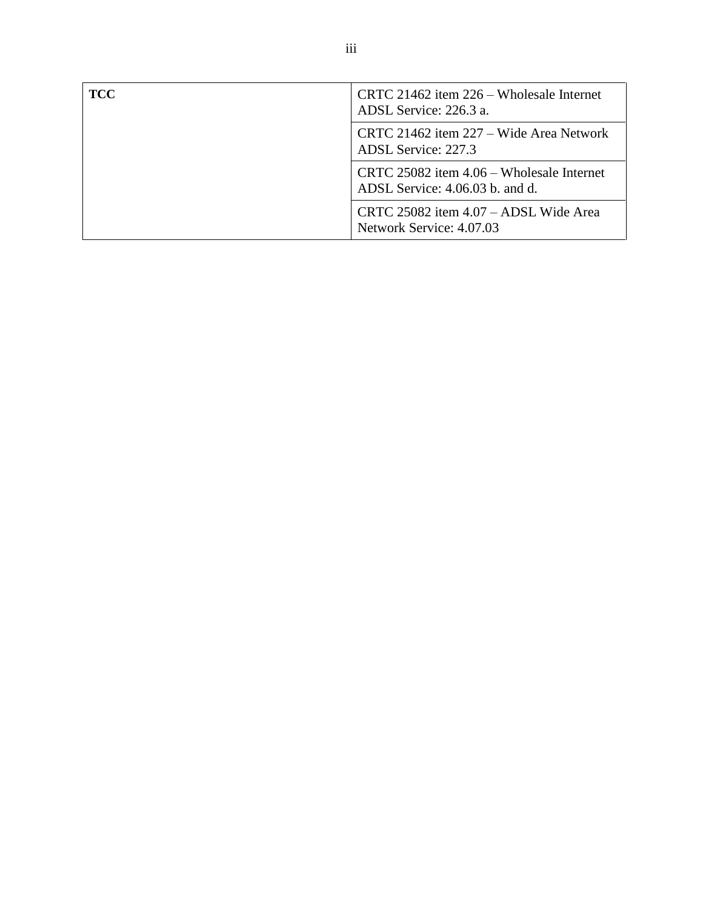| TCC | CRTC 21462 item 226 – Wholesale Internet ADSL Service: 226.3 a. |
| --- | --- |
| | CRTC 21462 item 227 – Wide Area Network ADSL Service: 227.3 |
| | CRTC 25082 item 4.06 – Wholesale Internet ADSL Service: 4.06.03 b. and d. |
| | CRTC 25082 item 4.07 – ADSL Wide Area Network Service: 4.07.03 |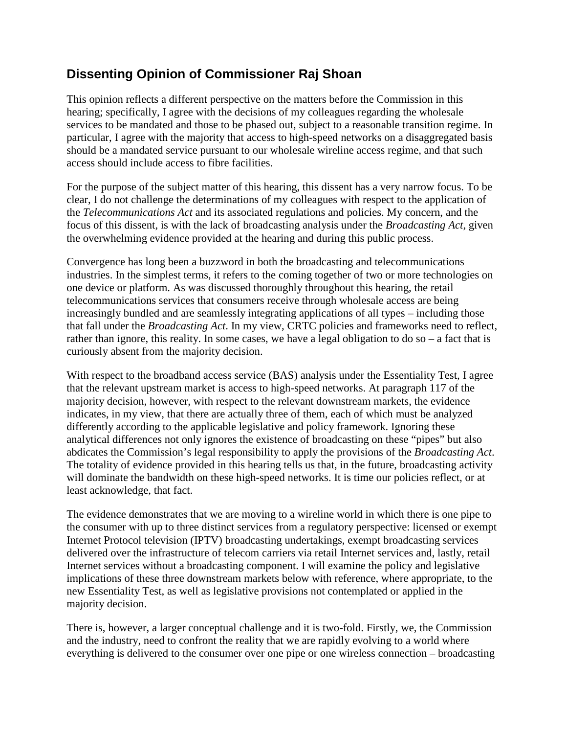## Dissenting Opinion of Commissioner Raj Shoan

This opinion reflects a different perspective on the matters before the Commission in this hearing; specifically, I agree with the decisions of my colleagues regarding the wholesale services to be mandated and those to be phased out, subject to a reasonable transition regime. In particular, I agree with the majority that access to high-speed networks on a disaggregated basis should be a mandated service pursuant to our wholesale wireline access regime, and that such access should include access to fibre facilities.

For the purpose of the subject matter of this hearing, this dissent has a very narrow focus. To be clear, I do not challenge the determinations of my colleagues with respect to the application of the *Telecommunications Act* and its associated regulations and policies. My concern, and the focus of this dissent, is with the lack of broadcasting analysis under the *Broadcasting Act*, given the overwhelming evidence provided at the hearing and during this public process.

Convergence has long been a buzzword in both the broadcasting and telecommunications industries. In the simplest terms, it refers to the coming together of two or more technologies on one device or platform. As was discussed thoroughly throughout this hearing, the retail telecommunications services that consumers receive through wholesale access are being increasingly bundled and are seamlessly integrating applications of all types – including those that fall under the *Broadcasting Act*. In my view, CRTC policies and frameworks need to reflect, rather than ignore, this reality. In some cases, we have a legal obligation to do so – a fact that is curiously absent from the majority decision.

With respect to the broadband access service (BAS) analysis under the Essentiality Test, I agree that the relevant upstream market is access to high-speed networks. At paragraph 117 of the majority decision, however, with respect to the relevant downstream markets, the evidence indicates, in my view, that there are actually three of them, each of which must be analyzed differently according to the applicable legislative and policy framework. Ignoring these analytical differences not only ignores the existence of broadcasting on these "pipes" but also abdicates the Commission's legal responsibility to apply the provisions of the *Broadcasting Act*. The totality of evidence provided in this hearing tells us that, in the future, broadcasting activity will dominate the bandwidth on these high-speed networks. It is time our policies reflect, or at least acknowledge, that fact.

The evidence demonstrates that we are moving to a wireline world in which there is one pipe to the consumer with up to three distinct services from a regulatory perspective: licensed or exempt Internet Protocol television (IPTV) broadcasting undertakings, exempt broadcasting services delivered over the infrastructure of telecom carriers via retail Internet services and, lastly, retail Internet services without a broadcasting component. I will examine the policy and legislative implications of these three downstream markets below with reference, where appropriate, to the new Essentiality Test, as well as legislative provisions not contemplated or applied in the majority decision.

There is, however, a larger conceptual challenge and it is two-fold. Firstly, we, the Commission and the industry, need to confront the reality that we are rapidly evolving to a world where everything is delivered to the consumer over one pipe or one wireless connection – broadcasting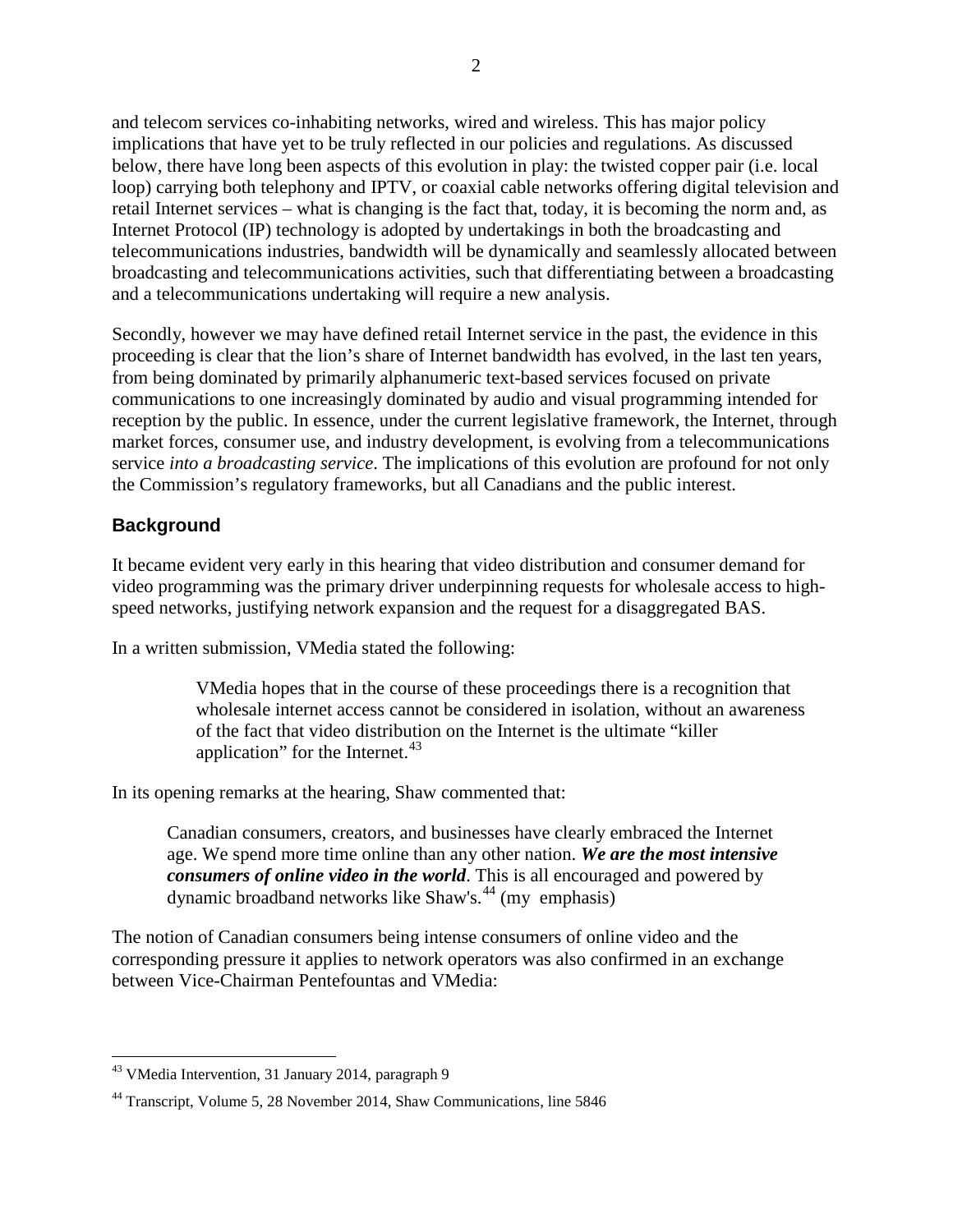and telecom services co-inhabiting networks, wired and wireless. This has major policy implications that have yet to be truly reflected in our policies and regulations. As discussed below, there have long been aspects of this evolution in play: the twisted copper pair (i.e. local loop) carrying both telephony and IPTV, or coaxial cable networks offering digital television and retail Internet services – what is changing is the fact that, today, it is becoming the norm and, as Internet Protocol (IP) technology is adopted by undertakings in both the broadcasting and telecommunications industries, bandwidth will be dynamically and seamlessly allocated between broadcasting and telecommunications activities, such that differentiating between a broadcasting and a telecommunications undertaking will require a new analysis.

Secondly, however we may have defined retail Internet service in the past, the evidence in this proceeding is clear that the lion's share of Internet bandwidth has evolved, in the last ten years, from being dominated by primarily alphanumeric text-based services focused on private communications to one increasingly dominated by audio and visual programming intended for reception by the public. In essence, under the current legislative framework, the Internet, through market forces, consumer use, and industry development, is evolving from a telecommunications service *into a broadcasting service*. The implications of this evolution are profound for not only the Commission's regulatory frameworks, but all Canadians and the public interest.

### Background

It became evident very early in this hearing that video distribution and consumer demand for video programming was the primary driver underpinning requests for wholesale access to high-speed networks, justifying network expansion and the request for a disaggregated BAS.

In a written submission, VMedia stated the following:

> VMedia hopes that in the course of these proceedings there is a recognition that wholesale internet access cannot be considered in isolation, without an awareness of the fact that video distribution on the Internet is the ultimate "killer application" for the Internet.[43]

In its opening remarks at the hearing, Shaw commented that:

> Canadian consumers, creators, and businesses have clearly embraced the Internet age. We spend more time online than any other nation. ***We are the most intensive consumers of online video in the world***. This is all encouraged and powered by dynamic broadband networks like Shaw's.[44] (my emphasis)

The notion of Canadian consumers being intense consumers of online video and the corresponding pressure it applies to network operators was also confirmed in an exchange between Vice-Chairman Pentefountas and VMedia:

---

[43] VMedia Intervention, 31 January 2014, paragraph 9

[44] Transcript, Volume 5, 28 November 2014, Shaw Communications, line 5846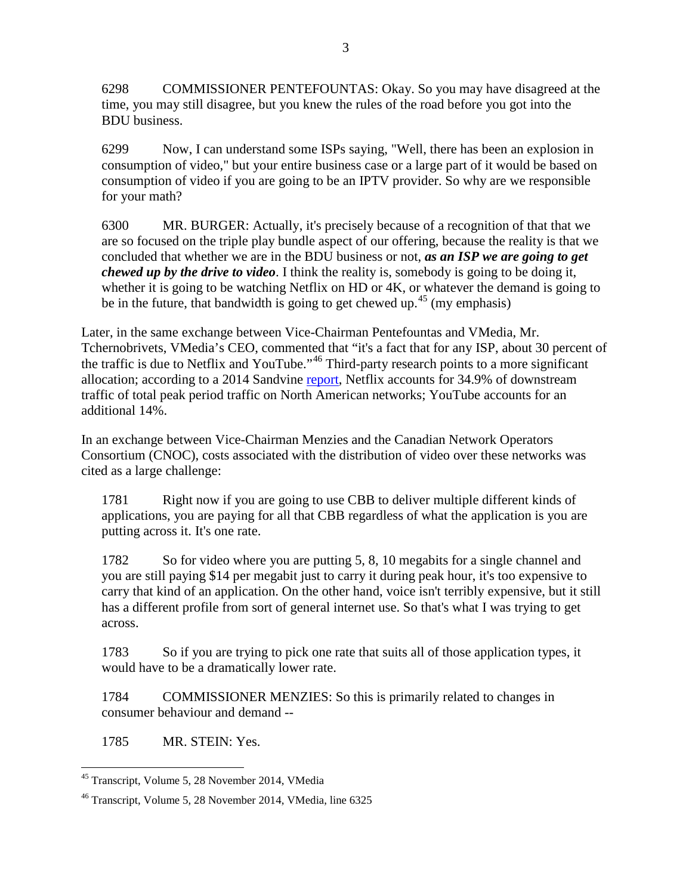6298 COMMISSIONER PENTEFOUNTAS: Okay. So you may have disagreed at the time, you may still disagree, but you knew the rules of the road before you got into the BDU business.

6299 Now, I can understand some ISPs saying, "Well, there has been an explosion in consumption of video," but your entire business case or a large part of it would be based on consumption of video if you are going to be an IPTV provider. So why are we responsible for your math?

6300 MR. BURGER: Actually, it's precisely because of a recognition of that that we are so focused on the triple play bundle aspect of our offering, because the reality is that we concluded that whether we are in the BDU business or not, ***as an ISP we are going to get chewed up by the drive to video***. I think the reality is, somebody is going to be doing it, whether it is going to be watching Netflix on HD or 4K, or whatever the demand is going to be in the future, that bandwidth is going to get chewed up.[45] (my emphasis)

Later, in the same exchange between Vice-Chairman Pentefountas and VMedia, Mr. Tchernobrivets, VMedia's CEO, commented that "it's a fact that for any ISP, about 30 percent of the traffic is due to Netflix and YouTube."[46] Third-party research points to a more significant allocation; according to a 2014 Sandvine report, Netflix accounts for 34.9% of downstream traffic of total peak period traffic on North American networks; YouTube accounts for an additional 14%.

In an exchange between Vice-Chairman Menzies and the Canadian Network Operators Consortium (CNOC), costs associated with the distribution of video over these networks was cited as a large challenge:

1781 Right now if you are going to use CBB to deliver multiple different kinds of applications, you are paying for all that CBB regardless of what the application is you are putting across it. It's one rate.

1782 So for video where you are putting 5, 8, 10 megabits for a single channel and you are still paying $14 per megabit just to carry it during peak hour, it's too expensive to carry that kind of an application. On the other hand, voice isn't terribly expensive, but it still has a different profile from sort of general internet use. So that's what I was trying to get across.

1783 So if you are trying to pick one rate that suits all of those application types, it would have to be a dramatically lower rate.

1784 COMMISSIONER MENZIES: So this is primarily related to changes in consumer behaviour and demand --

1785 MR. STEIN: Yes.

---

[45] Transcript, Volume 5, 28 November 2014, VMedia

[46] Transcript, Volume 5, 28 November 2014, VMedia, line 6325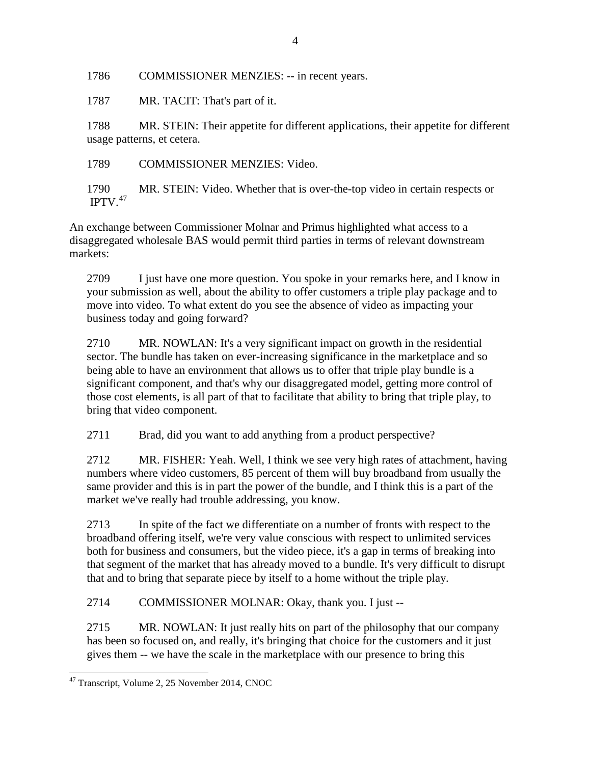1786 COMMISSIONER MENZIES: -- in recent years.

1787 MR. TACIT: That's part of it.

1788 MR. STEIN: Their appetite for different applications, their appetite for different usage patterns, et cetera.

1789 COMMISSIONER MENZIES: Video.

1790 MR. STEIN: Video. Whether that is over-the-top video in certain respects or IPTV.[47]

An exchange between Commissioner Molnar and Primus highlighted what access to a disaggregated wholesale BAS would permit third parties in terms of relevant downstream markets:

> 2709 I just have one more question. You spoke in your remarks here, and I know in your submission as well, about the ability to offer customers a triple play package and to move into video. To what extent do you see the absence of video as impacting your business today and going forward?
>
> 2710 MR. NOWLAN: It's a very significant impact on growth in the residential sector. The bundle has taken on ever-increasing significance in the marketplace and so being able to have an environment that allows us to offer that triple play bundle is a significant component, and that's why our disaggregated model, getting more control of those cost elements, is all part of that to facilitate that ability to bring that triple play, to bring that video component.
>
> 2711 Brad, did you want to add anything from a product perspective?
>
> 2712 MR. FISHER: Yeah. Well, I think we see very high rates of attachment, having numbers where video customers, 85 percent of them will buy broadband from usually the same provider and this is in part the power of the bundle, and I think this is a part of the market we've really had trouble addressing, you know.
>
> 2713 In spite of the fact we differentiate on a number of fronts with respect to the broadband offering itself, we're very value conscious with respect to unlimited services both for business and consumers, but the video piece, it's a gap in terms of breaking into that segment of the market that has already moved to a bundle. It's very difficult to disrupt that and to bring that separate piece by itself to a home without the triple play.
>
> 2714 COMMISSIONER MOLNAR: Okay, thank you. I just --
>
> 2715 MR. NOWLAN: It just really hits on part of the philosophy that our company has been so focused on, and really, it's bringing that choice for the customers and it just gives them -- we have the scale in the marketplace with our presence to bring this

[47] Transcript, Volume 2, 25 November 2014, CNOC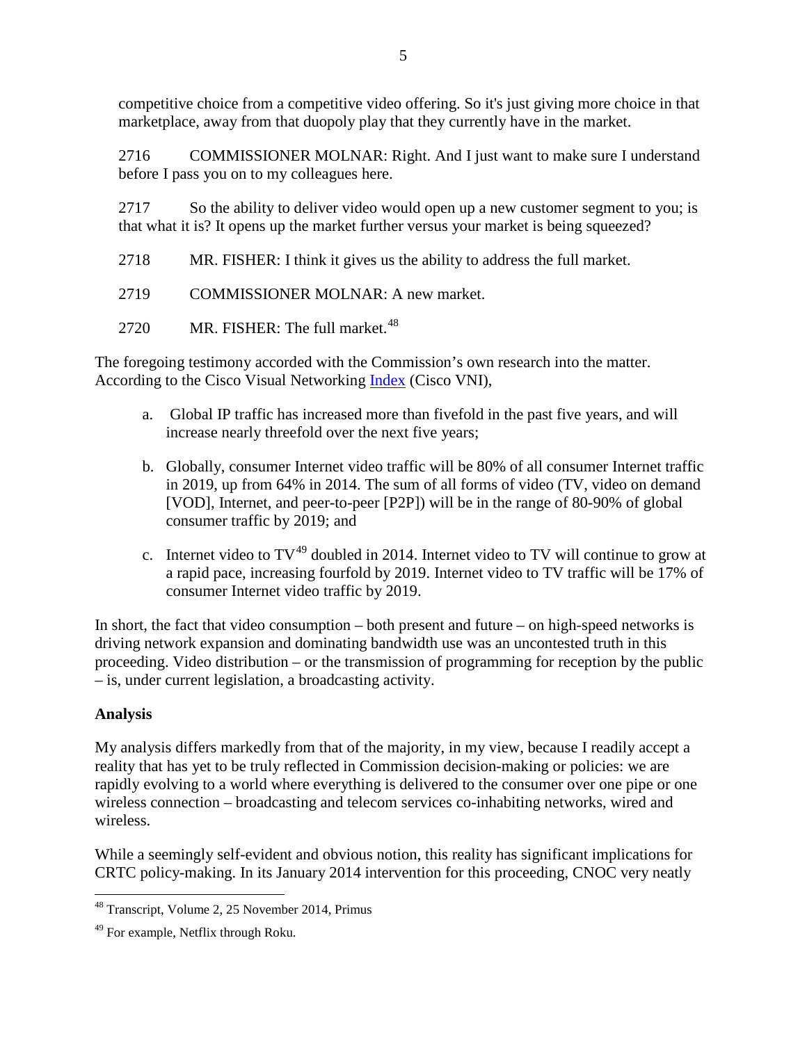competitive choice from a competitive video offering. So it's just giving more choice in that marketplace, away from that duopoly play that they currently have in the market.

2716 COMMISSIONER MOLNAR: Right. And I just want to make sure I understand before I pass you on to my colleagues here.

2717 So the ability to deliver video would open up a new customer segment to you; is that what it is? It opens up the market further versus your market is being squeezed?

2718 MR. FISHER: I think it gives us the ability to address the full market.

2719 COMMISSIONER MOLNAR: A new market.

2720 MR. FISHER: The full market.[48]

The foregoing testimony accorded with the Commission's own research into the matter. According to the Cisco Visual Networking Index (Cisco VNI),

a. Global IP traffic has increased more than fivefold in the past five years, and will increase nearly threefold over the next five years;

b. Globally, consumer Internet video traffic will be 80% of all consumer Internet traffic in 2019, up from 64% in 2014. The sum of all forms of video (TV, video on demand [VOD], Internet, and peer-to-peer [P2P]) will be in the range of 80-90% of global consumer traffic by 2019; and

c. Internet video to TV[49] doubled in 2014. Internet video to TV will continue to grow at a rapid pace, increasing fourfold by 2019. Internet video to TV traffic will be 17% of consumer Internet video traffic by 2019.

In short, the fact that video consumption – both present and future – on high-speed networks is driving network expansion and dominating bandwidth use was an uncontested truth in this proceeding. Video distribution – or the transmission of programming for reception by the public – is, under current legislation, a broadcasting activity.

**Analysis**

My analysis differs markedly from that of the majority, in my view, because I readily accept a reality that has yet to be truly reflected in Commission decision-making or policies: we are rapidly evolving to a world where everything is delivered to the consumer over one pipe or one wireless connection – broadcasting and telecom services co-inhabiting networks, wired and wireless.

While a seemingly self-evident and obvious notion, this reality has significant implications for CRTC policy-making. In its January 2014 intervention for this proceeding, CNOC very neatly

---

[48] Transcript, Volume 2, 25 November 2014, Primus

[49] For example, Netflix through Roku.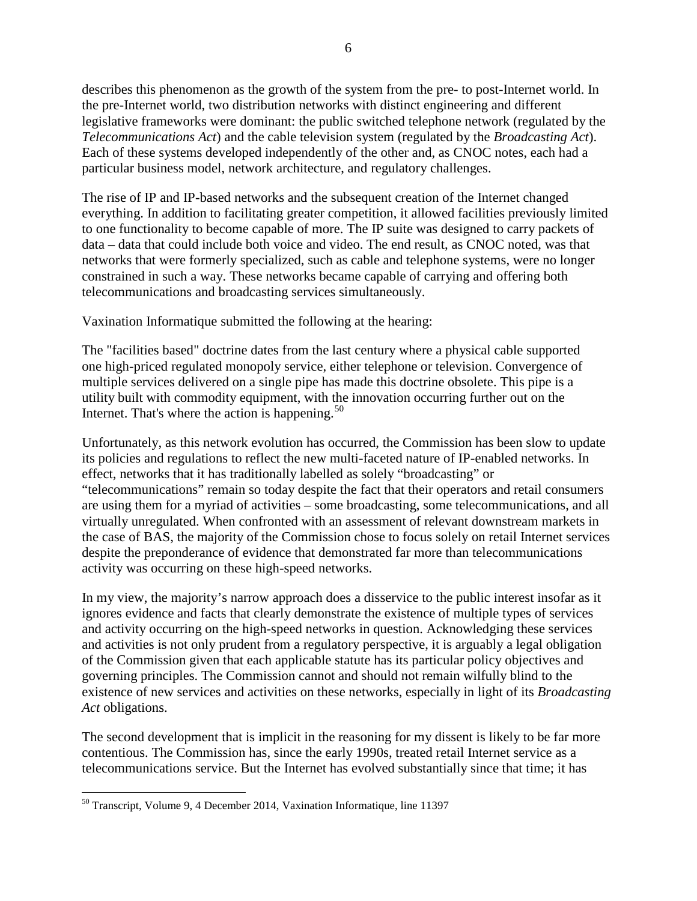describes this phenomenon as the growth of the system from the pre- to post-Internet world. In the pre-Internet world, two distribution networks with distinct engineering and different legislative frameworks were dominant: the public switched telephone network (regulated by the *Telecommunications Act*) and the cable television system (regulated by the *Broadcasting Act*). Each of these systems developed independently of the other and, as CNOC notes, each had a particular business model, network architecture, and regulatory challenges.

The rise of IP and IP-based networks and the subsequent creation of the Internet changed everything. In addition to facilitating greater competition, it allowed facilities previously limited to one functionality to become capable of more. The IP suite was designed to carry packets of data – data that could include both voice and video. The end result, as CNOC noted, was that networks that were formerly specialized, such as cable and telephone systems, were no longer constrained in such a way. These networks became capable of carrying and offering both telecommunications and broadcasting services simultaneously.

Vaxination Informatique submitted the following at the hearing:

The "facilities based" doctrine dates from the last century where a physical cable supported one high-priced regulated monopoly service, either telephone or television. Convergence of multiple services delivered on a single pipe has made this doctrine obsolete. This pipe is a utility built with commodity equipment, with the innovation occurring further out on the Internet. That's where the action is happening.[50]

Unfortunately, as this network evolution has occurred, the Commission has been slow to update its policies and regulations to reflect the new multi-faceted nature of IP-enabled networks. In effect, networks that it has traditionally labelled as solely "broadcasting" or "telecommunications" remain so today despite the fact that their operators and retail consumers are using them for a myriad of activities – some broadcasting, some telecommunications, and all virtually unregulated. When confronted with an assessment of relevant downstream markets in the case of BAS, the majority of the Commission chose to focus solely on retail Internet services despite the preponderance of evidence that demonstrated far more than telecommunications activity was occurring on these high-speed networks.

In my view, the majority's narrow approach does a disservice to the public interest insofar as it ignores evidence and facts that clearly demonstrate the existence of multiple types of services and activity occurring on the high-speed networks in question. Acknowledging these services and activities is not only prudent from a regulatory perspective, it is arguably a legal obligation of the Commission given that each applicable statute has its particular policy objectives and governing principles. The Commission cannot and should not remain wilfully blind to the existence of new services and activities on these networks, especially in light of its *Broadcasting Act* obligations.

The second development that is implicit in the reasoning for my dissent is likely to be far more contentious. The Commission has, since the early 1990s, treated retail Internet service as a telecommunications service. But the Internet has evolved substantially since that time; it has

[50] Transcript, Volume 9, 4 December 2014, Vaxination Informatique, line 11397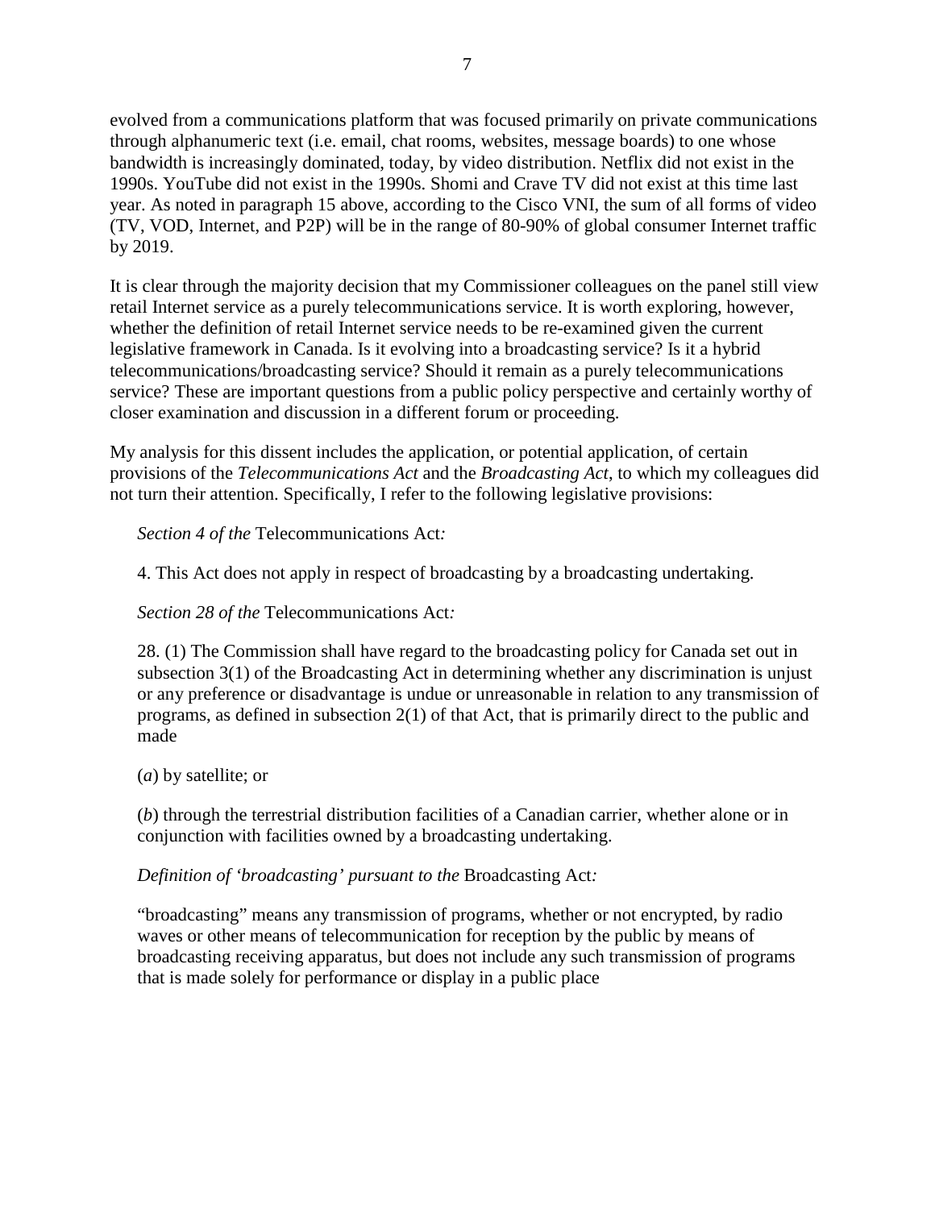evolved from a communications platform that was focused primarily on private communications through alphanumeric text (i.e. email, chat rooms, websites, message boards) to one whose bandwidth is increasingly dominated, today, by video distribution. Netflix did not exist in the 1990s. YouTube did not exist in the 1990s. Shomi and Crave TV did not exist at this time last year. As noted in paragraph 15 above, according to the Cisco VNI, the sum of all forms of video (TV, VOD, Internet, and P2P) will be in the range of 80-90% of global consumer Internet traffic by 2019.

It is clear through the majority decision that my Commissioner colleagues on the panel still view retail Internet service as a purely telecommunications service. It is worth exploring, however, whether the definition of retail Internet service needs to be re-examined given the current legislative framework in Canada. Is it evolving into a broadcasting service? Is it a hybrid telecommunications/broadcasting service? Should it remain as a purely telecommunications service? These are important questions from a public policy perspective and certainly worthy of closer examination and discussion in a different forum or proceeding.

My analysis for this dissent includes the application, or potential application, of certain provisions of the *Telecommunications Act* and the *Broadcasting Act*, to which my colleagues did not turn their attention. Specifically, I refer to the following legislative provisions:

> *Section 4 of the* Telecommunications Act*:*
>
> 4. This Act does not apply in respect of broadcasting by a broadcasting undertaking.
>
> *Section 28 of the* Telecommunications Act*:*
>
> 28. (1) The Commission shall have regard to the broadcasting policy for Canada set out in subsection 3(1) of the Broadcasting Act in determining whether any discrimination is unjust or any preference or disadvantage is undue or unreasonable in relation to any transmission of programs, as defined in subsection 2(1) of that Act, that is primarily direct to the public and made
>
> (*a*) by satellite; or
>
> (*b*) through the terrestrial distribution facilities of a Canadian carrier, whether alone or in conjunction with facilities owned by a broadcasting undertaking.
>
> *Definition of 'broadcasting' pursuant to the* Broadcasting Act*:*
>
> "broadcasting" means any transmission of programs, whether or not encrypted, by radio waves or other means of telecommunication for reception by the public by means of broadcasting receiving apparatus, but does not include any such transmission of programs that is made solely for performance or display in a public place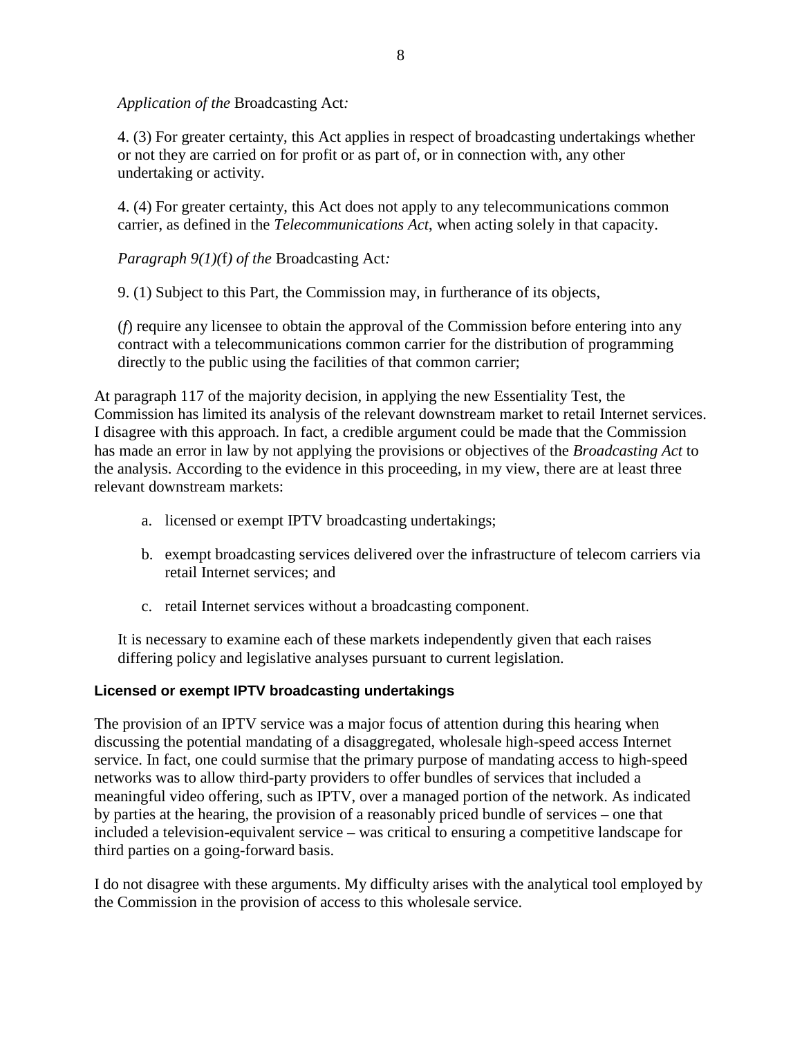*Application of the* Broadcasting Act*:*

4. (3) For greater certainty, this Act applies in respect of broadcasting undertakings whether or not they are carried on for profit or as part of, or in connection with, any other undertaking or activity.

4. (4) For greater certainty, this Act does not apply to any telecommunications common carrier, as defined in the *Telecommunications Act*, when acting solely in that capacity.

*Paragraph 9(1)(*f*) of the* Broadcasting Act*:*

9. (1) Subject to this Part, the Commission may, in furtherance of its objects,

(*f*) require any licensee to obtain the approval of the Commission before entering into any contract with a telecommunications common carrier for the distribution of programming directly to the public using the facilities of that common carrier;

At paragraph 117 of the majority decision, in applying the new Essentiality Test, the Commission has limited its analysis of the relevant downstream market to retail Internet services. I disagree with this approach. In fact, a credible argument could be made that the Commission has made an error in law by not applying the provisions or objectives of the *Broadcasting Act* to the analysis. According to the evidence in this proceeding, in my view, there are at least three relevant downstream markets:

a. licensed or exempt IPTV broadcasting undertakings;

b. exempt broadcasting services delivered over the infrastructure of telecom carriers via retail Internet services; and

c. retail Internet services without a broadcasting component.

It is necessary to examine each of these markets independently given that each raises differing policy and legislative analyses pursuant to current legislation.

### Licensed or exempt IPTV broadcasting undertakings

The provision of an IPTV service was a major focus of attention during this hearing when discussing the potential mandating of a disaggregated, wholesale high-speed access Internet service. In fact, one could surmise that the primary purpose of mandating access to high-speed networks was to allow third-party providers to offer bundles of services that included a meaningful video offering, such as IPTV, over a managed portion of the network. As indicated by parties at the hearing, the provision of a reasonably priced bundle of services – one that included a television-equivalent service – was critical to ensuring a competitive landscape for third parties on a going-forward basis.

I do not disagree with these arguments. My difficulty arises with the analytical tool employed by the Commission in the provision of access to this wholesale service.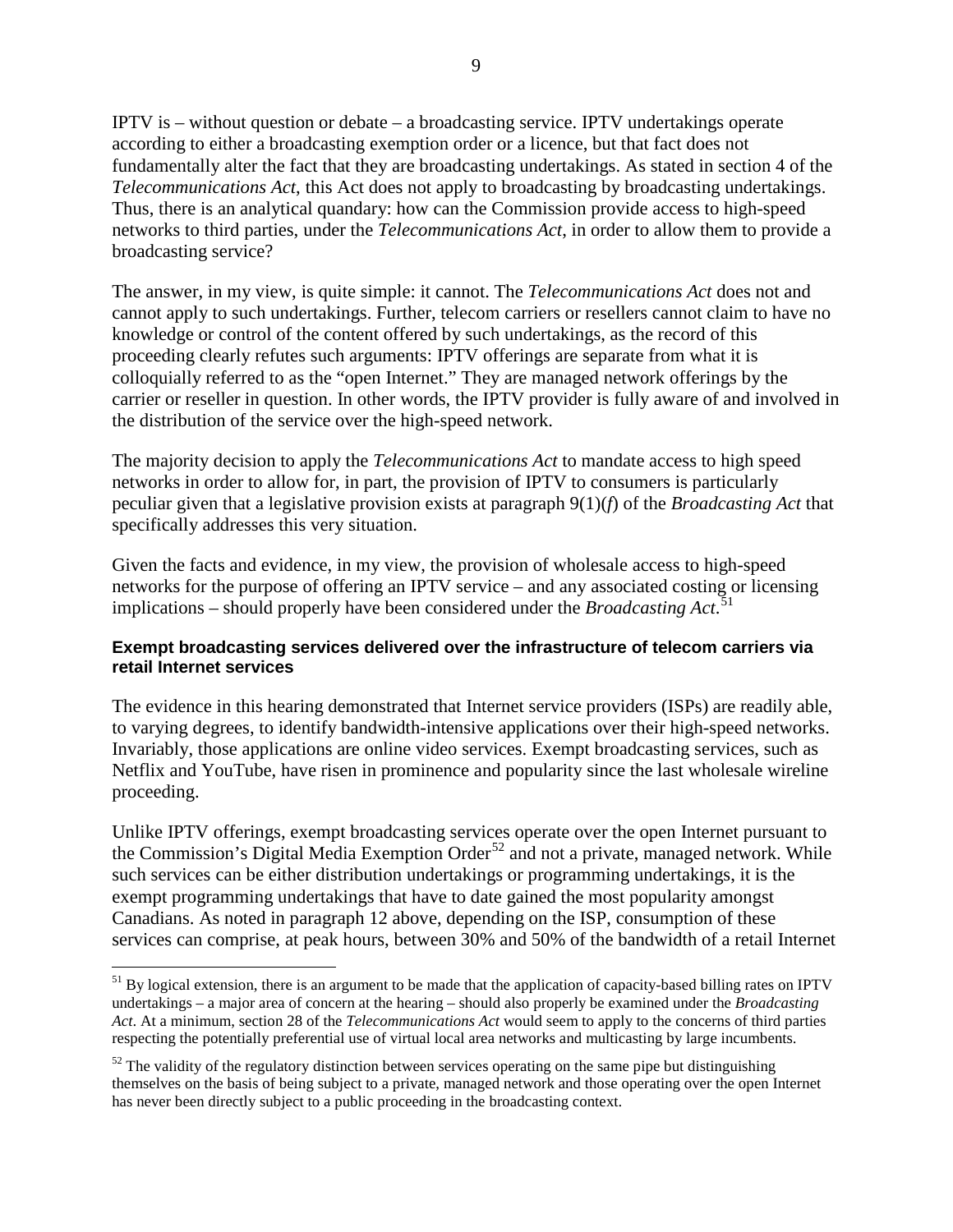IPTV is – without question or debate – a broadcasting service. IPTV undertakings operate according to either a broadcasting exemption order or a licence, but that fact does not fundamentally alter the fact that they are broadcasting undertakings. As stated in section 4 of the *Telecommunications Act*, this Act does not apply to broadcasting by broadcasting undertakings. Thus, there is an analytical quandary: how can the Commission provide access to high-speed networks to third parties, under the *Telecommunications Act*, in order to allow them to provide a broadcasting service?

The answer, in my view, is quite simple: it cannot. The *Telecommunications Act* does not and cannot apply to such undertakings. Further, telecom carriers or resellers cannot claim to have no knowledge or control of the content offered by such undertakings, as the record of this proceeding clearly refutes such arguments: IPTV offerings are separate from what it is colloquially referred to as the "open Internet." They are managed network offerings by the carrier or reseller in question. In other words, the IPTV provider is fully aware of and involved in the distribution of the service over the high-speed network.

The majority decision to apply the *Telecommunications Act* to mandate access to high speed networks in order to allow for, in part, the provision of IPTV to consumers is particularly peculiar given that a legislative provision exists at paragraph 9(1)(*f*) of the *Broadcasting Act* that specifically addresses this very situation.

Given the facts and evidence, in my view, the provision of wholesale access to high-speed networks for the purpose of offering an IPTV service – and any associated costing or licensing implications – should properly have been considered under the *Broadcasting Act*.[51]

#### Exempt broadcasting services delivered over the infrastructure of telecom carriers via retail Internet services

The evidence in this hearing demonstrated that Internet service providers (ISPs) are readily able, to varying degrees, to identify bandwidth-intensive applications over their high-speed networks. Invariably, those applications are online video services. Exempt broadcasting services, such as Netflix and YouTube, have risen in prominence and popularity since the last wholesale wireline proceeding.

Unlike IPTV offerings, exempt broadcasting services operate over the open Internet pursuant to the Commission's Digital Media Exemption Order[52] and not a private, managed network. While such services can be either distribution undertakings or programming undertakings, it is the exempt programming undertakings that have to date gained the most popularity amongst Canadians. As noted in paragraph 12 above, depending on the ISP, consumption of these services can comprise, at peak hours, between 30% and 50% of the bandwidth of a retail Internet

---

[51] By logical extension, there is an argument to be made that the application of capacity-based billing rates on IPTV undertakings – a major area of concern at the hearing – should also properly be examined under the *Broadcasting Act*. At a minimum, section 28 of the *Telecommunications Act* would seem to apply to the concerns of third parties respecting the potentially preferential use of virtual local area networks and multicasting by large incumbents.

[52] The validity of the regulatory distinction between services operating on the same pipe but distinguishing themselves on the basis of being subject to a private, managed network and those operating over the open Internet has never been directly subject to a public proceeding in the broadcasting context.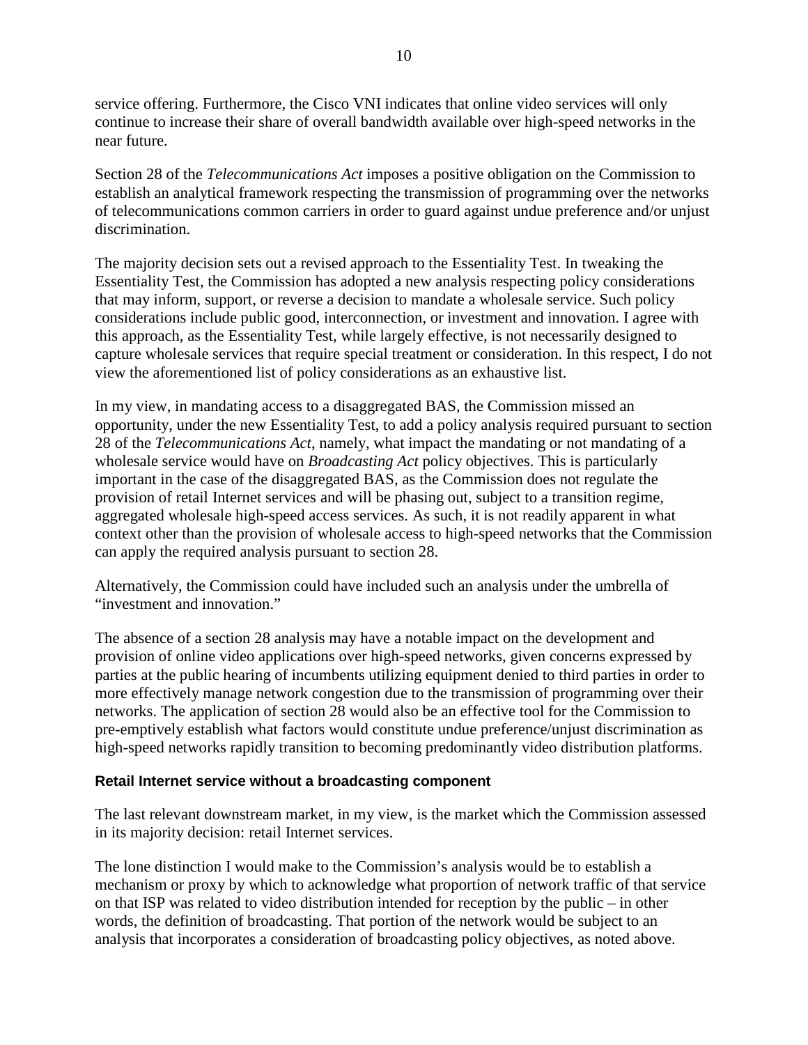service offering. Furthermore, the Cisco VNI indicates that online video services will only continue to increase their share of overall bandwidth available over high-speed networks in the near future.

Section 28 of the *Telecommunications Act* imposes a positive obligation on the Commission to establish an analytical framework respecting the transmission of programming over the networks of telecommunications common carriers in order to guard against undue preference and/or unjust discrimination.

The majority decision sets out a revised approach to the Essentiality Test. In tweaking the Essentiality Test, the Commission has adopted a new analysis respecting policy considerations that may inform, support, or reverse a decision to mandate a wholesale service. Such policy considerations include public good, interconnection, or investment and innovation. I agree with this approach, as the Essentiality Test, while largely effective, is not necessarily designed to capture wholesale services that require special treatment or consideration. In this respect, I do not view the aforementioned list of policy considerations as an exhaustive list.

In my view, in mandating access to a disaggregated BAS, the Commission missed an opportunity, under the new Essentiality Test, to add a policy analysis required pursuant to section 28 of the *Telecommunications Act*, namely, what impact the mandating or not mandating of a wholesale service would have on *Broadcasting Act* policy objectives. This is particularly important in the case of the disaggregated BAS, as the Commission does not regulate the provision of retail Internet services and will be phasing out, subject to a transition regime, aggregated wholesale high-speed access services. As such, it is not readily apparent in what context other than the provision of wholesale access to high-speed networks that the Commission can apply the required analysis pursuant to section 28.

Alternatively, the Commission could have included such an analysis under the umbrella of "investment and innovation."

The absence of a section 28 analysis may have a notable impact on the development and provision of online video applications over high-speed networks, given concerns expressed by parties at the public hearing of incumbents utilizing equipment denied to third parties in order to more effectively manage network congestion due to the transmission of programming over their networks. The application of section 28 would also be an effective tool for the Commission to pre-emptively establish what factors would constitute undue preference/unjust discrimination as high-speed networks rapidly transition to becoming predominantly video distribution platforms.

### Retail Internet service without a broadcasting component

The last relevant downstream market, in my view, is the market which the Commission assessed in its majority decision: retail Internet services.

The lone distinction I would make to the Commission's analysis would be to establish a mechanism or proxy by which to acknowledge what proportion of network traffic of that service on that ISP was related to video distribution intended for reception by the public – in other words, the definition of broadcasting. That portion of the network would be subject to an analysis that incorporates a consideration of broadcasting policy objectives, as noted above.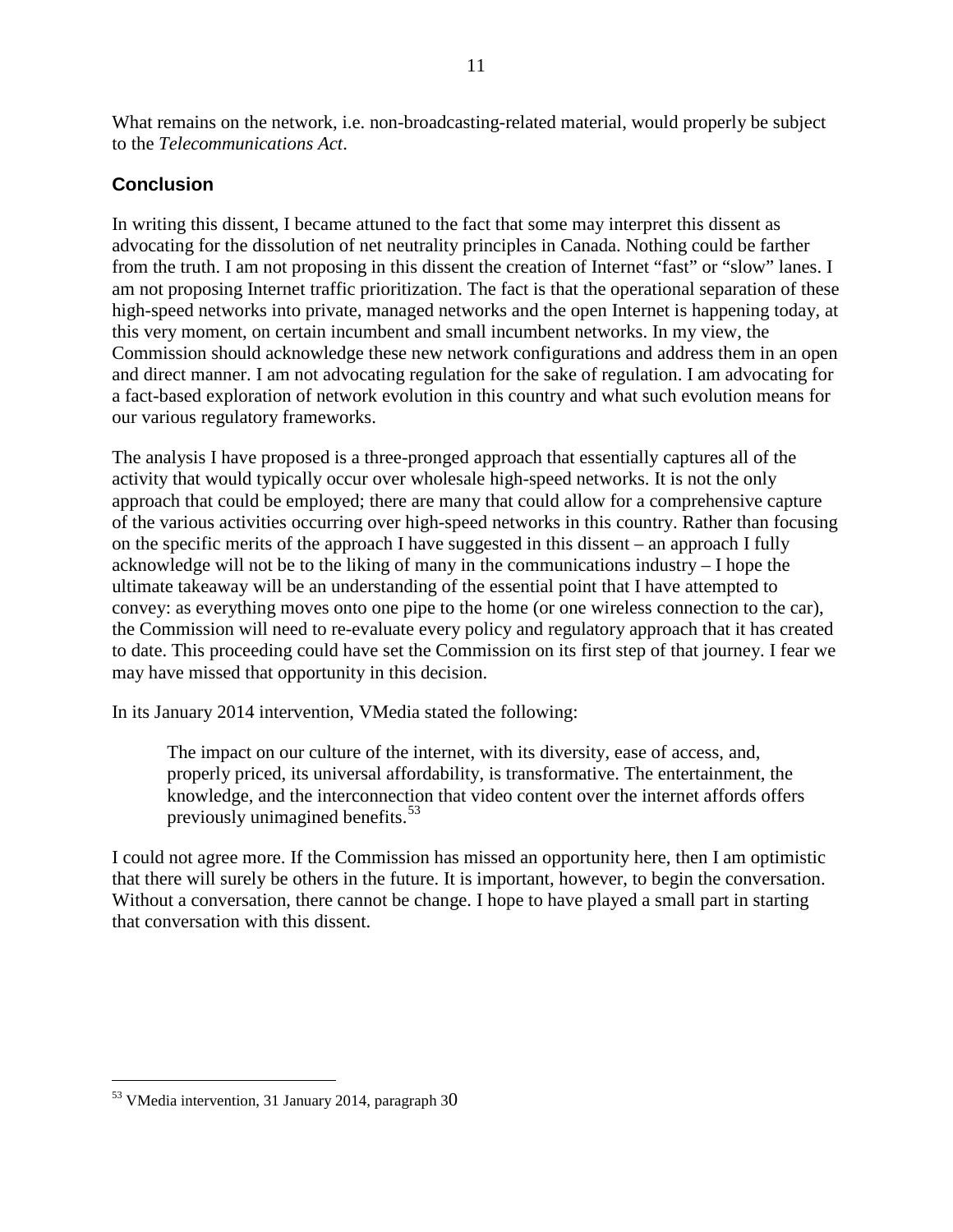What remains on the network, i.e. non-broadcasting-related material, would properly be subject to the *Telecommunications Act*.

### Conclusion

In writing this dissent, I became attuned to the fact that some may interpret this dissent as advocating for the dissolution of net neutrality principles in Canada. Nothing could be farther from the truth. I am not proposing in this dissent the creation of Internet “fast” or “slow” lanes. I am not proposing Internet traffic prioritization. The fact is that the operational separation of these high-speed networks into private, managed networks and the open Internet is happening today, at this very moment, on certain incumbent and small incumbent networks. In my view, the Commission should acknowledge these new network configurations and address them in an open and direct manner. I am not advocating regulation for the sake of regulation. I am advocating for a fact-based exploration of network evolution in this country and what such evolution means for our various regulatory frameworks.

The analysis I have proposed is a three-pronged approach that essentially captures all of the activity that would typically occur over wholesale high-speed networks. It is not the only approach that could be employed; there are many that could allow for a comprehensive capture of the various activities occurring over high-speed networks in this country. Rather than focusing on the specific merits of the approach I have suggested in this dissent – an approach I fully acknowledge will not be to the liking of many in the communications industry – I hope the ultimate takeaway will be an understanding of the essential point that I have attempted to convey: as everything moves onto one pipe to the home (or one wireless connection to the car), the Commission will need to re-evaluate every policy and regulatory approach that it has created to date. This proceeding could have set the Commission on its first step of that journey. I fear we may have missed that opportunity in this decision.

In its January 2014 intervention, VMedia stated the following:

> The impact on our culture of the internet, with its diversity, ease of access, and, properly priced, its universal affordability, is transformative. The entertainment, the knowledge, and the interconnection that video content over the internet affords offers previously unimagined benefits.[53]

I could not agree more. If the Commission has missed an opportunity here, then I am optimistic that there will surely be others in the future. It is important, however, to begin the conversation. Without a conversation, there cannot be change. I hope to have played a small part in starting that conversation with this dissent.

---

[53] VMedia intervention, 31 January 2014, paragraph 30